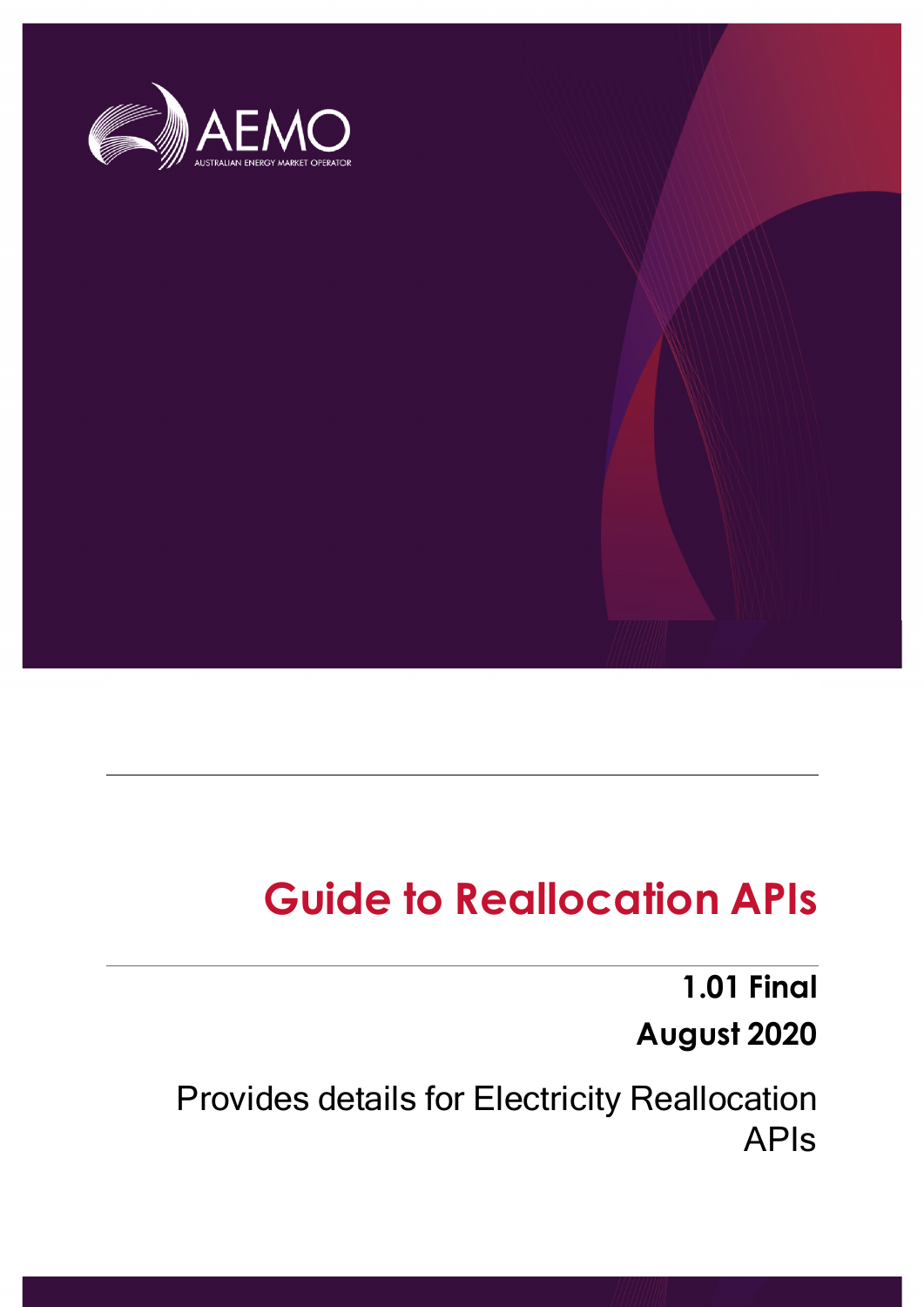AEMO

AUSTRALIAN ENERGY MARKET OPERATOR

# Guide to Reallocation APIs

**1.01 Final**

**August 2020**

Provides details for Electricity Reallocation APIs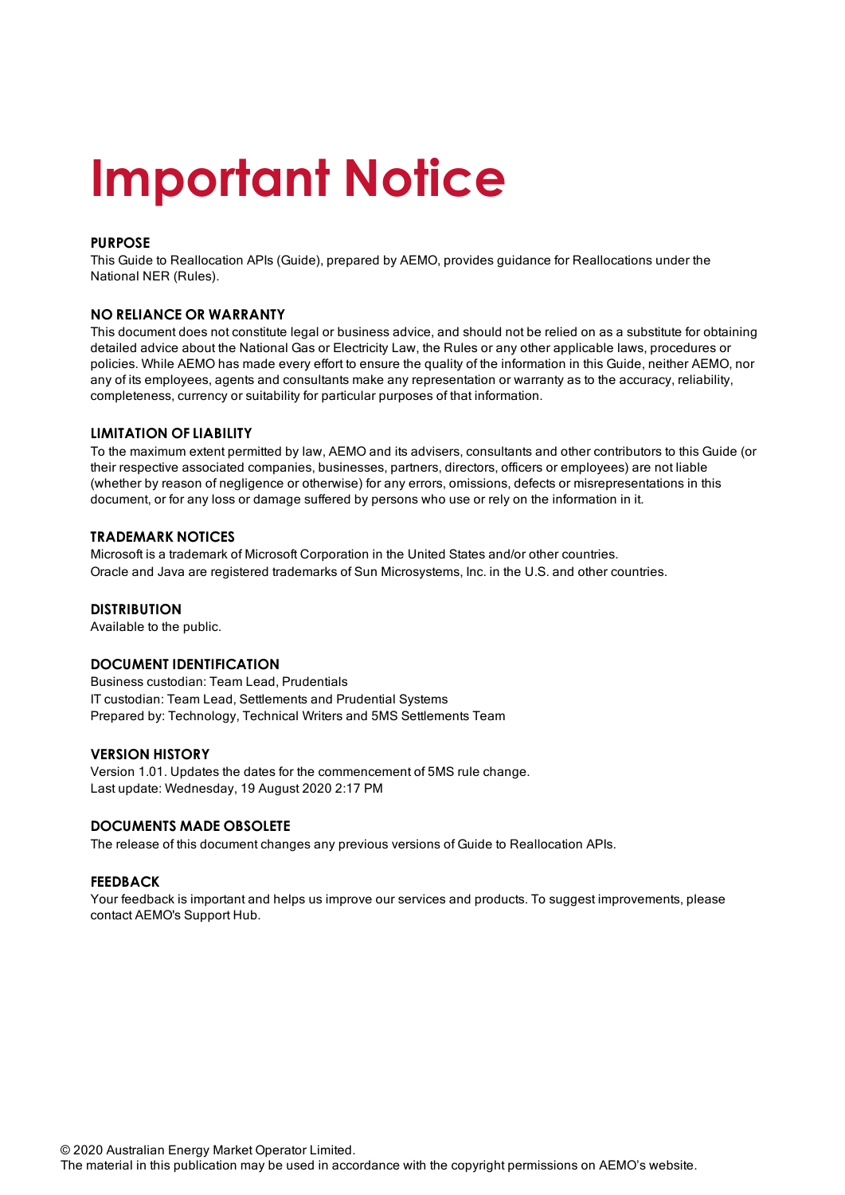# Important Notice

### PURPOSE

This Guide to Reallocation APIs (Guide), prepared by AEMO, provides guidance for Reallocations under the National NER (Rules).

### NO RELIANCE OR WARRANTY

This document does not constitute legal or business advice, and should not be relied on as a substitute for obtaining detailed advice about the National Gas or Electricity Law, the Rules or any other applicable laws, procedures or policies. While AEMO has made every effort to ensure the quality of the information in this Guide, neither AEMO, nor any of its employees, agents and consultants make any representation or warranty as to the accuracy, reliability, completeness, currency or suitability for particular purposes of that information.

### LIMITATION OF LIABILITY

To the maximum extent permitted by law, AEMO and its advisers, consultants and other contributors to this Guide (or their respective associated companies, businesses, partners, directors, officers or employees) are not liable (whether by reason of negligence or otherwise) for any errors, omissions, defects or misrepresentations in this document, or for any loss or damage suffered by persons who use or rely on the information in it.

### TRADEMARK NOTICES

Microsoft is a trademark of Microsoft Corporation in the United States and/or other countries.
Oracle and Java are registered trademarks of Sun Microsystems, Inc. in the U.S. and other countries.

### DISTRIBUTION

Available to the public.

### DOCUMENT IDENTIFICATION

Business custodian: Team Lead, Prudentials
IT custodian: Team Lead, Settlements and Prudential Systems
Prepared by: Technology, Technical Writers and 5MS Settlements Team

### VERSION HISTORY

Version 1.01. Updates the dates for the commencement of 5MS rule change.
Last update: Wednesday, 19 August 2020 2:17 PM

### DOCUMENTS MADE OBSOLETE

The release of this document changes any previous versions of Guide to Reallocation APIs.

### FEEDBACK

Your feedback is important and helps us improve our services and products. To suggest improvements, please contact AEMO's Support Hub.

© 2020 Australian Energy Market Operator Limited.
The material in this publication may be used in accordance with the copyright permissions on AEMO's website.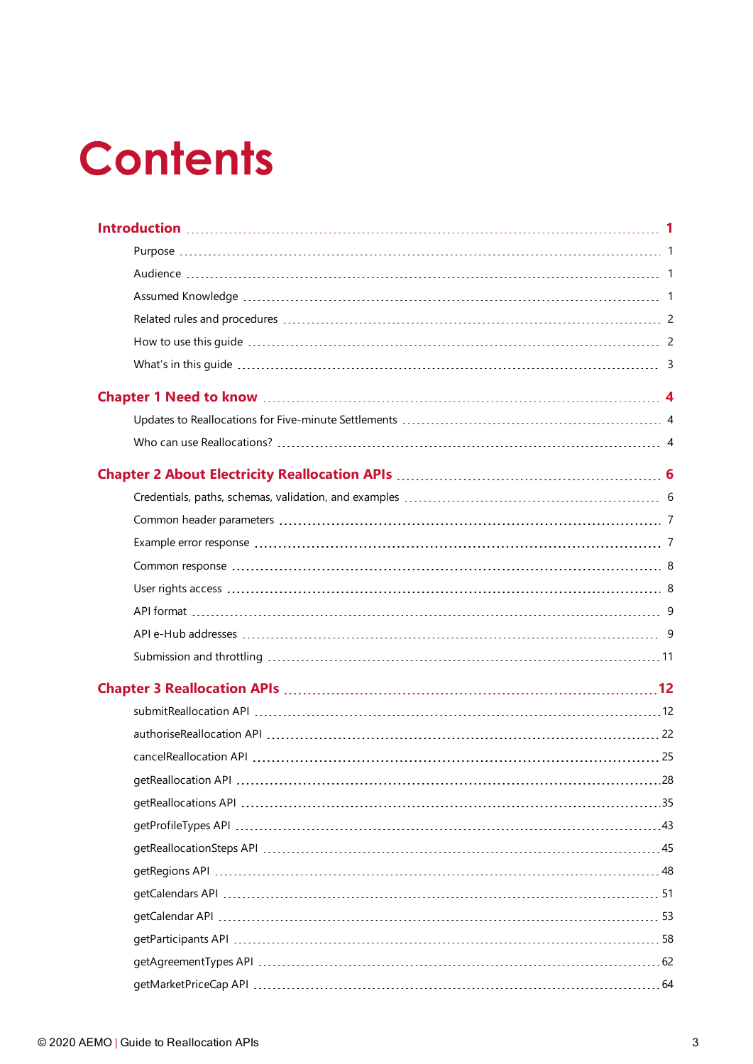# Contents

**Introduction** 1

- Purpose 1
- Audience 1
- Assumed Knowledge 1
- Related rules and procedures 2
- How to use this guide 2
- What's in this guide 3

**Chapter 1 Need to know** 4

- Updates to Reallocations for Five-minute Settlements 4
- Who can use Reallocations? 4

**Chapter 2 About Electricity Reallocation APIs** 6

- Credentials, paths, schemas, validation, and examples 6
- Common header parameters 7
- Example error response 7
- Common response 8
- User rights access 8
- API format 9
- API e-Hub addresses 9
- Submission and throttling 11

**Chapter 3 Reallocation APIs** 12

- submitReallocation API 12
- authoriseReallocation API 22
- cancelReallocation API 25
- getReallocation API 28
- getReallocations API 35
- getProfileTypes API 43
- getReallocationSteps API 45
- getRegions API 48
- getCalendars API 51
- getCalendar API 53
- getParticipants API 58
- getAgreementTypes API 62
- getMarketPriceCap API 64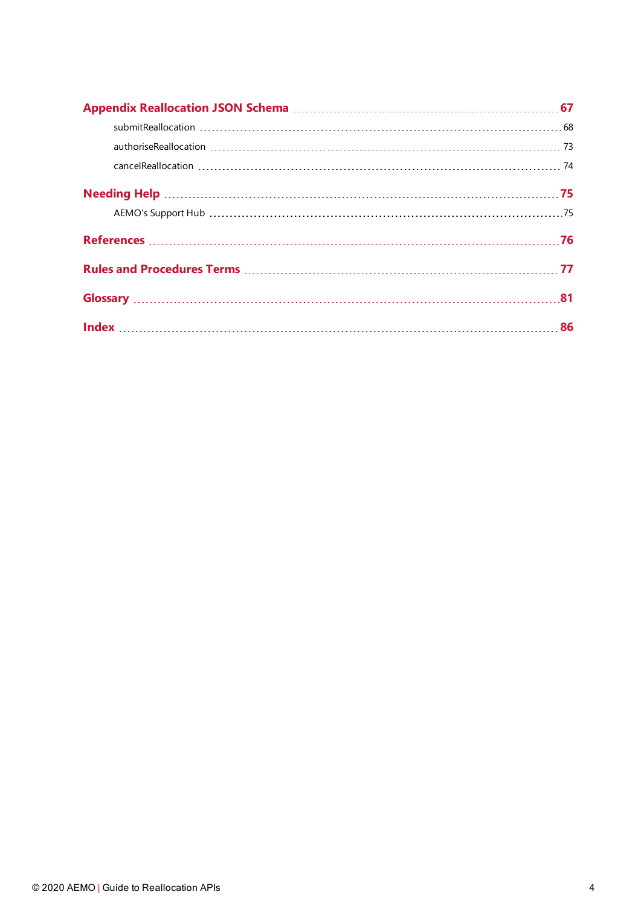**Appendix Reallocation JSON Schema** ..... 67

- submitReallocation ..... 68
- authoriseReallocation ..... 73
- cancelReallocation ..... 74

**Needing Help** ..... 75

- AEMO's Support Hub ..... 75

**References** ..... 76

**Rules and Procedures Terms** ..... 77

**Glossary** ..... 81

**Index** ..... 86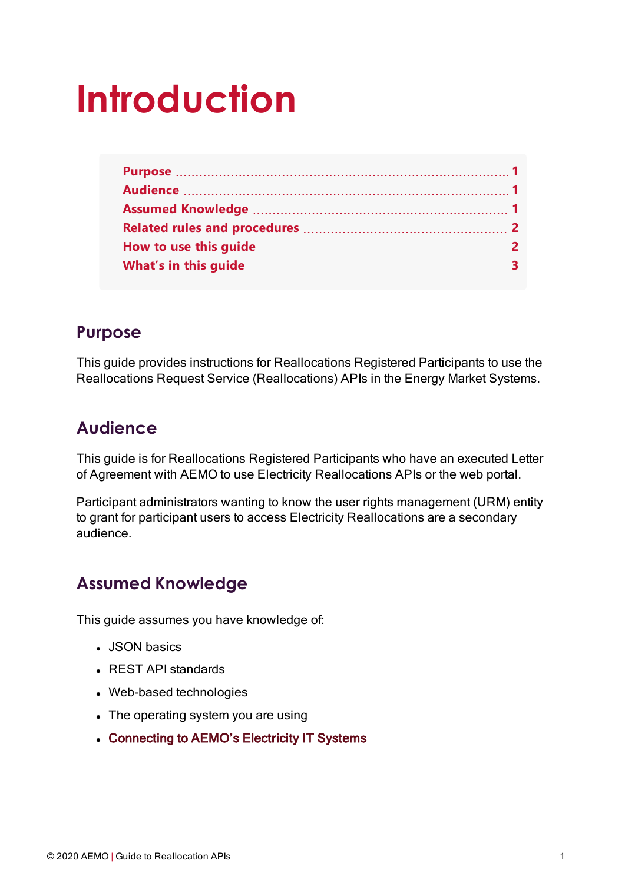# Introduction

| | |
|---|---|
| Purpose | 1 |
| Audience | 1 |
| Assumed Knowledge | 1 |
| Related rules and procedures | 2 |
| How to use this guide | 2 |
| What's in this guide | 3 |

## Purpose

This guide provides instructions for Reallocations Registered Participants to use the Reallocations Request Service (Reallocations) APIs in the Energy Market Systems.

## Audience

This guide is for Reallocations Registered Participants who have an executed Letter of Agreement with AEMO to use Electricity Reallocations APIs or the web portal.

Participant administrators wanting to know the user rights management (URM) entity to grant for participant users to access Electricity Reallocations are a secondary audience.

## Assumed Knowledge

This guide assumes you have knowledge of:

- JSON basics
- REST API standards
- Web-based technologies
- The operating system you are using
- Connecting to AEMO's Electricity IT Systems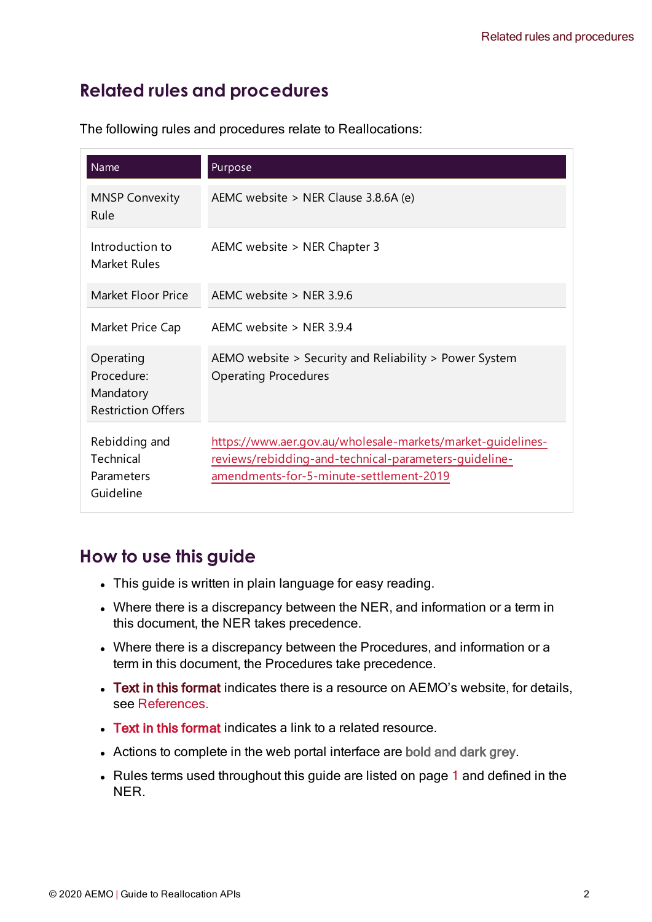## Related rules and procedures

The following rules and procedures relate to Reallocations:

| Name | Purpose |
|---|---|
| MNSP Convexity Rule | AEMC website > NER Clause 3.8.6A (e) |
| Introduction to Market Rules | AEMC website > NER Chapter 3 |
| Market Floor Price | AEMC website > NER 3.9.6 |
| Market Price Cap | AEMC website > NER 3.9.4 |
| Operating Procedure: Mandatory Restriction Offers | AEMO website > Security and Reliability > Power System Operating Procedures |
| Rebidding and Technical Parameters Guideline | https://www.aer.gov.au/wholesale-markets/market-guidelines-reviews/rebidding-and-technical-parameters-guideline-amendments-for-5-minute-settlement-2019 |

## How to use this guide

- This guide is written in plain language for easy reading.
- Where there is a discrepancy between the NER, and information or a term in this document, the NER takes precedence.
- Where there is a discrepancy between the Procedures, and information or a term in this document, the Procedures take precedence.
- **Text in this format** indicates there is a resource on AEMO's website, for details, see References.
- **Text in this format** indicates a link to a related resource.
- Actions to complete in the web portal interface are **bold and dark grey**.
- Rules terms used throughout this guide are listed on page 1 and defined in the NER.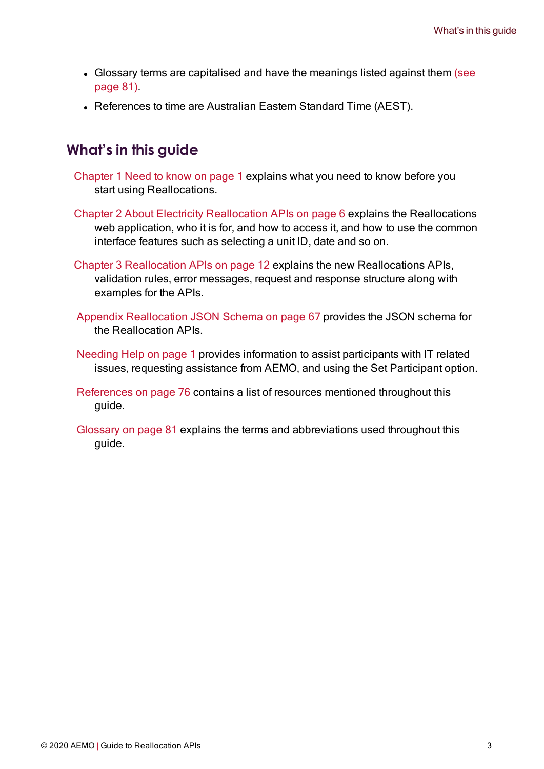- Glossary terms are capitalised and have the meanings listed against them (see page 81).
- References to time are Australian Eastern Standard Time (AEST).

## What's in this guide

Chapter 1 Need to know on page 1 explains what you need to know before you start using Reallocations.

Chapter 2 About Electricity Reallocation APIs on page 6 explains the Reallocations web application, who it is for, and how to access it, and how to use the common interface features such as selecting a unit ID, date and so on.

Chapter 3 Reallocation APIs on page 12 explains the new Reallocations APIs, validation rules, error messages, request and response structure along with examples for the APIs.

Appendix Reallocation JSON Schema on page 67 provides the JSON schema for the Reallocation APIs.

Needing Help on page 1 provides information to assist participants with IT related issues, requesting assistance from AEMO, and using the Set Participant option.

References on page 76 contains a list of resources mentioned throughout this guide.

Glossary on page 81 explains the terms and abbreviations used throughout this guide.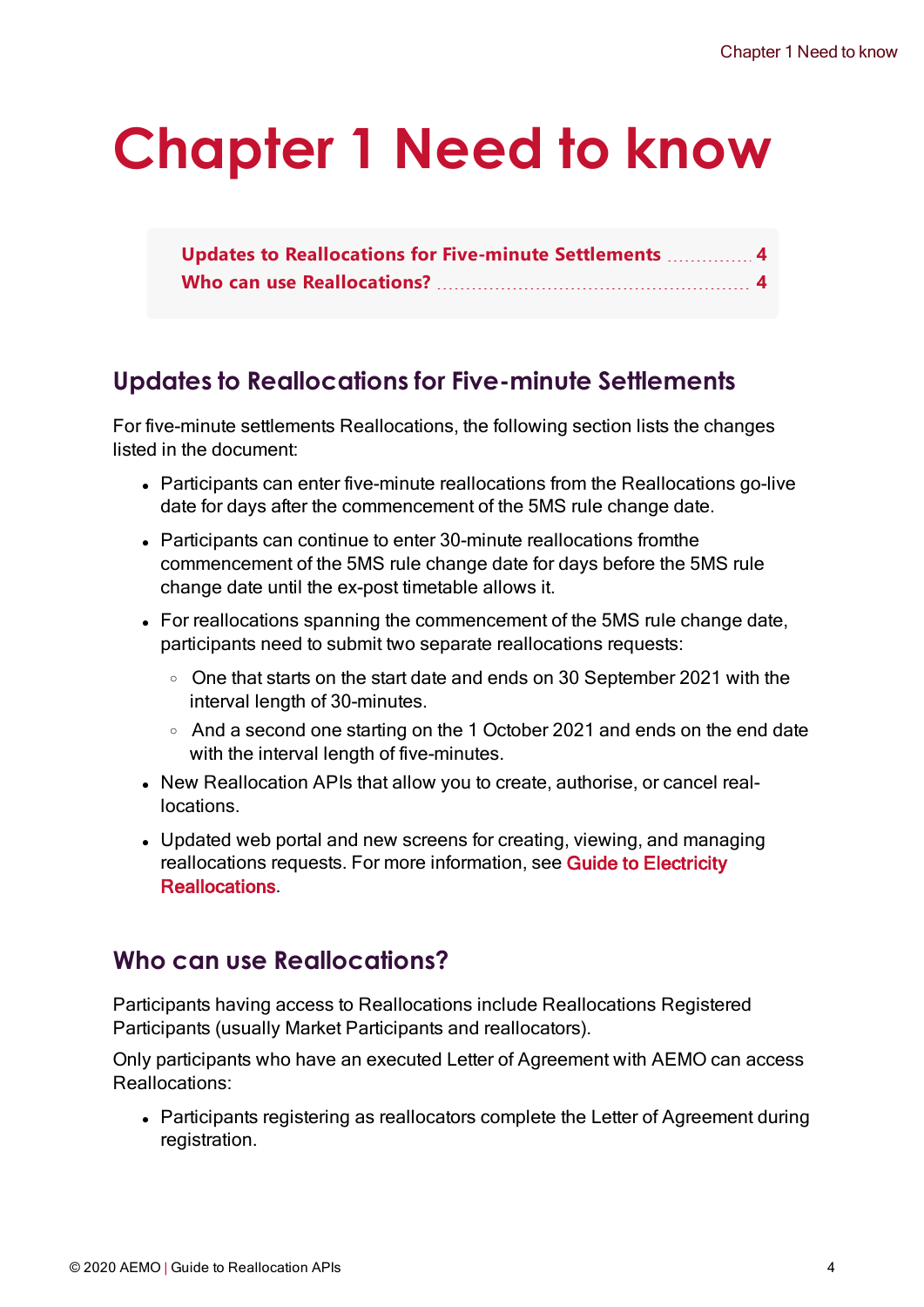# Chapter 1 Need to know

| | |
|---|---|
| Updates to Reallocations for Five-minute Settlements | 4 |
| Who can use Reallocations? | 4 |

## Updates to Reallocations for Five-minute Settlements

For five-minute settlements Reallocations, the following section lists the changes listed in the document:

- Participants can enter five-minute reallocations from the Reallocations go-live date for days after the commencement of the 5MS rule change date.
- Participants can continue to enter 30-minute reallocations fromthe commencement of the 5MS rule change date for days before the 5MS rule change date until the ex-post timetable allows it.
- For reallocations spanning the commencement of the 5MS rule change date, participants need to submit two separate reallocations requests:
  - One that starts on the start date and ends on 30 September 2021 with the interval length of 30-minutes.
  - And a second one starting on the 1 October 2021 and ends on the end date with the interval length of five-minutes.
- New Reallocation APIs that allow you to create, authorise, or cancel reallocations.
- Updated web portal and new screens for creating, viewing, and managing reallocations requests. For more information, see Guide to Electricity Reallocations.

## Who can use Reallocations?

Participants having access to Reallocations include Reallocations Registered Participants (usually Market Participants and reallocators).

Only participants who have an executed Letter of Agreement with AEMO can access Reallocations:

- Participants registering as reallocators complete the Letter of Agreement during registration.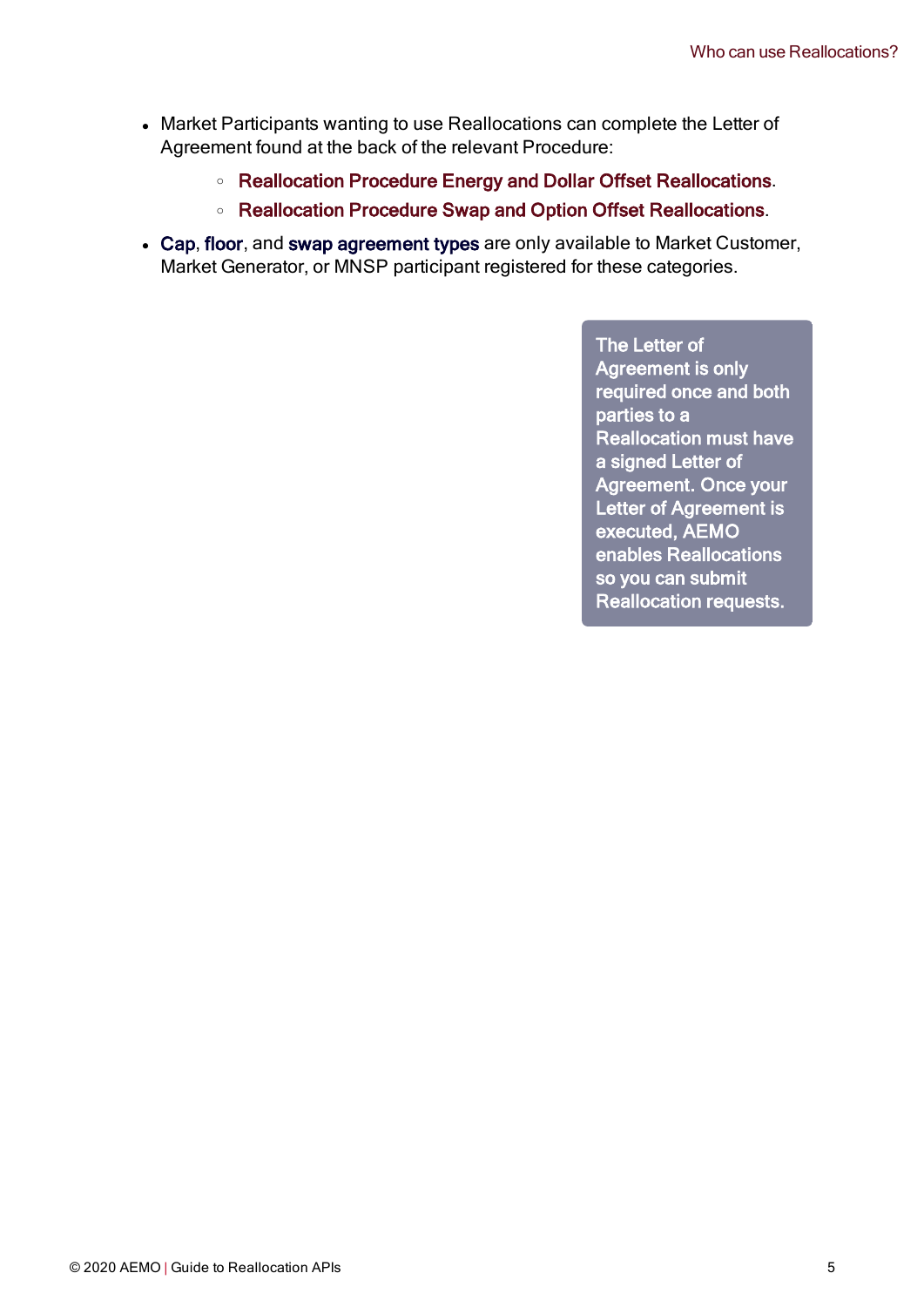- Market Participants wanting to use Reallocations can complete the Letter of Agreement found at the back of the relevant Procedure:
  - Reallocation Procedure Energy and Dollar Offset Reallocations.
  - Reallocation Procedure Swap and Option Offset Reallocations.
- Cap, floor, and swap agreement types are only available to Market Customer, Market Generator, or MNSP participant registered for these categories.

> The Letter of Agreement is only required once and both parties to a Reallocation must have a signed Letter of Agreement. Once your Letter of Agreement is executed, AEMO enables Reallocations so you can submit Reallocation requests.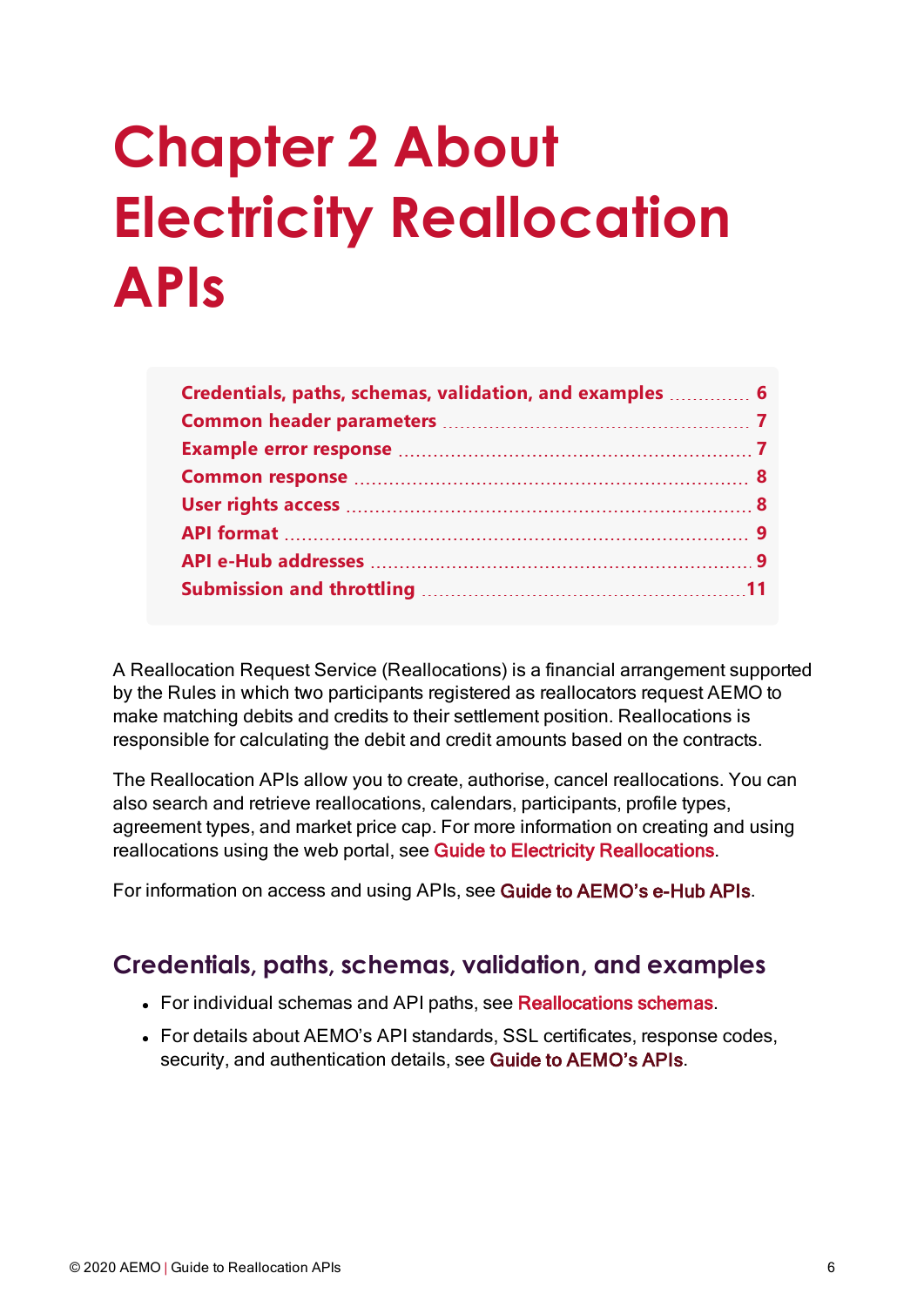# Chapter 2 About Electricity Reallocation APIs

- Credentials, paths, schemas, validation, and examples ........ 6
- Common header parameters ........ 7
- Example error response ........ 7
- Common response ........ 8
- User rights access ........ 8
- API format ........ 9
- API e-Hub addresses ........ 9
- Submission and throttling ........ 11

A Reallocation Request Service (Reallocations) is a financial arrangement supported by the Rules in which two participants registered as reallocators request AEMO to make matching debits and credits to their settlement position. Reallocations is responsible for calculating the debit and credit amounts based on the contracts.

The Reallocation APIs allow you to create, authorise, cancel reallocations. You can also search and retrieve reallocations, calendars, participants, profile types, agreement types, and market price cap. For more information on creating and using reallocations using the web portal, see Guide to Electricity Reallocations.

For information on access and using APIs, see Guide to AEMO's e-Hub APIs.

## Credentials, paths, schemas, validation, and examples

- For individual schemas and API paths, see Reallocations schemas.
- For details about AEMO's API standards, SSL certificates, response codes, security, and authentication details, see Guide to AEMO's APIs.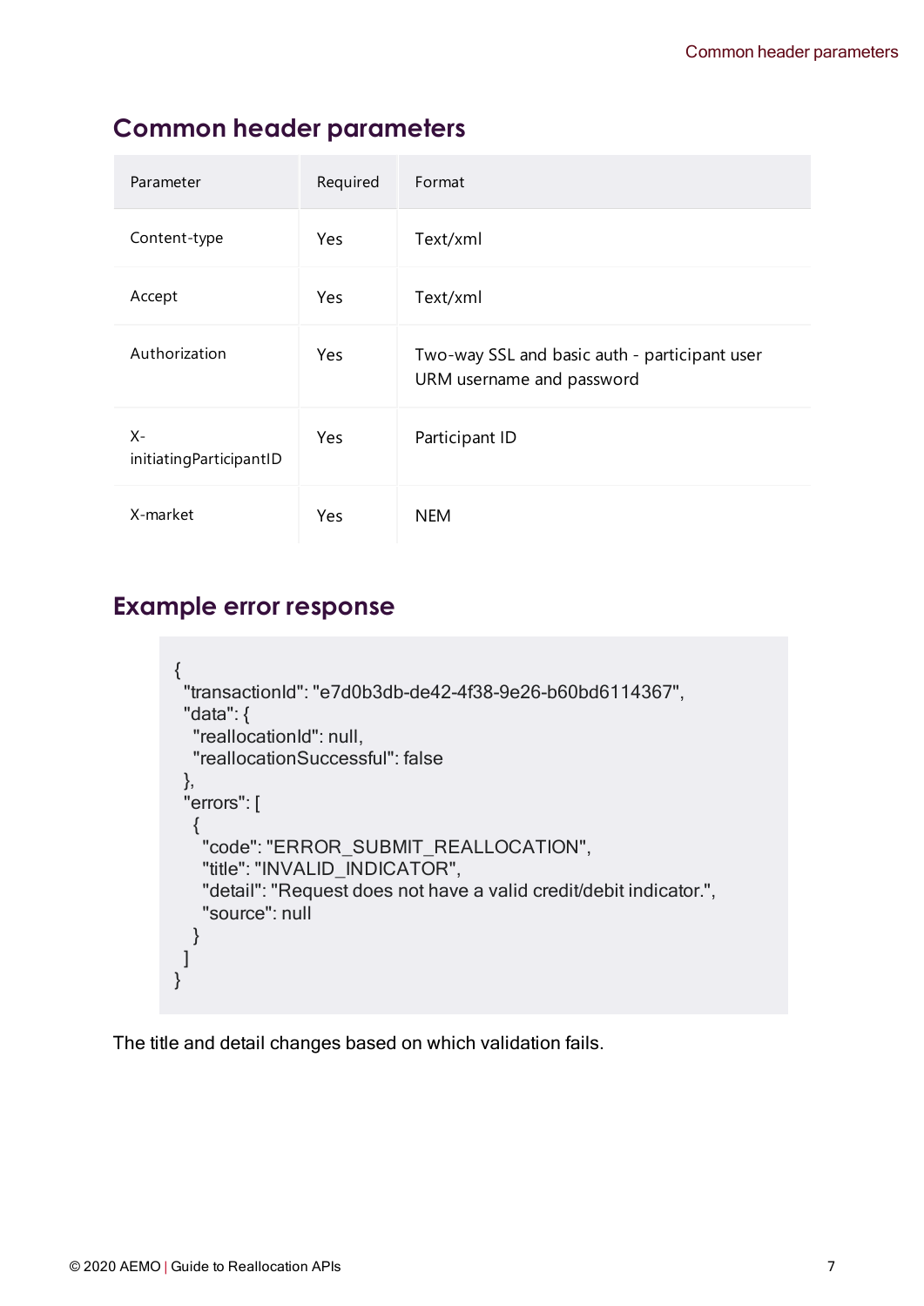## Common header parameters

| Parameter | Required | Format |
|---|---|---|
| Content-type | Yes | Text/xml |
| Accept | Yes | Text/xml |
| Authorization | Yes | Two-way SSL and basic auth - participant user URM username and password |
| X-initiatingParticipantID | Yes | Participant ID |
| X-market | Yes | NEM |

## Example error response

```
{
 "transactionId": "e7d0b3db-de42-4f38-9e26-b60bd6114367",
 "data": {
  "reallocationId": null,
  "reallocationSuccessful": false
 },
 "errors": [
  {
   "code": "ERROR_SUBMIT_REALLOCATION",
   "title": "INVALID_INDICATOR",
   "detail": "Request does not have a valid credit/debit indicator.",
   "source": null
  }
 ]
}
```

The title and detail changes based on which validation fails.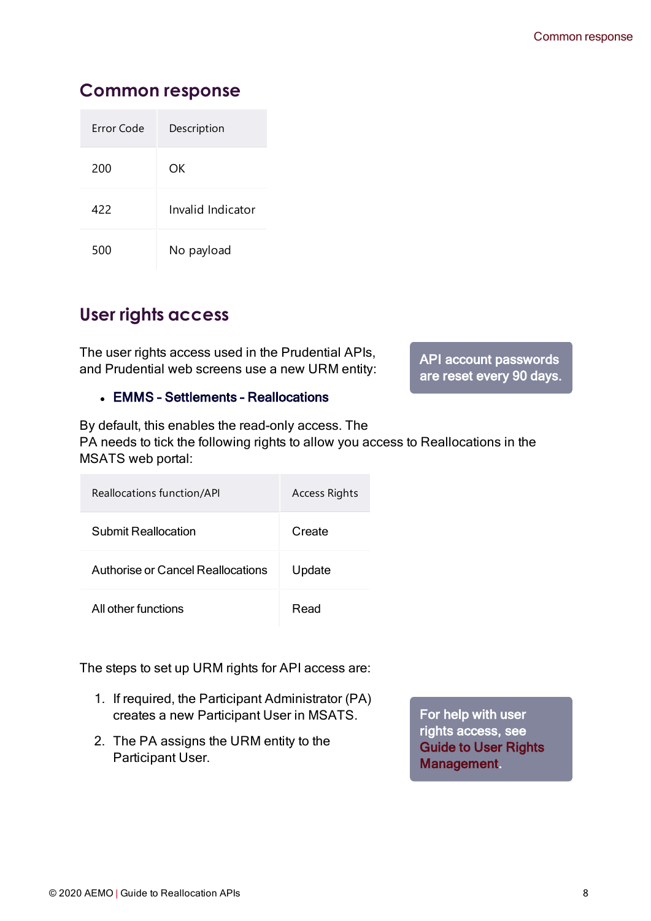## Common response

| Error Code | Description |
|---|---|
| 200 | OK |
| 422 | Invalid Indicator |
| 500 | No payload |

## User rights access

The user rights access used in the Prudential APIs, and Prudential web screens use a new URM entity:

- **EMMS - Settlements - Reallocations**

> **API account passwords are reset every 90 days.**

By default, this enables the read-only access. The PA needs to tick the following rights to allow you access to Reallocations in the MSATS web portal:

| Reallocations function/API | Access Rights |
|---|---|
| Submit Reallocation | Create |
| Authorise or Cancel Reallocations | Update |
| All other functions | Read |

The steps to set up URM rights for API access are:

1. If required, the Participant Administrator (PA) creates a new Participant User in MSATS.
2. The PA assigns the URM entity to the Participant User.

> **For help with user rights access, see Guide to User Rights Management.**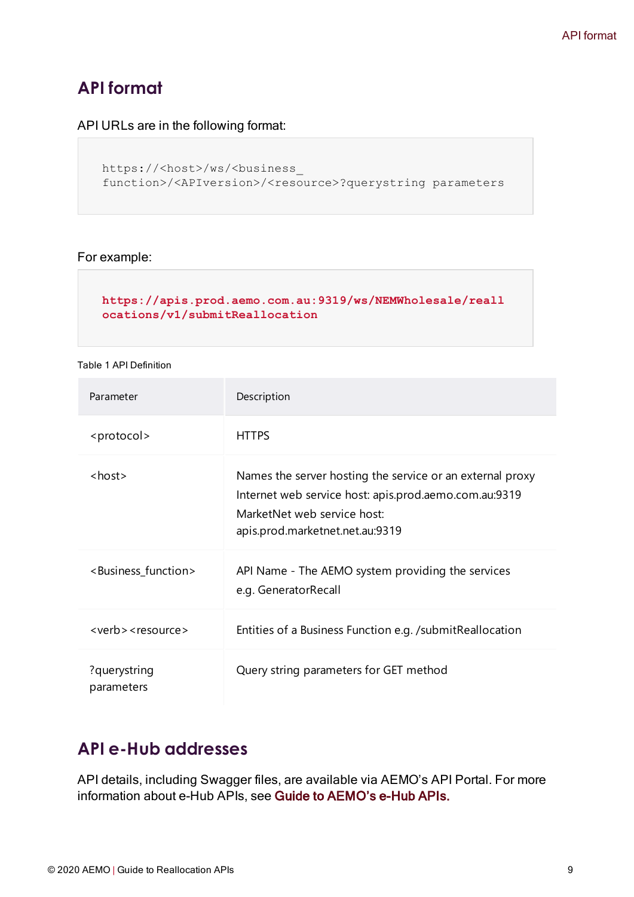## API format

API URLs are in the following format:

```
https://<host>/ws/<business_
function>/<APIversion>/<resource>?querystring parameters
```

For example:

```
https://apis.prod.aemo.com.au:9319/ws/NEMWholesale/reall
ocations/v1/submitReallocation
```

Table 1 API Definition

| Parameter | Description |
|---|---|
| <protocol> | HTTPS |
| <host> | Names the server hosting the service or an external proxy<br>Internet web service host: apis.prod.aemo.com.au:9319<br>MarketNet web service host:<br>apis.prod.marketnet.net.au:9319 |
| <Business_function> | API Name - The AEMO system providing the services<br>e.g. GeneratorRecall |
| <verb><resource> | Entities of a Business Function e.g. /submitReallocation |
| ?querystring parameters | Query string parameters for GET method |

## API e-Hub addresses

API details, including Swagger files, are available via AEMO's API Portal. For more information about e-Hub APIs, see **Guide to AEMO's e-Hub APIs.**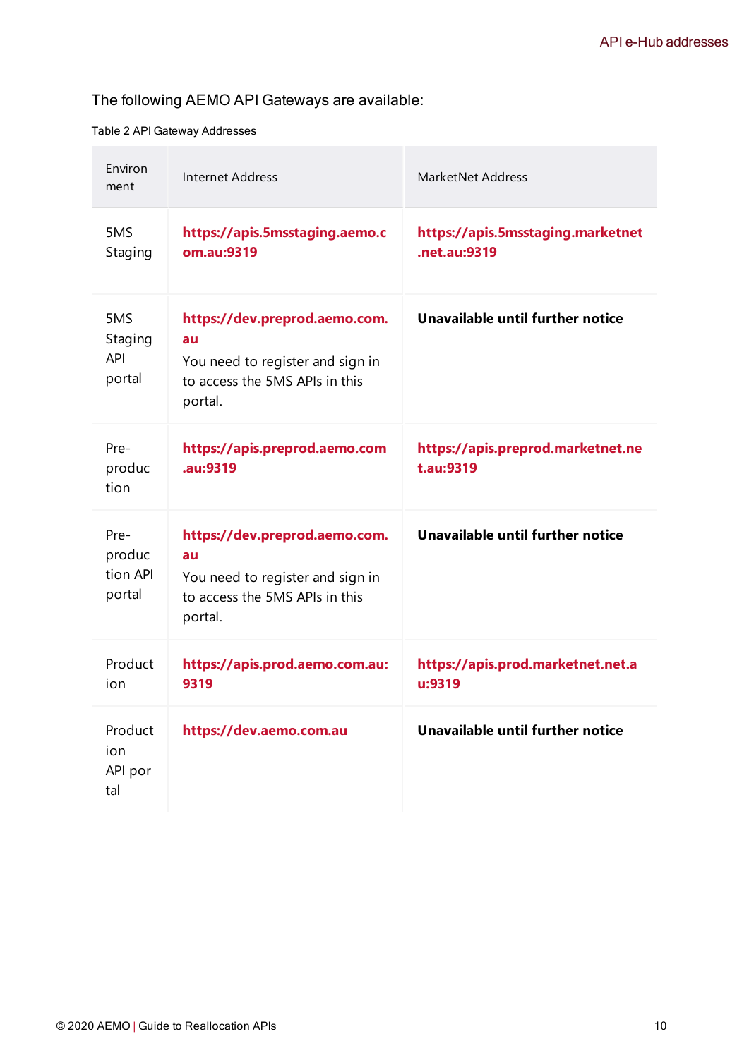The following AEMO API Gateways are available:

Table 2 API Gateway Addresses

| Environment | Internet Address | MarketNet Address |
|---|---|---|
| 5MS Staging | **https://apis.5msstaging.aemo.com.au:9319** | **https://apis.5msstaging.marketnet.net.au:9319** |
| 5MS Staging API portal | **https://dev.preprod.aemo.com.au** You need to register and sign in to access the 5MS APIs in this portal. | **Unavailable until further notice** |
| Pre-production | **https://apis.preprod.aemo.com.au:9319** | **https://apis.preprod.marketnet.net.au:9319** |
| Pre-production API portal | **https://dev.preprod.aemo.com.au** You need to register and sign in to access the 5MS APIs in this portal. | **Unavailable until further notice** |
| Production | **https://apis.prod.aemo.com.au:9319** | **https://apis.prod.marketnet.net.au:9319** |
| Production API portal | **https://dev.aemo.com.au** | **Unavailable until further notice** |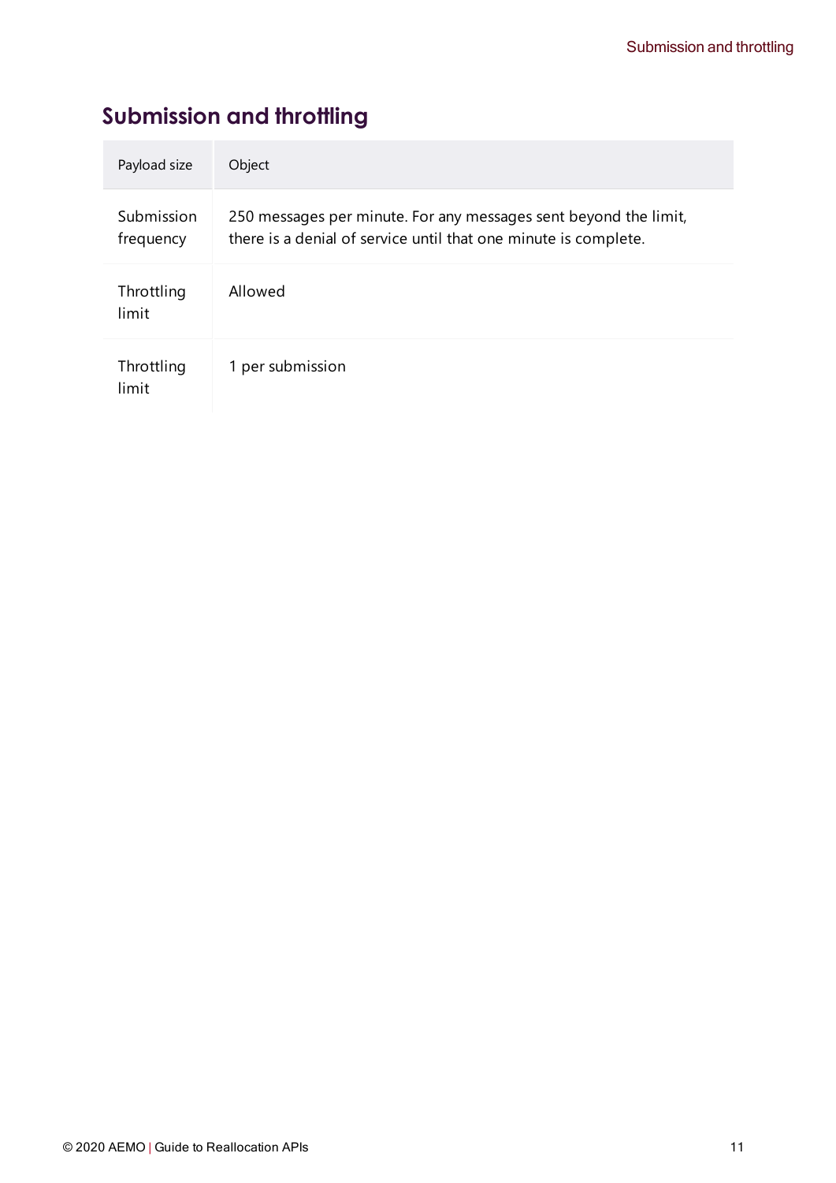## Submission and throttling

| Payload size | Object |
|---|---|
| Submission frequency | 250 messages per minute. For any messages sent beyond the limit, there is a denial of service until that one minute is complete. |
| Throttling limit | Allowed |
| Throttling limit | 1 per submission |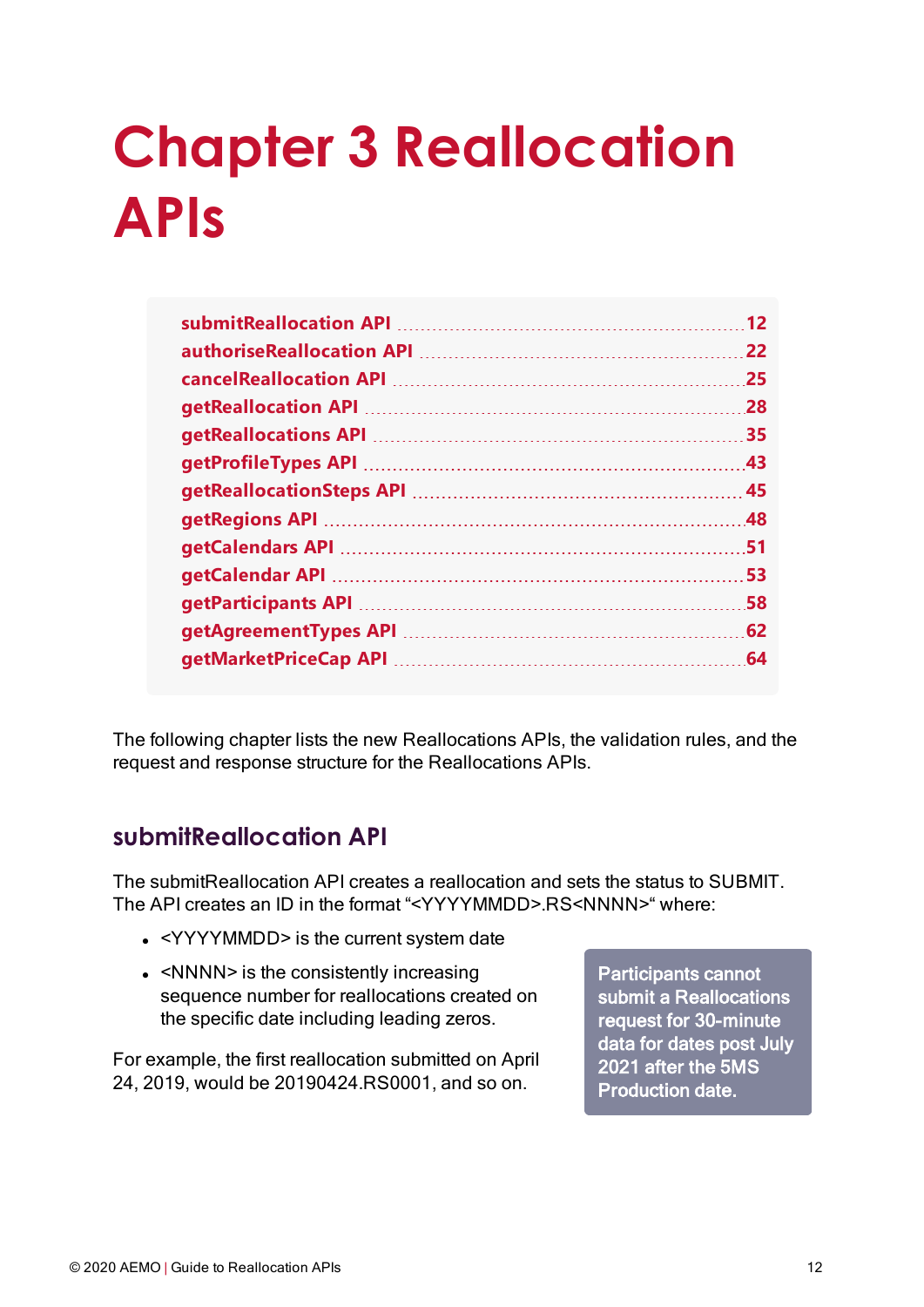# Chapter 3 Reallocation APIs

| | |
|---|---|
| submitReallocation API | 12 |
| authoriseReallocation API | 22 |
| cancelReallocation API | 25 |
| getReallocation API | 28 |
| getReallocations API | 35 |
| getProfileTypes API | 43 |
| getReallocationSteps API | 45 |
| getRegions API | 48 |
| getCalendars API | 51 |
| getCalendar API | 53 |
| getParticipants API | 58 |
| getAgreementTypes API | 62 |
| getMarketPriceCap API | 64 |

The following chapter lists the new Reallocations APIs, the validation rules, and the request and response structure for the Reallocations APIs.

## submitReallocation API

The submitReallocation API creates a reallocation and sets the status to SUBMIT. The API creates an ID in the format "<YYYYMMDD>.RS<NNNN>" where:

- <YYYYMMDD> is the current system date
- <NNNN> is the consistently increasing sequence number for reallocations created on the specific date including leading zeros.

For example, the first reallocation submitted on April 24, 2019, would be 20190424.RS0001, and so on.

**Participants cannot submit a Reallocations request for 30-minute data for dates post July 2021 after the 5MS Production date.**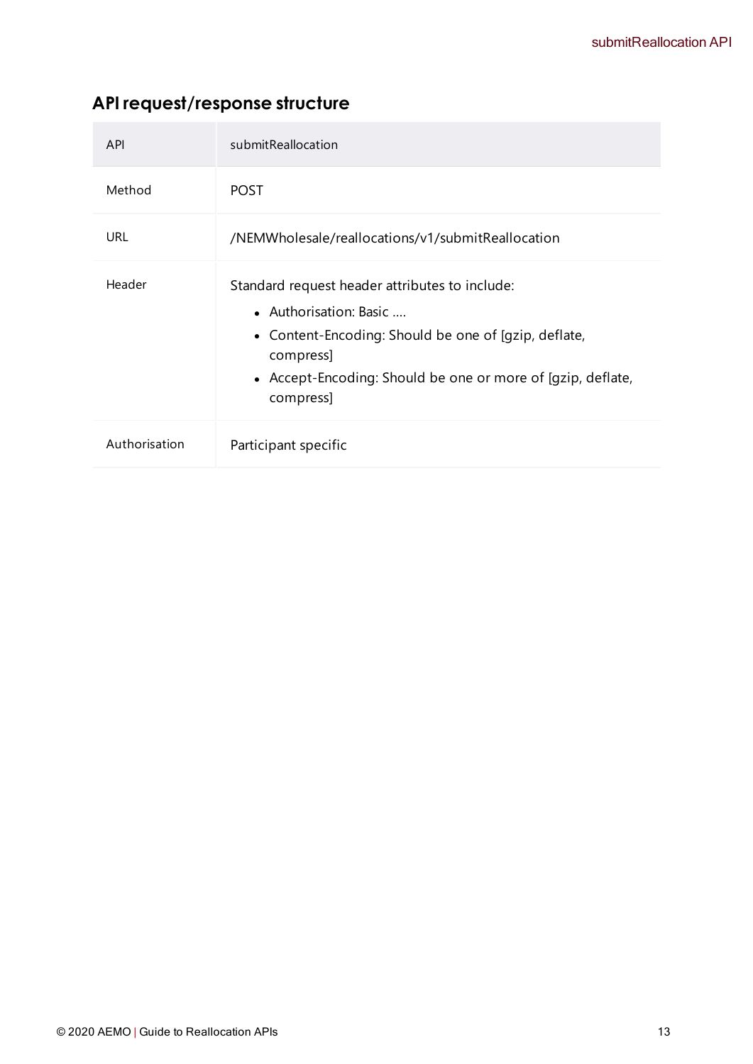## API request/response structure

| API | submitReallocation |
| --- | --- |
| Method | POST |
| URL | /NEMWholesale/reallocations/v1/submitReallocation |
| Header | Standard request header attributes to include:<br>• Authorisation: Basic ....<br>• Content-Encoding: Should be one of [gzip, deflate, compress]<br>• Accept-Encoding: Should be one or more of [gzip, deflate, compress] |
| Authorisation | Participant specific |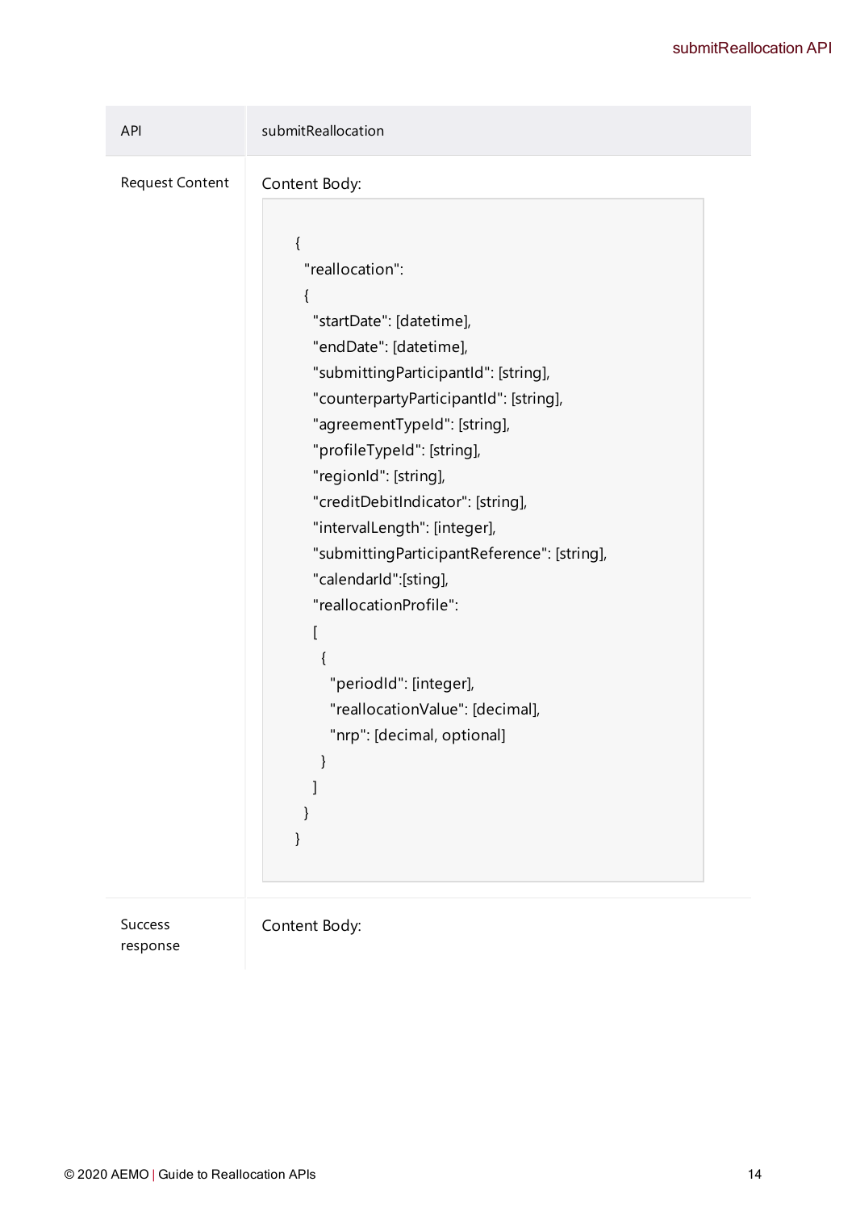| API | submitReallocation |
| --- | --- |
| Request Content | Content Body: <br> ```{ "reallocation": { "startDate": [datetime], "endDate": [datetime], "submittingParticipantId": [string], "counterpartyParticipantId": [string], "agreementTypeId": [string], "profileTypeId": [string], "regionId": [string], "creditDebitIndicator": [string], "intervalLength": [integer], "submittingParticipantReference": [string], "calendarId":[sting], "reallocationProfile": [ { "periodId": [integer], "reallocationValue": [decimal], "nrp": [decimal, optional] } ] } }``` |
| Success response | Content Body: |

```
{
  "reallocation":
  {
    "startDate": [datetime],
    "endDate": [datetime],
    "submittingParticipantId": [string],
    "counterpartyParticipantId": [string],
    "agreementTypeId": [string],
    "profileTypeId": [string],
    "regionId": [string],
    "creditDebitIndicator": [string],
    "intervalLength": [integer],
    "submittingParticipantReference": [string],
    "calendarId":[sting],
    "reallocationProfile":
    [
      {
        "periodId": [integer],
        "reallocationValue": [decimal],
        "nrp": [decimal, optional]
      }
    ]
  }
}
```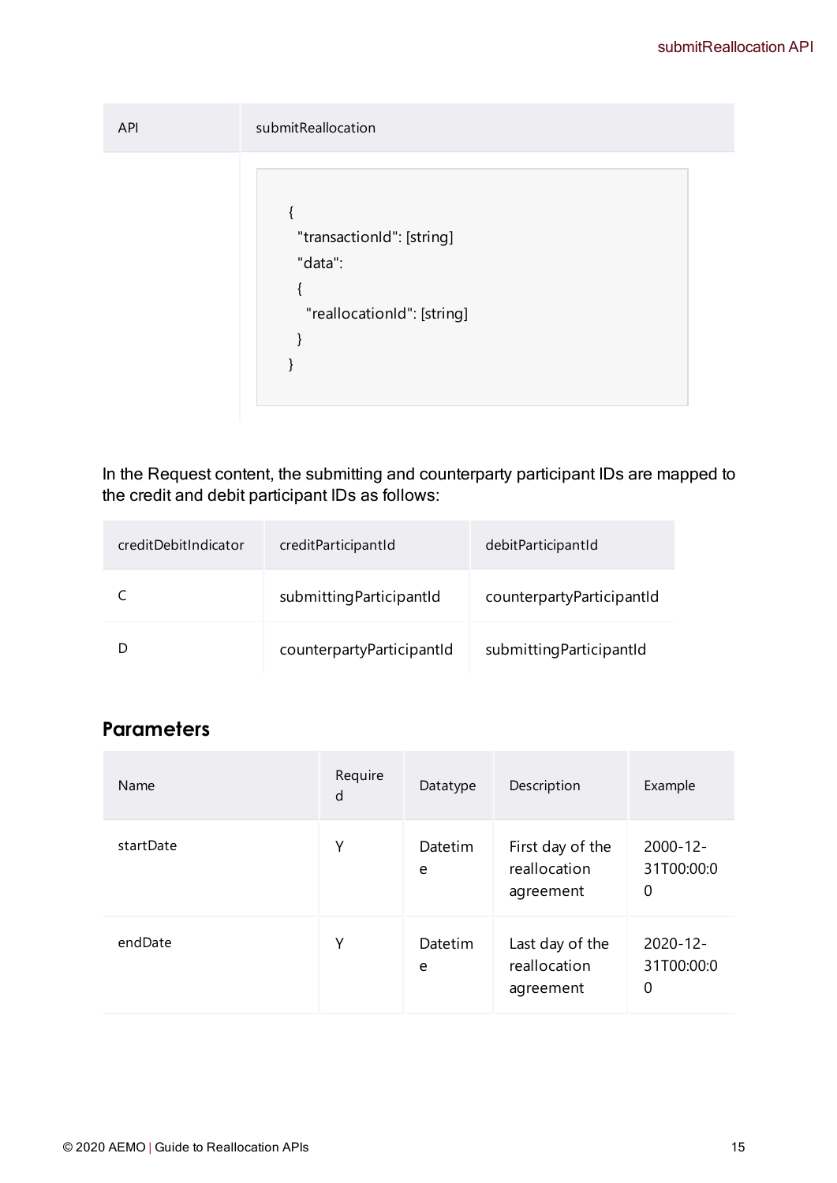| API | submitReallocation |
| --- | --- |
| | ```{ "transactionId": [string] "data": { "reallocationId": [string] } }``` |

```
{
  "transactionId": [string]
  "data":
  {
    "reallocationId": [string]
  }
}
```

In the Request content, the submitting and counterparty participant IDs are mapped to the credit and debit participant IDs as follows:

| creditDebitIndicator | creditParticipantId | debitParticipantId |
| --- | --- | --- |
| C | submittingParticipantId | counterpartyParticipantId |
| D | counterpartyParticipantId | submittingParticipantId |

## Parameters

| Name | Required | Datatype | Description | Example |
| --- | --- | --- | --- | --- |
| startDate | Y | Datetime | First day of the reallocation agreement | 2000-12-31T00:00:00 |
| endDate | Y | Datetime | Last day of the reallocation agreement | 2020-12-31T00:00:00 |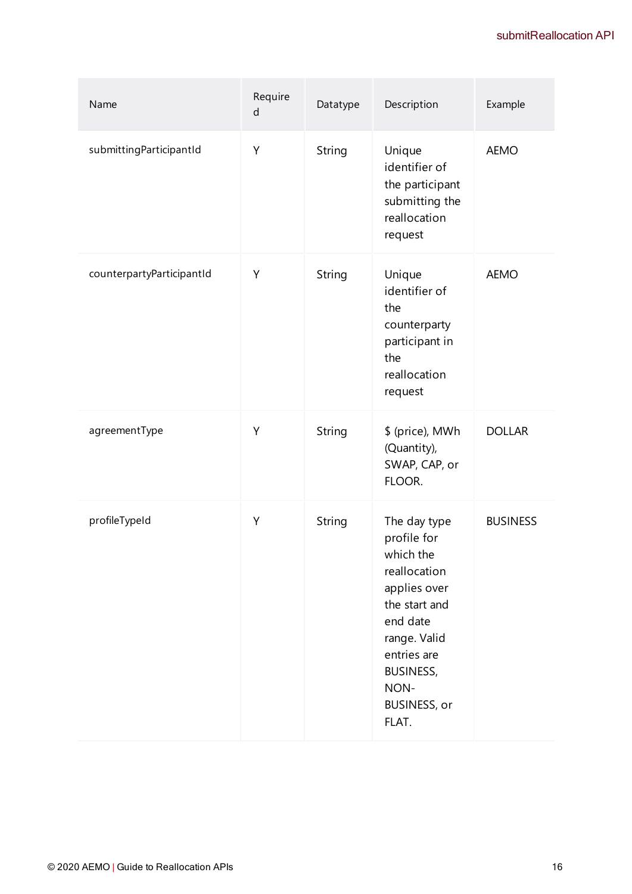| Name | Required | Datatype | Description | Example |
|---|---|---|---|---|
| submittingParticipantId | Y | String | Unique identifier of the participant submitting the reallocation request | AEMO |
| counterpartyParticipantId | Y | String | Unique identifier of the counterparty participant in the reallocation request | AEMO |
| agreementType | Y | String | $ (price), MWh (Quantity), SWAP, CAP, or FLOOR. | DOLLAR |
| profileTypeId | Y | String | The day type profile for which the reallocation applies over the start and end date range. Valid entries are BUSINESS, NON-BUSINESS, or FLAT. | BUSINESS |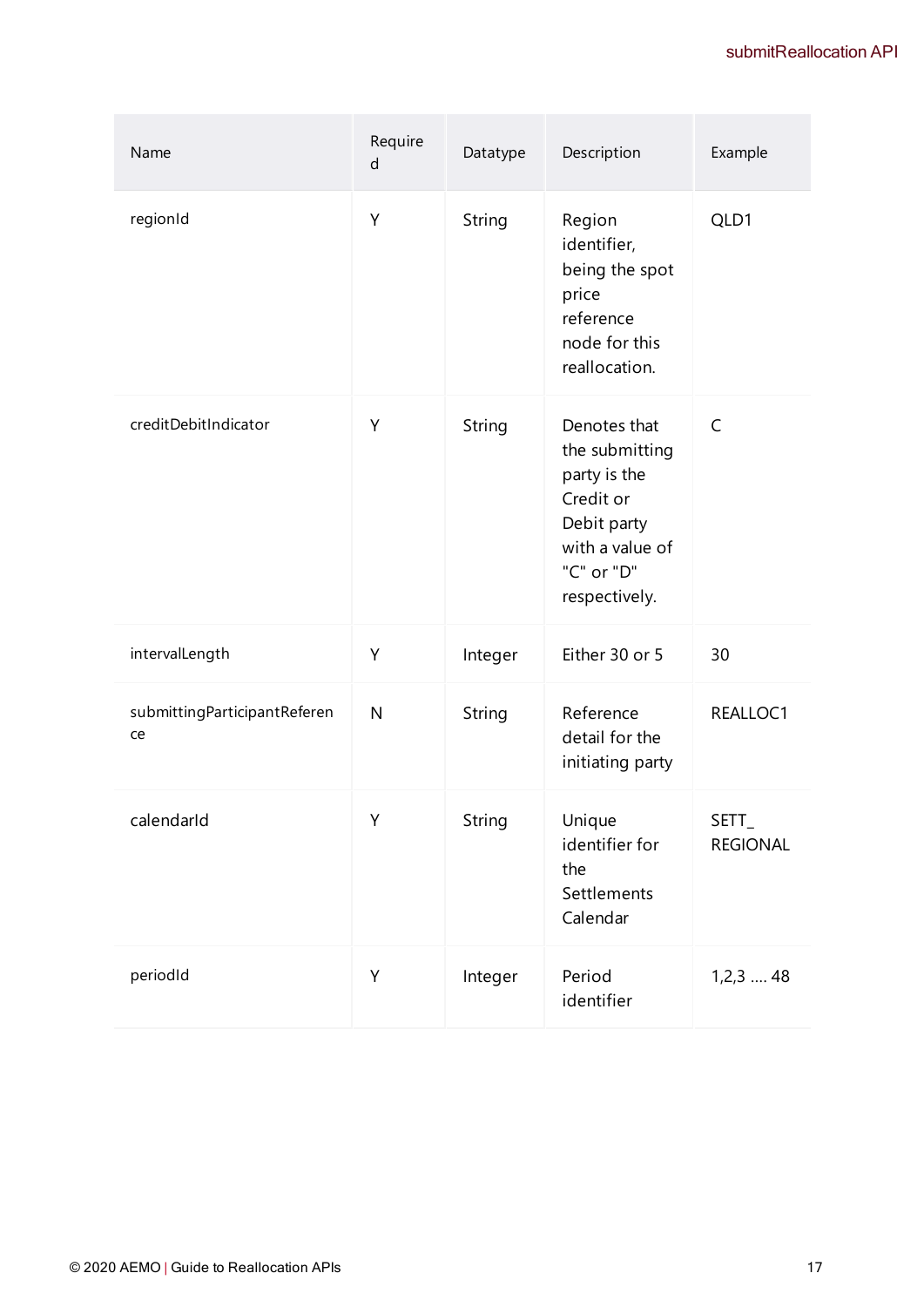| Name | Required | Datatype | Description | Example |
|---|---|---|---|---|
| regionId | Y | String | Region identifier, being the spot price reference node for this reallocation. | QLD1 |
| creditDebitIndicator | Y | String | Denotes that the submitting party is the Credit or Debit party with a value of "C" or "D" respectively. | C |
| intervalLength | Y | Integer | Either 30 or 5 | 30 |
| submittingParticipantReference | N | String | Reference detail for the initiating party | REALLOC1 |
| calendarId | Y | String | Unique identifier for the Settlements Calendar | SETT_REGIONAL |
| periodId | Y | Integer | Period identifier | 1,2,3 .... 48 |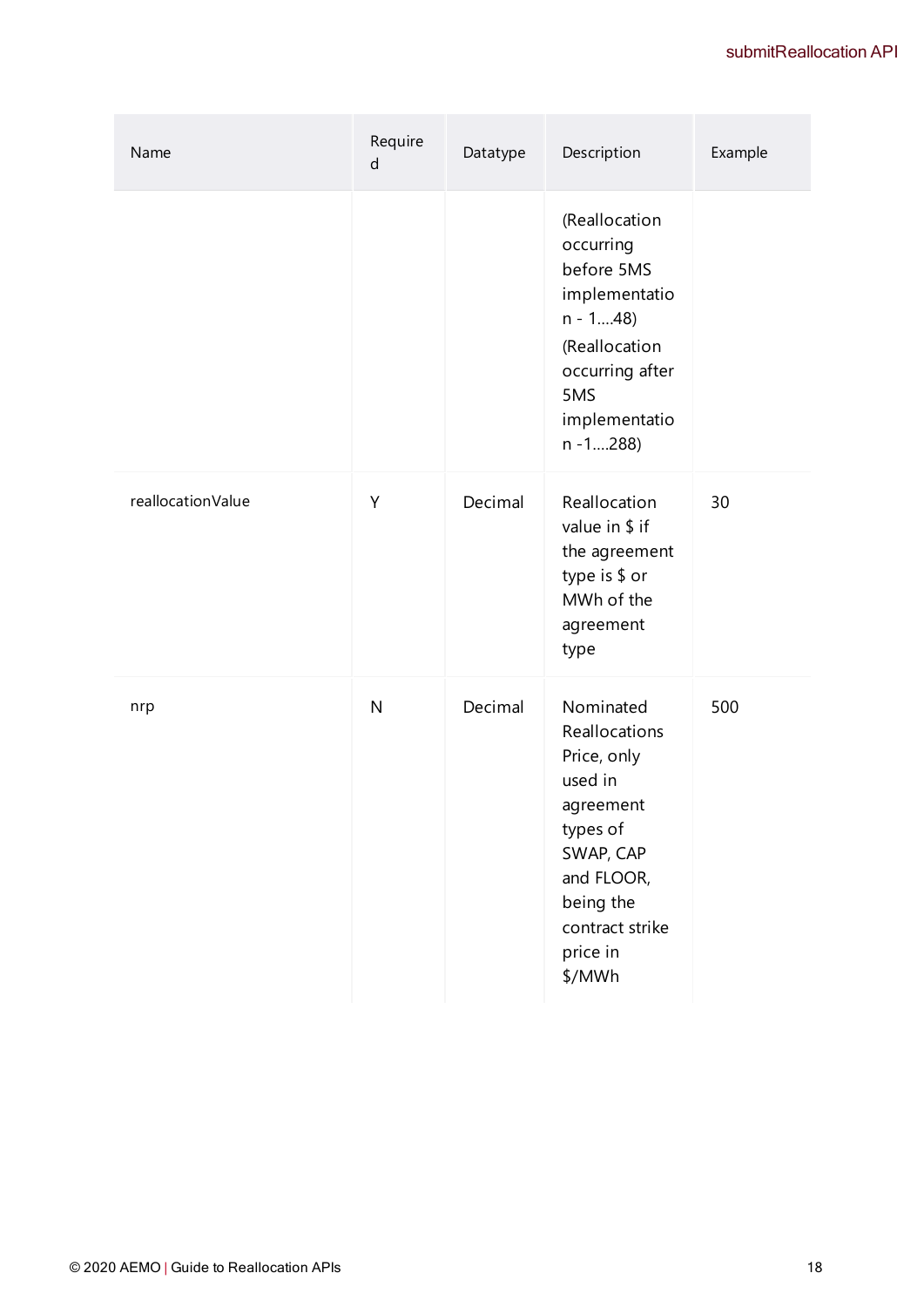| Name | Required | Datatype | Description | Example |
| --- | --- | --- | --- | --- |
| | | | (Reallocation occurring before 5MS implementation - 1....48) (Reallocation occurring after 5MS implementation -1....288) | |
| reallocationValue | Y | Decimal | Reallocation value in $ if the agreement type is $ or MWh of the agreement type | 30 |
| nrp | N | Decimal | Nominated Reallocations Price, only used in agreement types of SWAP, CAP and FLOOR, being the contract strike price in $/MWh | 500 |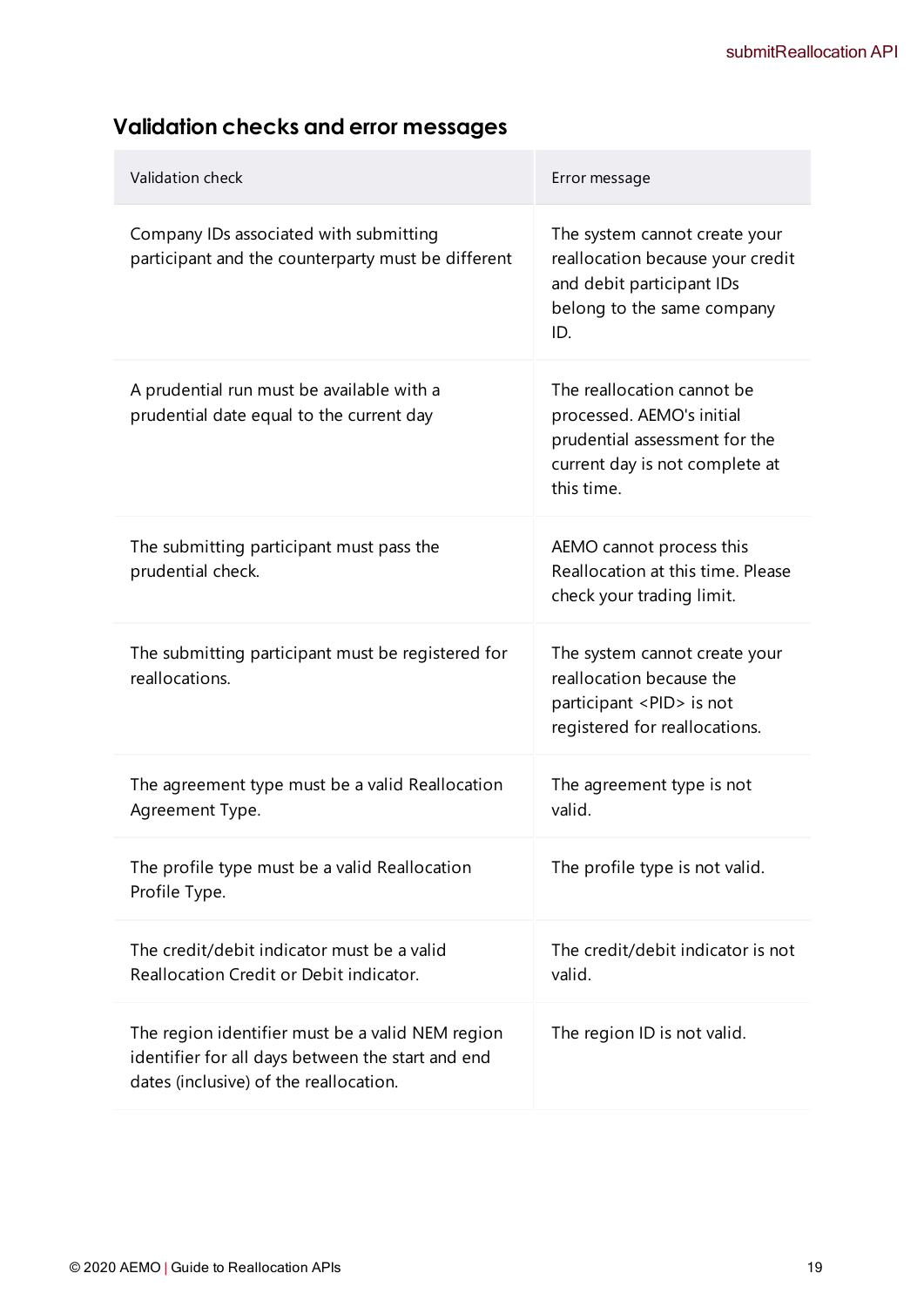## Validation checks and error messages

| Validation check | Error message |
| --- | --- |
| Company IDs associated with submitting participant and the counterparty must be different | The system cannot create your reallocation because your credit and debit participant IDs belong to the same company ID. |
| A prudential run must be available with a prudential date equal to the current day | The reallocation cannot be processed. AEMO's initial prudential assessment for the current day is not complete at this time. |
| The submitting participant must pass the prudential check. | AEMO cannot process this Reallocation at this time. Please check your trading limit. |
| The submitting participant must be registered for reallocations. | The system cannot create your reallocation because the participant <PID> is not registered for reallocations. |
| The agreement type must be a valid Reallocation Agreement Type. | The agreement type is not valid. |
| The profile type must be a valid Reallocation Profile Type. | The profile type is not valid. |
| The credit/debit indicator must be a valid Reallocation Credit or Debit indicator. | The credit/debit indicator is not valid. |
| The region identifier must be a valid NEM region identifier for all days between the start and end dates (inclusive) of the reallocation. | The region ID is not valid. |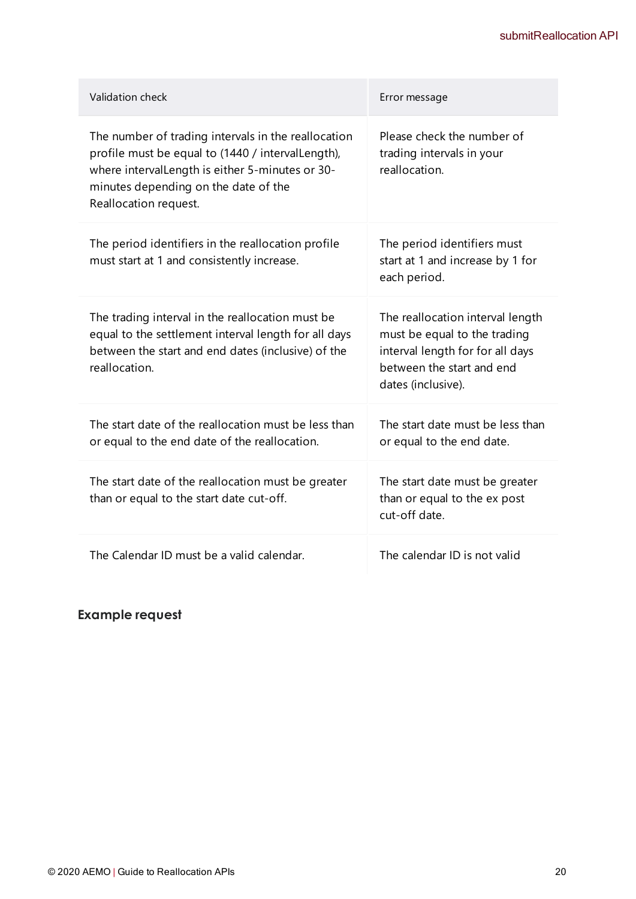| Validation check | Error message |
| --- | --- |
| The number of trading intervals in the reallocation profile must be equal to (1440 / intervalLength), where intervalLength is either 5-minutes or 30-minutes depending on the date of the Reallocation request. | Please check the number of trading intervals in your reallocation. |
| The period identifiers in the reallocation profile must start at 1 and consistently increase. | The period identifiers must start at 1 and increase by 1 for each period. |
| The trading interval in the reallocation must be equal to the settlement interval length for all days between the start and end dates (inclusive) of the reallocation. | The reallocation interval length must be equal to the trading interval length for for all days between the start and end dates (inclusive). |
| The start date of the reallocation must be less than or equal to the end date of the reallocation. | The start date must be less than or equal to the end date. |
| The start date of the reallocation must be greater than or equal to the start date cut-off. | The start date must be greater than or equal to the ex post cut-off date. |
| The Calendar ID must be a valid calendar. | The calendar ID is not valid |

### Example request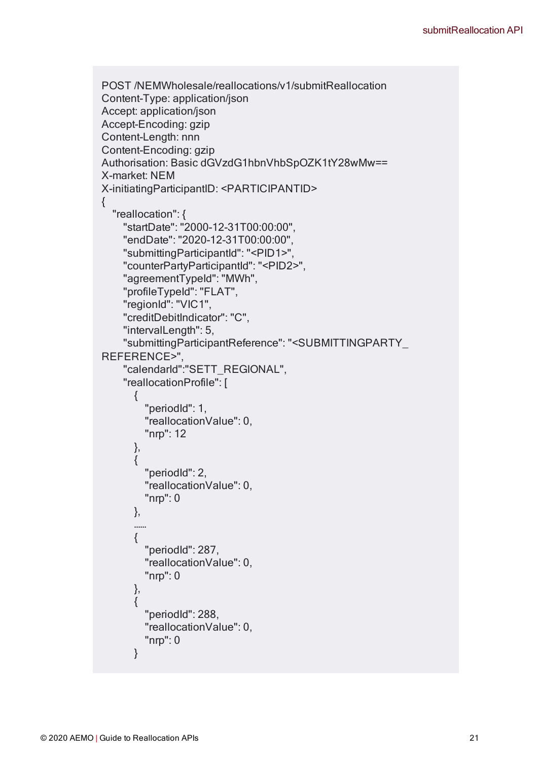```
POST /NEMWholesale/reallocations/v1/submitReallocation
Content-Type: application/json
Accept: application/json
Accept-Encoding: gzip
Content-Length: nnn
Content-Encoding: gzip
Authorisation: Basic dGVzdG1hbnVhbSpOZK1tY28wMw==
X-market: NEM
X-initiatingParticipantID: <PARTICIPANTID>
{
   "reallocation": {
      "startDate": "2000-12-31T00:00:00",
      "endDate": "2020-12-31T00:00:00",
      "submittingParticipantId": "<PID1>",
      "counterPartyParticipantId": "<PID2>",
      "agreementTypeId": "MWh",
      "profileTypeId": "FLAT",
      "regionId": "VIC1",
      "creditDebitIndicator": "C",
      "intervalLength": 5,
      "submittingParticipantReference": "<SUBMITTINGPARTY_
REFERENCE>",
      "calendarId":"SETT_REGIONAL",
      "reallocationProfile": [
         {
            "periodId": 1,
            "reallocationValue": 0,
            "nrp": 12
         },
         {
            "periodId": 2,
            "reallocationValue": 0,
            "nrp": 0
         },
         ......
         {
            "periodId": 287,
            "reallocationValue": 0,
            "nrp": 0
         },
         {
            "periodId": 288,
            "reallocationValue": 0,
            "nrp": 0
         }
```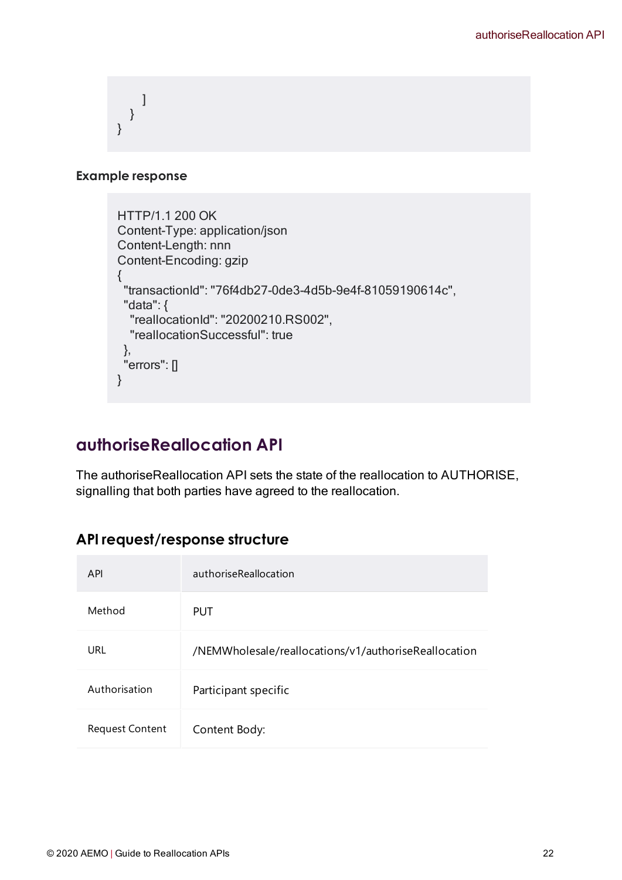```
    ]
  }
}
```

**Example response**

```
HTTP/1.1 200 OK
Content-Type: application/json
Content-Length: nnn
Content-Encoding: gzip
{
  "transactionId": "76f4db27-0de3-4d5b-9e4f-81059190614c",
  "data": {
    "reallocationId": "20200210.RS002",
    "reallocationSuccessful": true
  },
  "errors": []
}
```

## authoriseReallocation API

The authoriseReallocation API sets the state of the reallocation to AUTHORISE, signalling that both parties have agreed to the reallocation.

### API request/response structure

| API | authoriseReallocation |
|---|---|
| Method | PUT |
| URL | /NEMWholesale/reallocations/v1/authoriseReallocation |
| Authorisation | Participant specific |
| Request Content | Content Body: |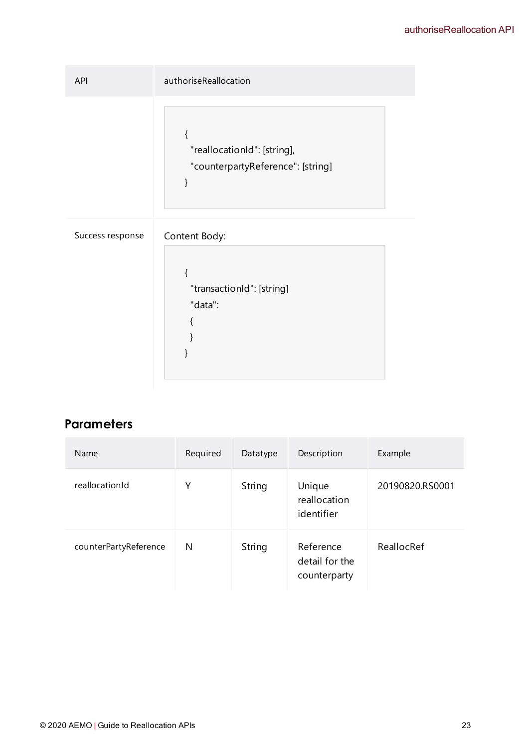| API | authoriseReallocation |
|---|---|
| | `{ "reallocationId": [string], "counterpartyReference": [string] }` |
| Success response | Content Body: `{ "transactionId": [string] "data": { } }` |

## Parameters

| Name | Required | Datatype | Description | Example |
|---|---|---|---|---|
| reallocationId | Y | String | Unique reallocation identifier | 20190820.RS0001 |
| counterPartyReference | N | String | Reference detail for the counterparty | ReallocRef |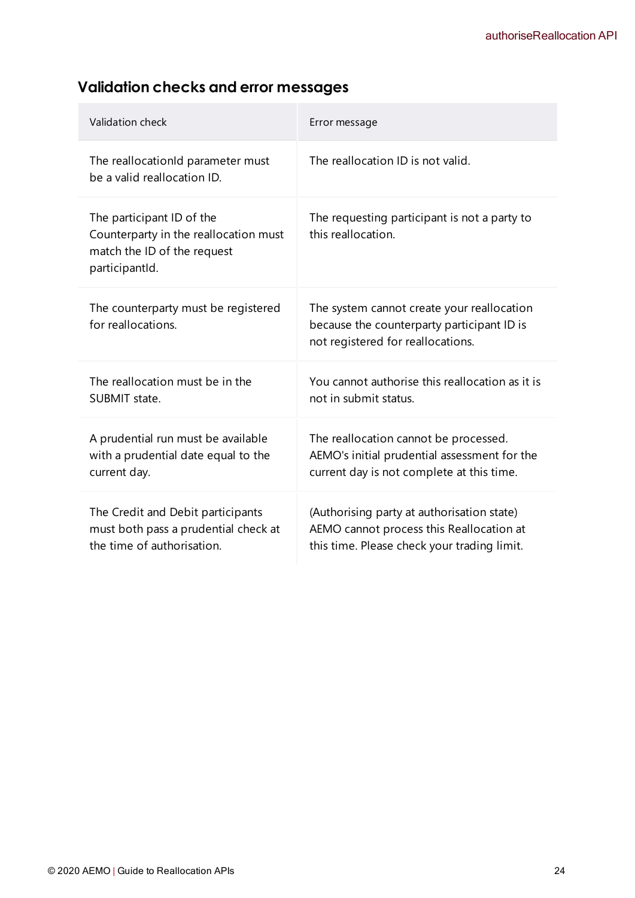## Validation checks and error messages

| Validation check | Error message |
| --- | --- |
| The reallocationId parameter must be a valid reallocation ID. | The reallocation ID is not valid. |
| The participant ID of the Counterparty in the reallocation must match the ID of the request participantId. | The requesting participant is not a party to this reallocation. |
| The counterparty must be registered for reallocations. | The system cannot create your reallocation because the counterparty participant ID is not registered for reallocations. |
| The reallocation must be in the SUBMIT state. | You cannot authorise this reallocation as it is not in submit status. |
| A prudential run must be available with a prudential date equal to the current day. | The reallocation cannot be processed. AEMO's initial prudential assessment for the current day is not complete at this time. |
| The Credit and Debit participants must both pass a prudential check at the time of authorisation. | (Authorising party at authorisation state) AEMO cannot process this Reallocation at this time. Please check your trading limit. |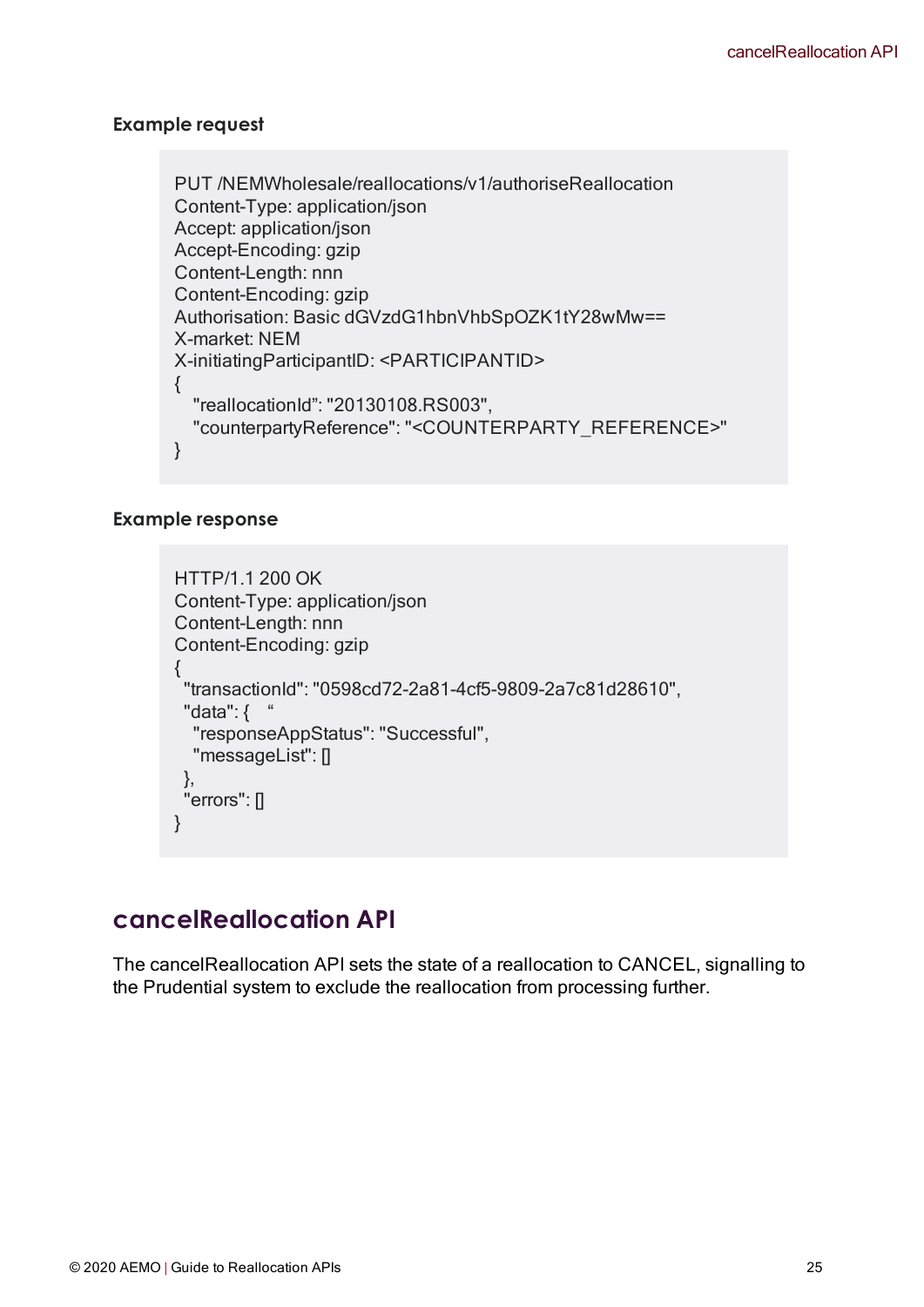#### Example request

```
PUT /NEMWholesale/reallocations/v1/authoriseReallocation
Content-Type: application/json
Accept: application/json
Accept-Encoding: gzip
Content-Length: nnn
Content-Encoding: gzip
Authorisation: Basic dGVzdG1hbnVhbSpOZK1tY28wMw==
X-market: NEM
X-initiatingParticipantID: <PARTICIPANTID>
{
   "reallocationId": "20130108.RS003",
   "counterpartyReference": "<COUNTERPARTY_REFERENCE>"
}
```

#### Example response

```
HTTP/1.1 200 OK
Content-Type: application/json
Content-Length: nnn
Content-Encoding: gzip
{
  "transactionId": "0598cd72-2a81-4cf5-9809-2a7c81d28610",
  "data": {   "
    "responseAppStatus": "Successful",
    "messageList": []
  },
  "errors": []
}
```

## cancelReallocation API

The cancelReallocation API sets the state of a reallocation to CANCEL, signalling to the Prudential system to exclude the reallocation from processing further.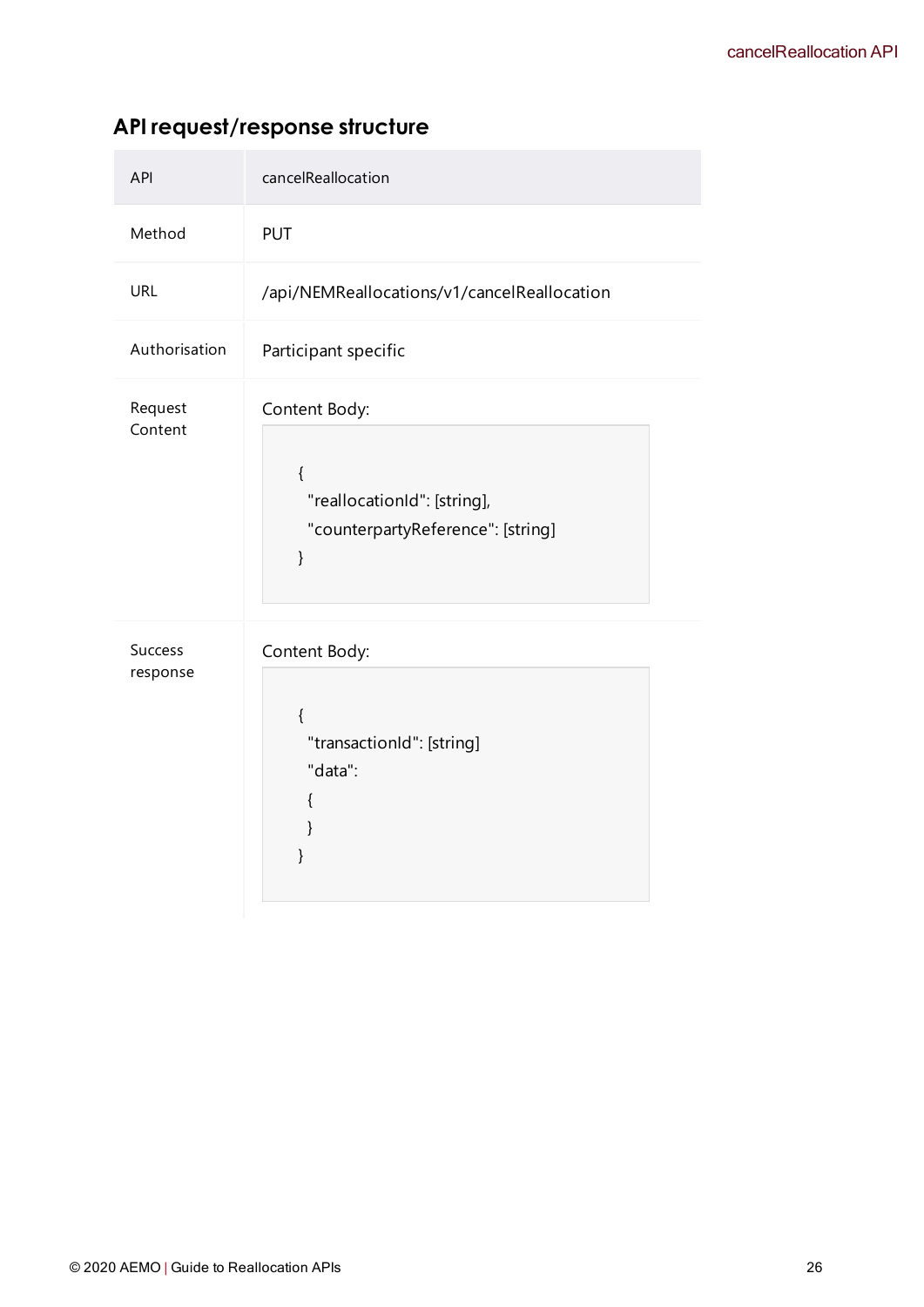## API request/response structure

| API | cancelReallocation |
|---|---|
| Method | PUT |
| URL | /api/NEMReallocations/v1/cancelReallocation |
| Authorisation | Participant specific |
| Request Content | Content Body: <br> ```{ "reallocationId": [string], "counterpartyReference": [string] }``` |
| Success response | Content Body: <br> ```{ "transactionId": [string] "data": { } }``` |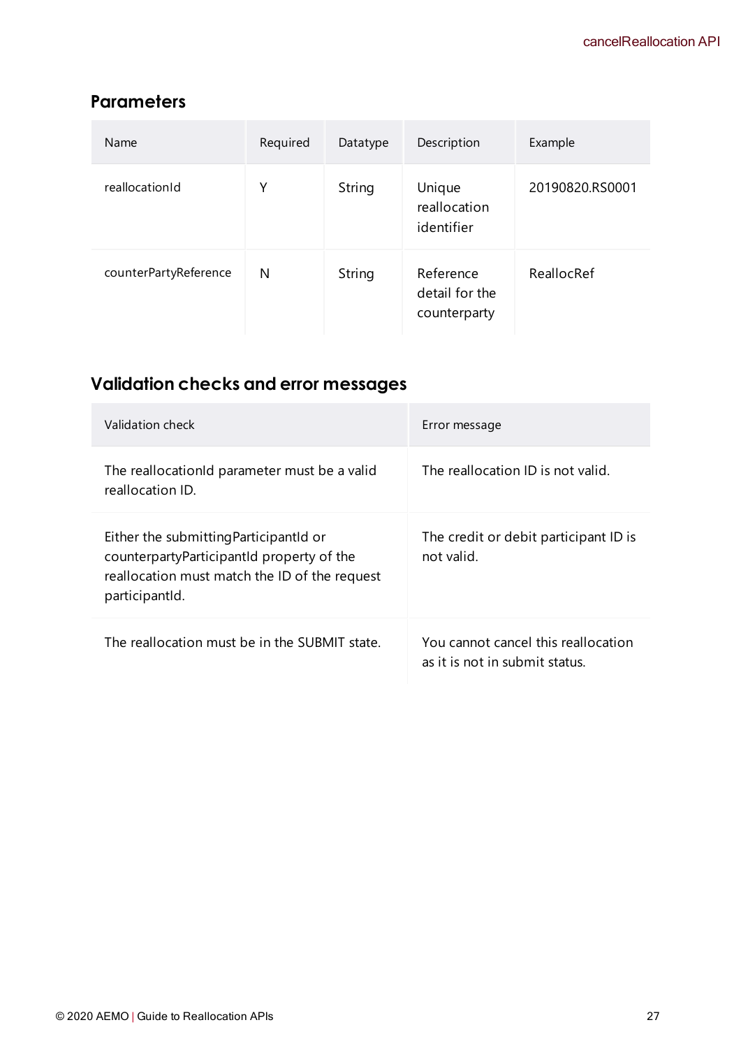## Parameters

| Name | Required | Datatype | Description | Example |
| --- | --- | --- | --- | --- |
| reallocationId | Y | String | Unique reallocation identifier | 20190820.RS0001 |
| counterPartyReference | N | String | Reference detail for the counterparty | ReallocRef |

## Validation checks and error messages

| Validation check | Error message |
| --- | --- |
| The reallocationId parameter must be a valid reallocation ID. | The reallocation ID is not valid. |
| Either the submittingParticipantId or counterpartyParticipantId property of the reallocation must match the ID of the request participantId. | The credit or debit participant ID is not valid. |
| The reallocation must be in the SUBMIT state. | You cannot cancel this reallocation as it is not in submit status. |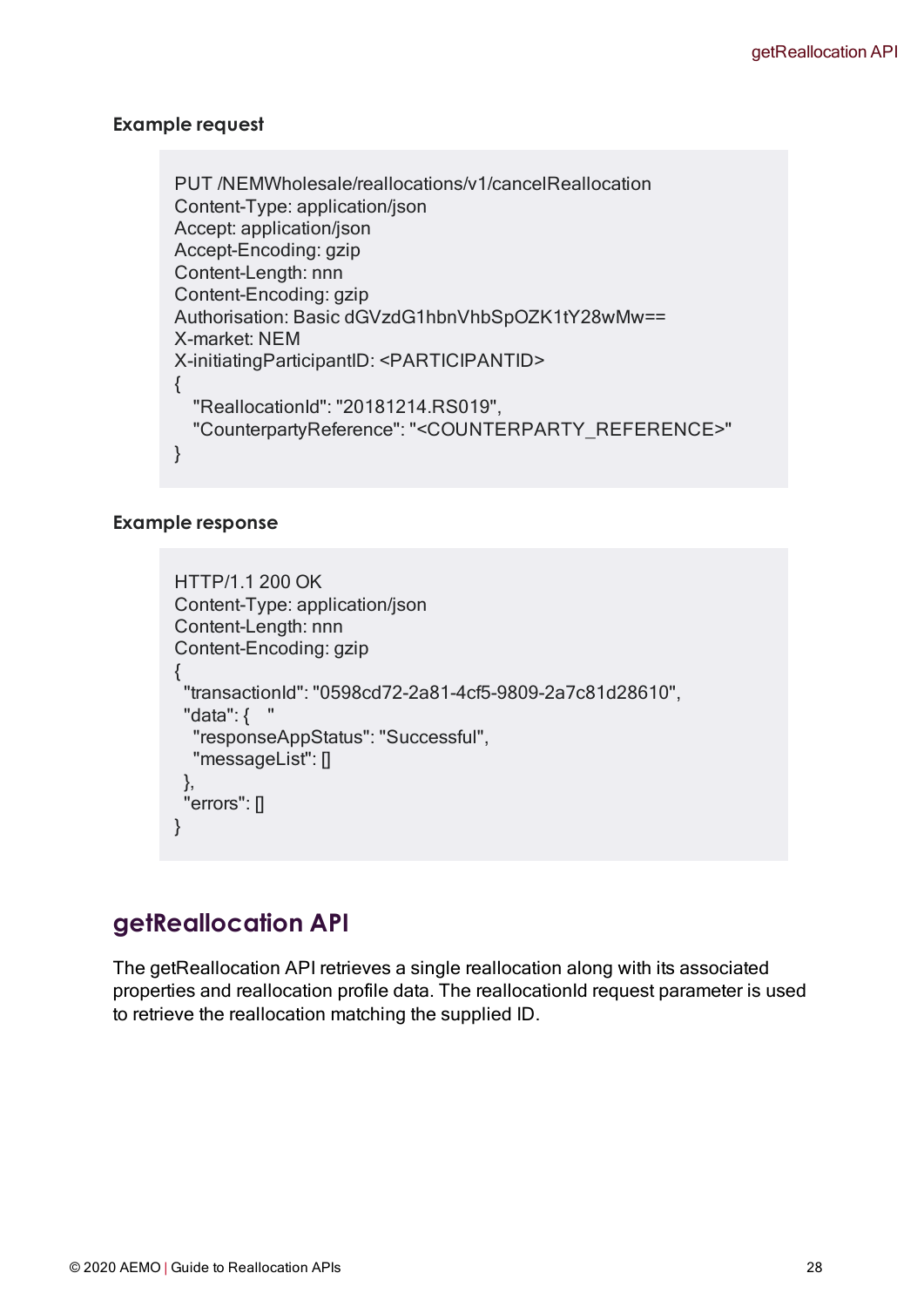#### Example request

```
PUT /NEMWholesale/reallocations/v1/cancelReallocation
Content-Type: application/json
Accept: application/json
Accept-Encoding: gzip
Content-Length: nnn
Content-Encoding: gzip
Authorisation: Basic dGVzdG1hbnVhbSpOZK1tY28wMw==
X-market: NEM
X-initiatingParticipantID: <PARTICIPANTID>
{
   "ReallocationId": "20181214.RS019",
   "CounterpartyReference": "<COUNTERPARTY_REFERENCE>"
}
```

#### Example response

```
HTTP/1.1 200 OK
Content-Type: application/json
Content-Length: nnn
Content-Encoding: gzip
{
  "transactionId": "0598cd72-2a81-4cf5-9809-2a7c81d28610",
  "data": {   "
    "responseAppStatus": "Successful",
    "messageList": []
  },
  "errors": []
}
```

## getReallocation API

The getReallocation API retrieves a single reallocation along with its associated properties and reallocation profile data. The reallocationId request parameter is used to retrieve the reallocation matching the supplied ID.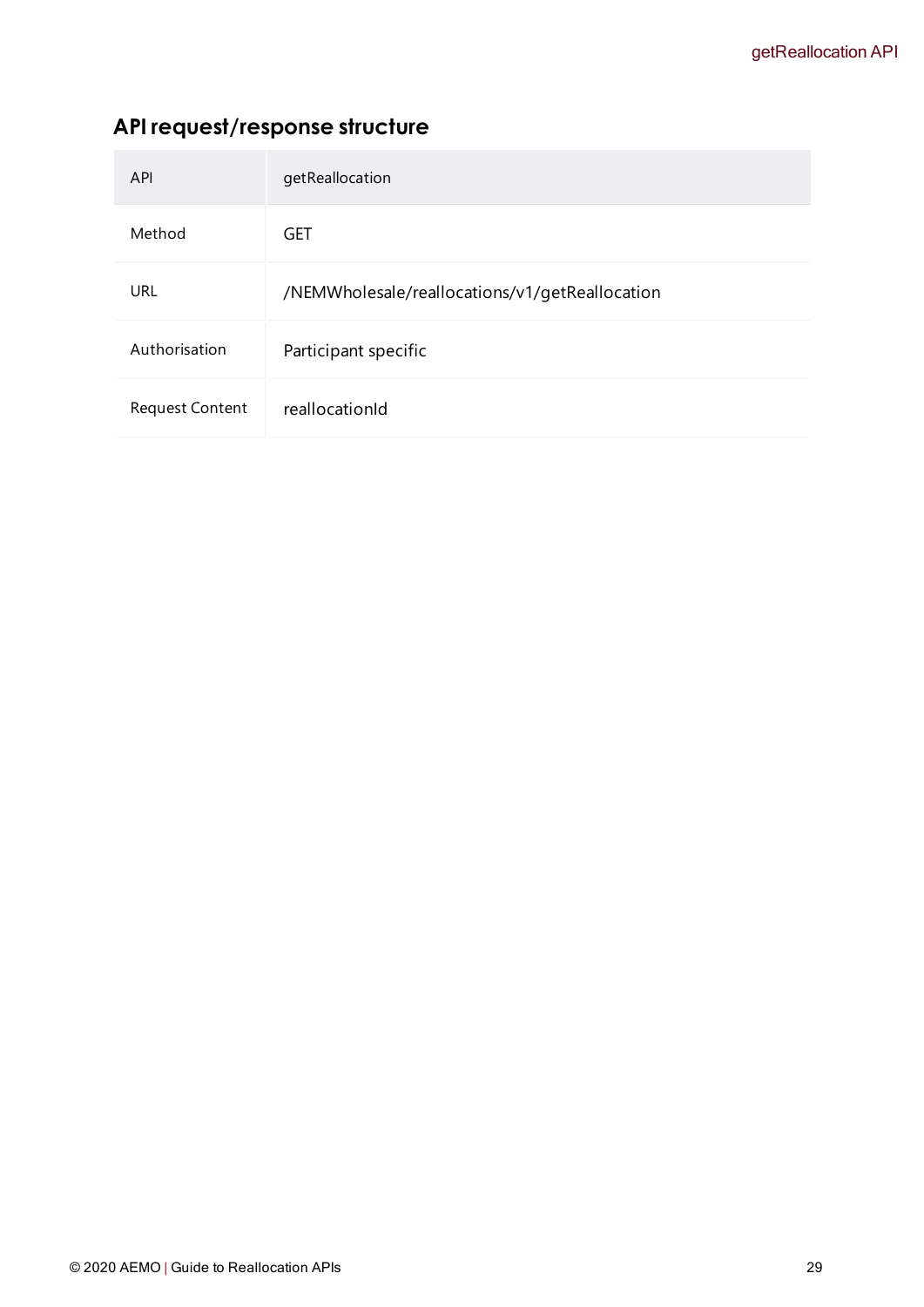## API request/response structure

| API | getReallocation |
| --- | --- |
| Method | GET |
| URL | /NEMWholesale/reallocations/v1/getReallocation |
| Authorisation | Participant specific |
| Request Content | reallocationId |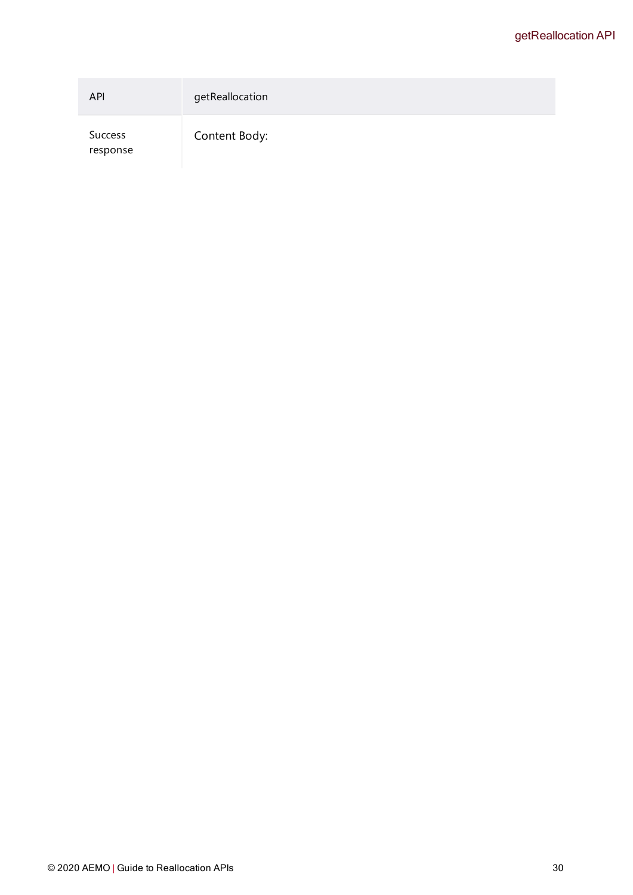| API | getReallocation |
| --- | --- |
| Success response | Content Body: |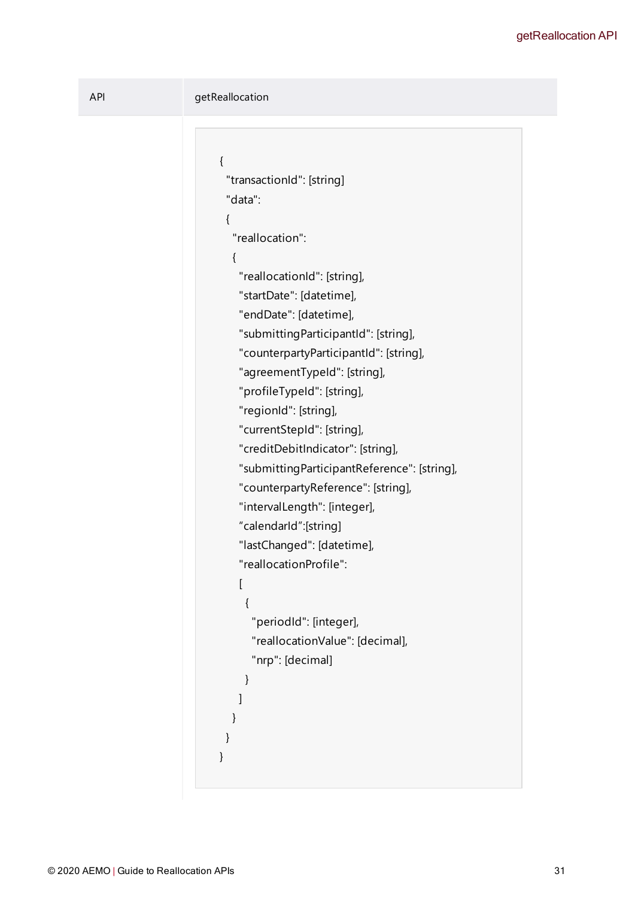| API | getReallocation |
| --- | --- |

```
{
  "transactionId": [string]
  "data":
  {
    "reallocation":
    {
      "reallocationId": [string],
      "startDate": [datetime],
      "endDate": [datetime],
      "submittingParticipantId": [string],
      "counterpartyParticipantId": [string],
      "agreementTypeId": [string],
      "profileTypeId": [string],
      "regionId": [string],
      "currentStepId": [string],
      "creditDebitIndicator": [string],
      "submittingParticipantReference": [string],
      "counterpartyReference": [string],
      "intervalLength": [integer],
      "calendarId":[string]
      "lastChanged": [datetime],
      "reallocationProfile":
      [
        {
          "periodId": [integer],
          "reallocationValue": [decimal],
          "nrp": [decimal]
        }
      ]
    }
  }
}
```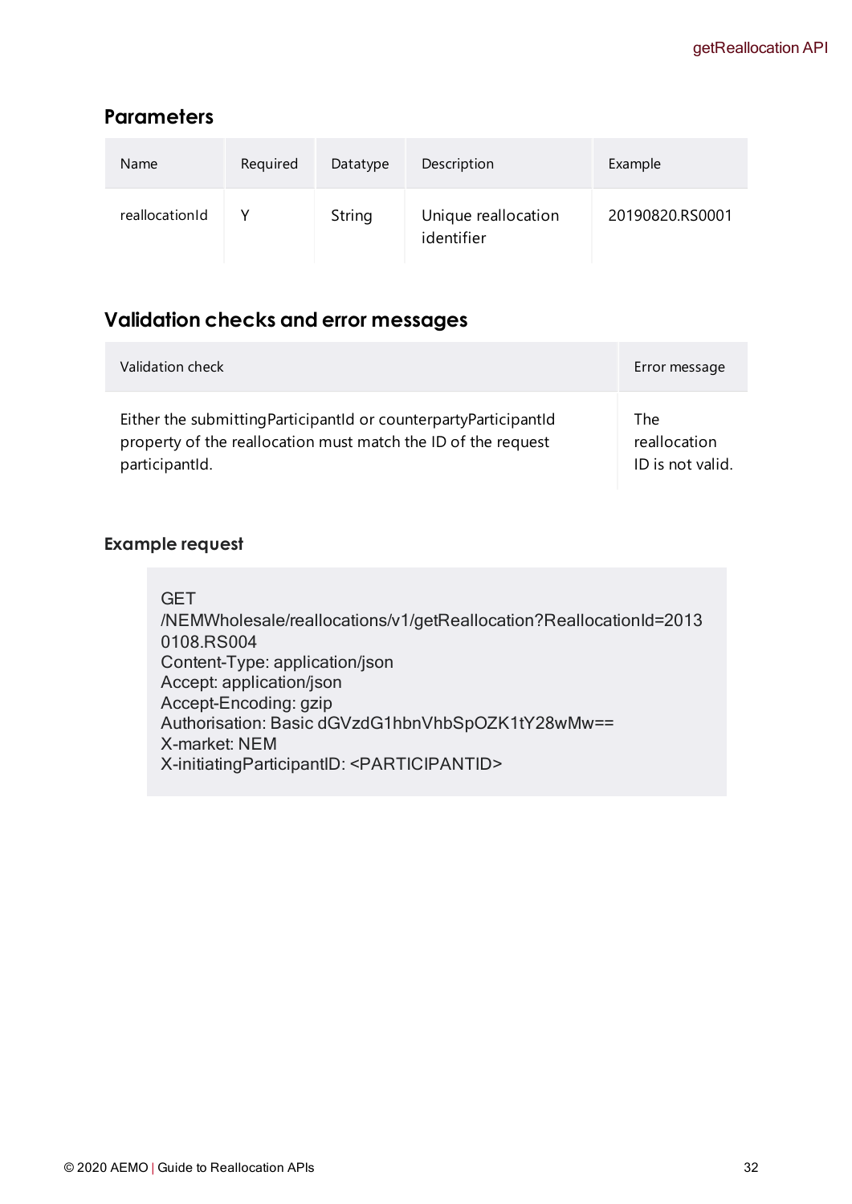## Parameters

| Name | Required | Datatype | Description | Example |
| --- | --- | --- | --- | --- |
| reallocationId | Y | String | Unique reallocation identifier | 20190820.RS0001 |

## Validation checks and error messages

| Validation check | Error message |
| --- | --- |
| Either the submittingParticipantId or counterpartyParticipantId property of the reallocation must match the ID of the request participantId. | The reallocation ID is not valid. |

### Example request

```
GET
/NEMWholesale/reallocations/v1/getReallocation?ReallocationId=2013
0108.RS004
Content-Type: application/json
Accept: application/json
Accept-Encoding: gzip
Authorisation: Basic dGVzdG1hbnVhbSpOZK1tY28wMw==
X-market: NEM
X-initiatingParticipantID: <PARTICIPANTID>
```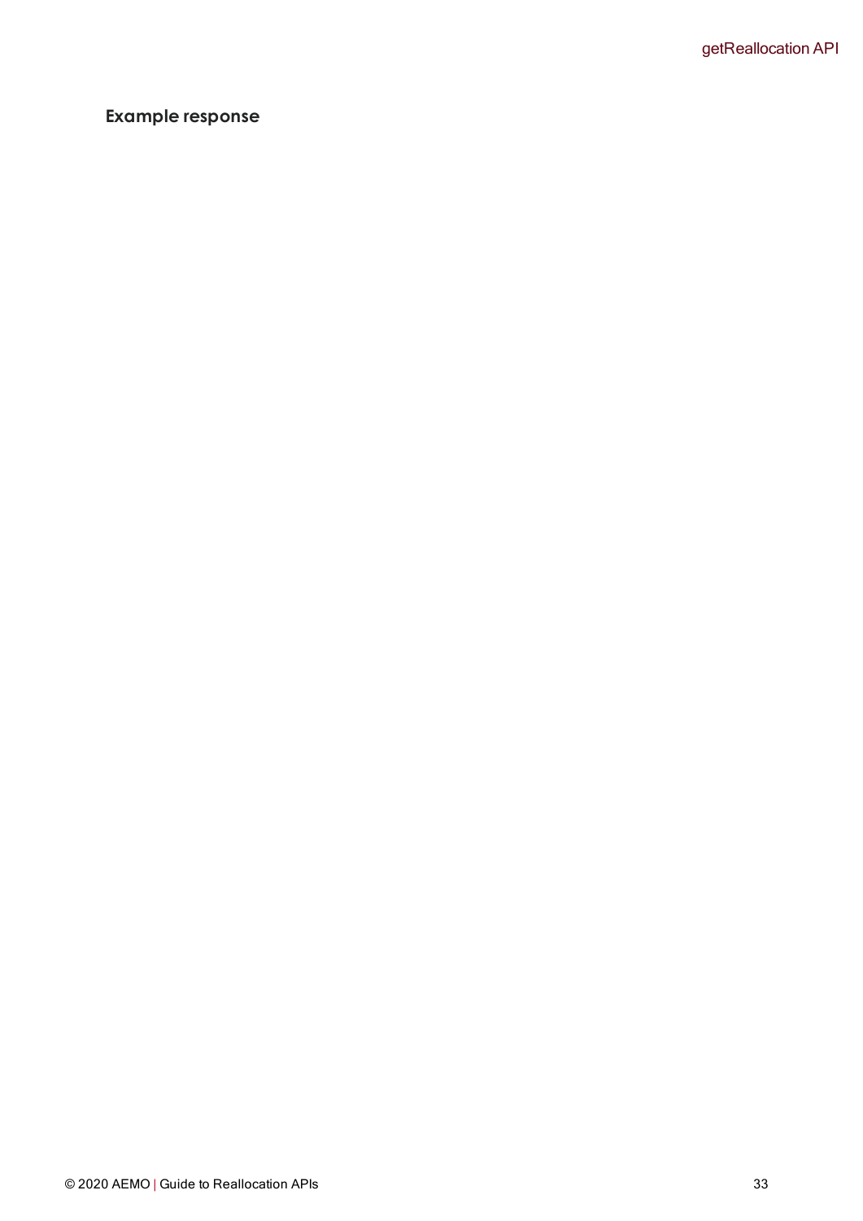### Example response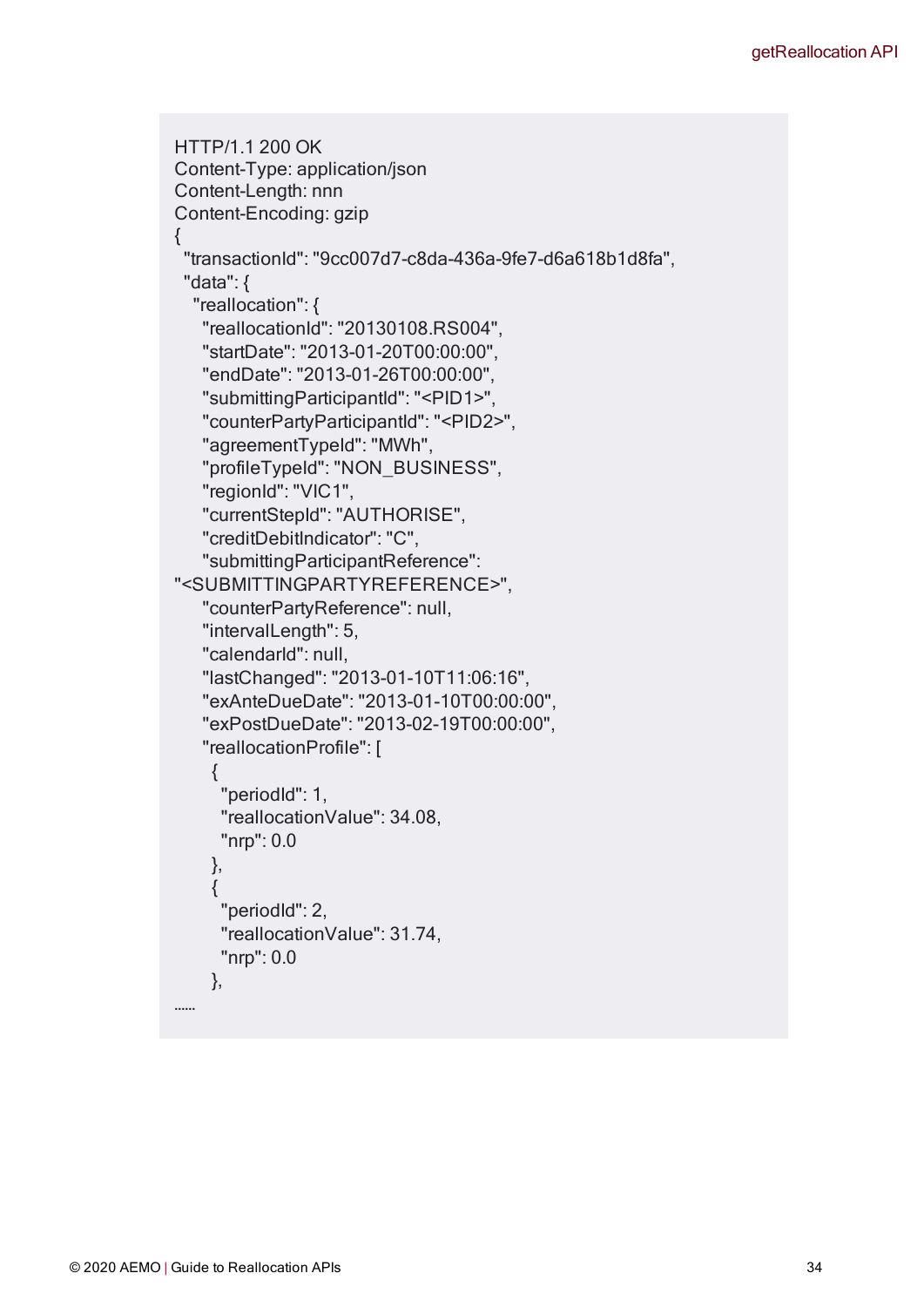```
HTTP/1.1 200 OK
Content-Type: application/json
Content-Length: nnn
Content-Encoding: gzip
{
  "transactionId": "9cc007d7-c8da-436a-9fe7-d6a618b1d8fa",
  "data": {
   "reallocation": {
    "reallocationId": "20130108.RS004",
    "startDate": "2013-01-20T00:00:00",
    "endDate": "2013-01-26T00:00:00",
    "submittingParticipantId": "<PID1>",
    "counterPartyParticipantId": "<PID2>",
    "agreementTypeId": "MWh",
    "profileTypeId": "NON_BUSINESS",
    "regionId": "VIC1",
    "currentStepId": "AUTHORISE",
    "creditDebitIndicator": "C",
    "submittingParticipantReference":
"<SUBMITTINGPARTYREFERENCE>",
    "counterPartyReference": null,
    "intervalLength": 5,
    "calendarId": null,
    "lastChanged": "2013-01-10T11:06:16",
    "exAnteDueDate": "2013-01-10T00:00:00",
    "exPostDueDate": "2013-02-19T00:00:00",
    "reallocationProfile": [
     {
      "periodId": 1,
      "reallocationValue": 34.08,
      "nrp": 0.0
     },
     {
      "periodId": 2,
      "reallocationValue": 31.74,
      "nrp": 0.0
     },
......
```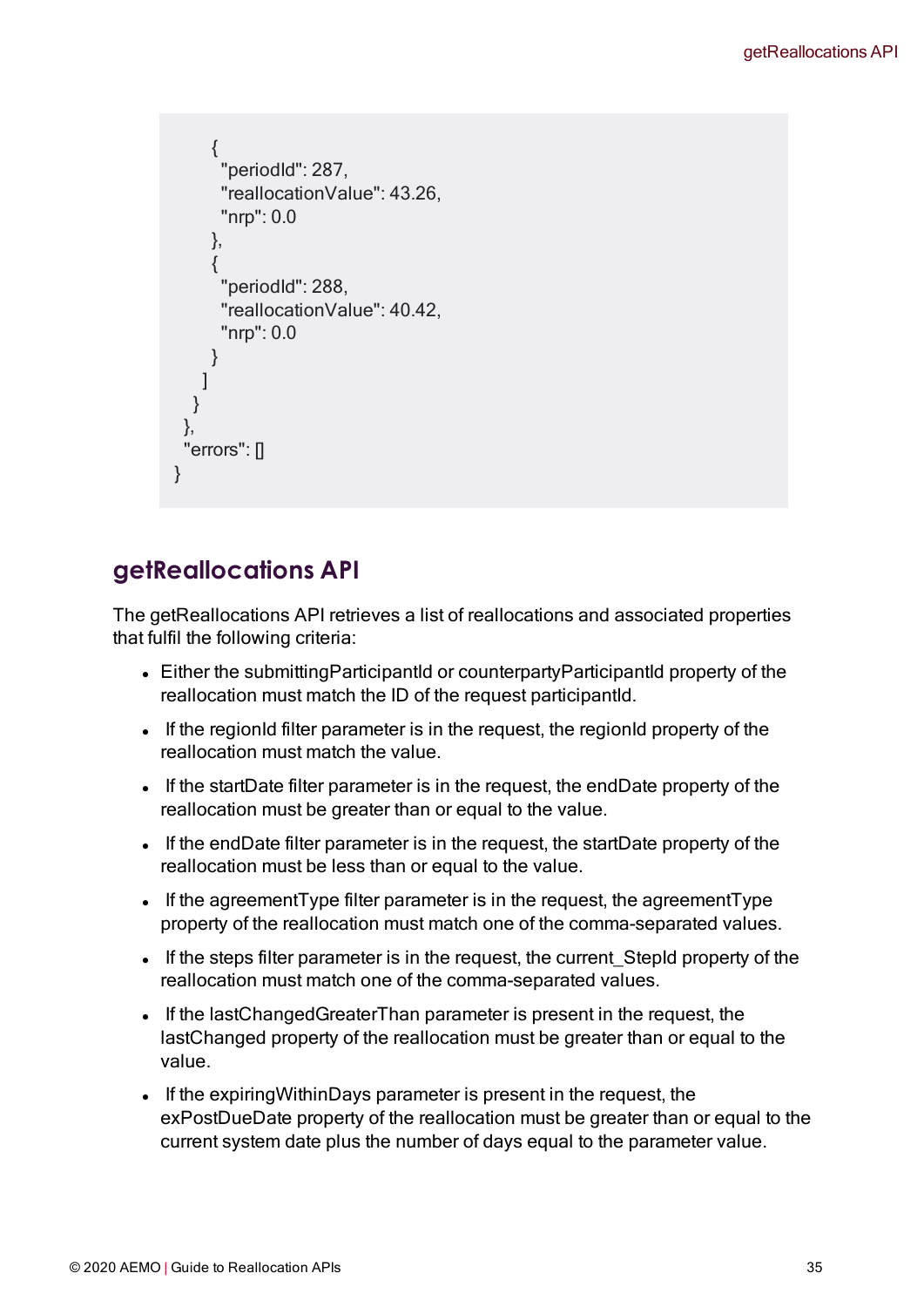```
      {
        "periodId": 287,
        "reallocationValue": 43.26,
        "nrp": 0.0
      },
      {
        "periodId": 288,
        "reallocationValue": 40.42,
        "nrp": 0.0
      }
     ]
    }
  },
  "errors": []
}
```

## getReallocations API

The getReallocations API retrieves a list of reallocations and associated properties that fulfil the following criteria:

- Either the submittingParticipantId or counterpartyParticipantId property of the reallocation must match the ID of the request participantId.
- If the regionId filter parameter is in the request, the regionId property of the reallocation must match the value.
- If the startDate filter parameter is in the request, the endDate property of the reallocation must be greater than or equal to the value.
- If the endDate filter parameter is in the request, the startDate property of the reallocation must be less than or equal to the value.
- If the agreementType filter parameter is in the request, the agreementType property of the reallocation must match one of the comma-separated values.
- If the steps filter parameter is in the request, the current_StepId property of the reallocation must match one of the comma-separated values.
- If the lastChangedGreaterThan parameter is present in the request, the lastChanged property of the reallocation must be greater than or equal to the value.
- If the expiringWithinDays parameter is present in the request, the exPostDueDate property of the reallocation must be greater than or equal to the current system date plus the number of days equal to the parameter value.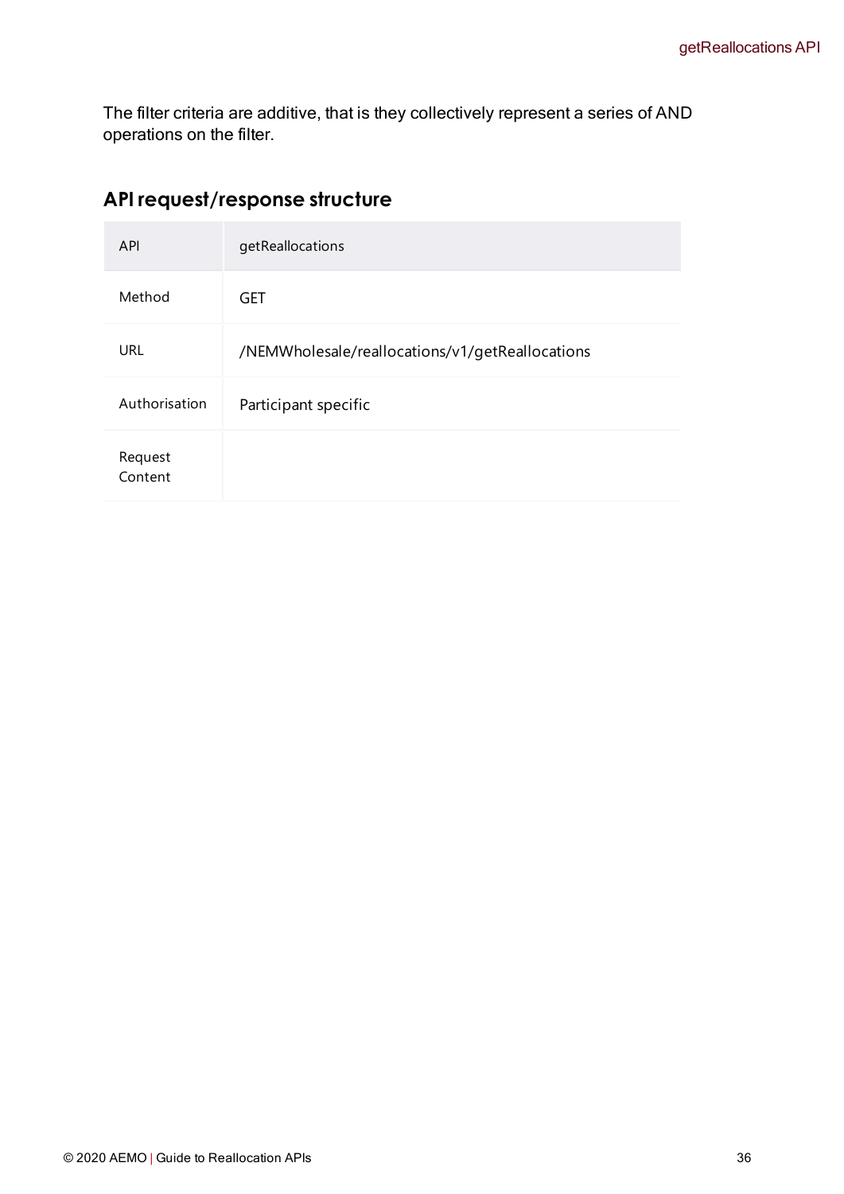The filter criteria are additive, that is they collectively represent a series of AND operations on the filter.

## API request/response structure

| API | getReallocations |
|---|---|
| Method | GET |
| URL | /NEMWholesale/reallocations/v1/getReallocations |
| Authorisation | Participant specific |
| Request Content | |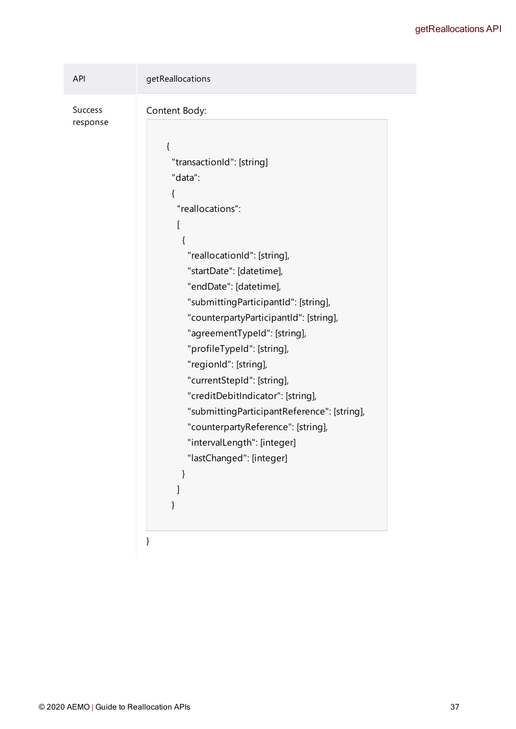| API | getReallocations |
| --- | --- |
| Success response | Content Body: <br> ```<br>{<br>  "transactionId": [string]<br>  "data":<br>  {<br>    "reallocations":<br>    [<br>      {<br>        "reallocationId": [string],<br>        "startDate": [datetime],<br>        "endDate": [datetime],<br>        "submittingParticipantId": [string],<br>        "counterpartyParticipantId": [string],<br>        "agreementTypeId": [string],<br>        "profileTypeId": [string],<br>        "regionId": [string],<br>        "currentStepId": [string],<br>        "creditDebitIndicator": [string],<br>        "submittingParticipantReference": [string],<br>        "counterpartyReference": [string],<br>        "intervalLength": [integer]<br>        "lastChanged": [integer]<br>      }<br>    ]<br>  }<br>```<br>} |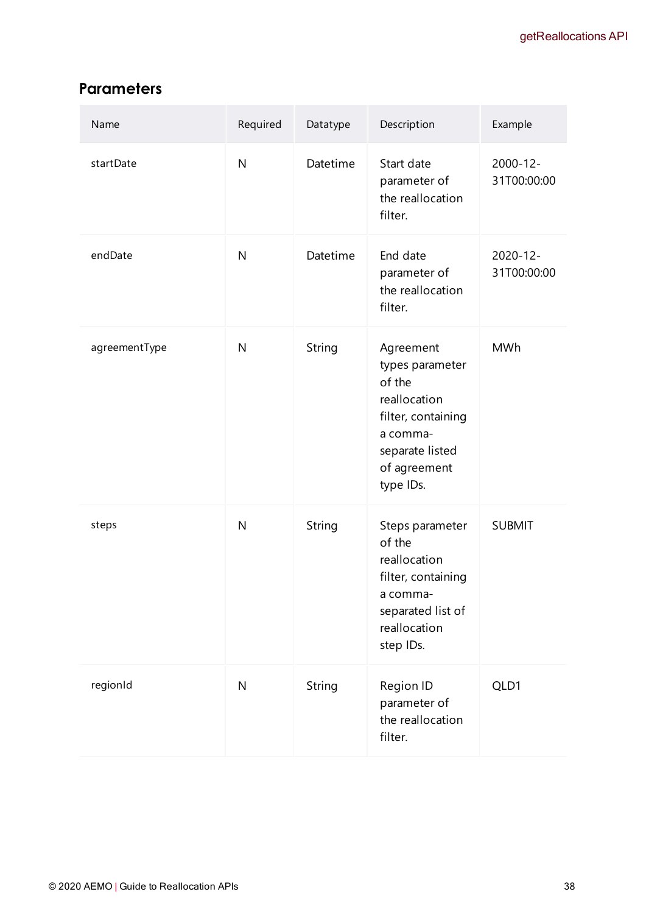## Parameters

| Name | Required | Datatype | Description | Example |
| --- | --- | --- | --- | --- |
| startDate | N | Datetime | Start date parameter of the reallocation filter. | 2000-12-31T00:00:00 |
| endDate | N | Datetime | End date parameter of the reallocation filter. | 2020-12-31T00:00:00 |
| agreementType | N | String | Agreement types parameter of the reallocation filter, containing a comma-separate listed of agreement type IDs. | MWh |
| steps | N | String | Steps parameter of the reallocation filter, containing a comma-separated list of reallocation step IDs. | SUBMIT |
| regionId | N | String | Region ID parameter of the reallocation filter. | QLD1 |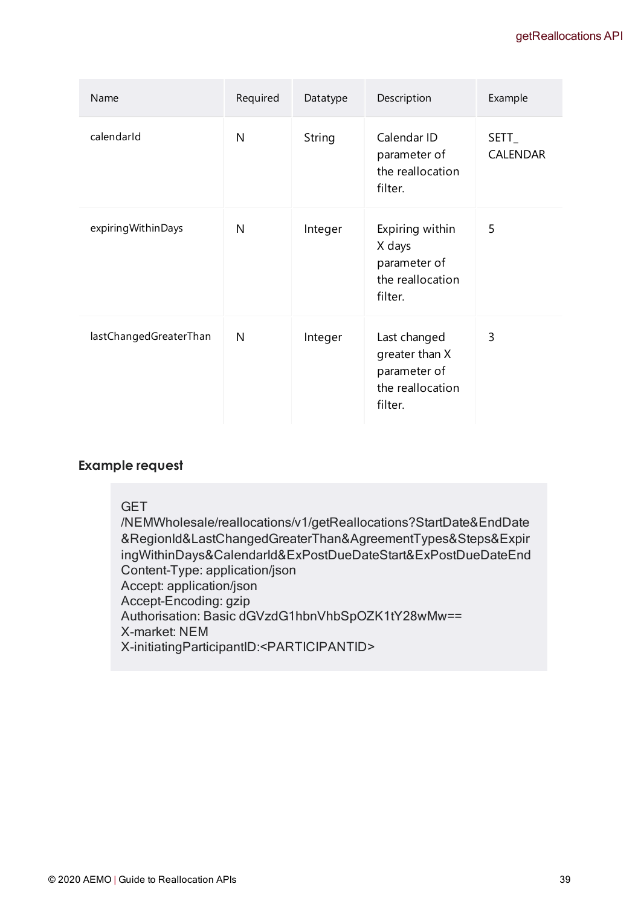| Name | Required | Datatype | Description | Example |
| --- | --- | --- | --- | --- |
| calendarId | N | String | Calendar ID parameter of the reallocation filter. | SETT_ CALENDAR |
| expiringWithinDays | N | Integer | Expiring within X days parameter of the reallocation filter. | 5 |
| lastChangedGreaterThan | N | Integer | Last changed greater than X parameter of the reallocation filter. | 3 |

### Example request

```
GET
/NEMWholesale/reallocations/v1/getReallocations?StartDate&EndDate
&RegionId&LastChangedGreaterThan&AgreementTypes&Steps&Expir
ingWithinDays&CalendarId&ExPostDueDateStart&ExPostDueDateEnd
Content-Type: application/json
Accept: application/json
Accept-Encoding: gzip
Authorisation: Basic dGVzdG1hbnVhbSpOZK1tY28wMw==
X-market: NEM
X-initiatingParticipantID:<PARTICIPANTID>
```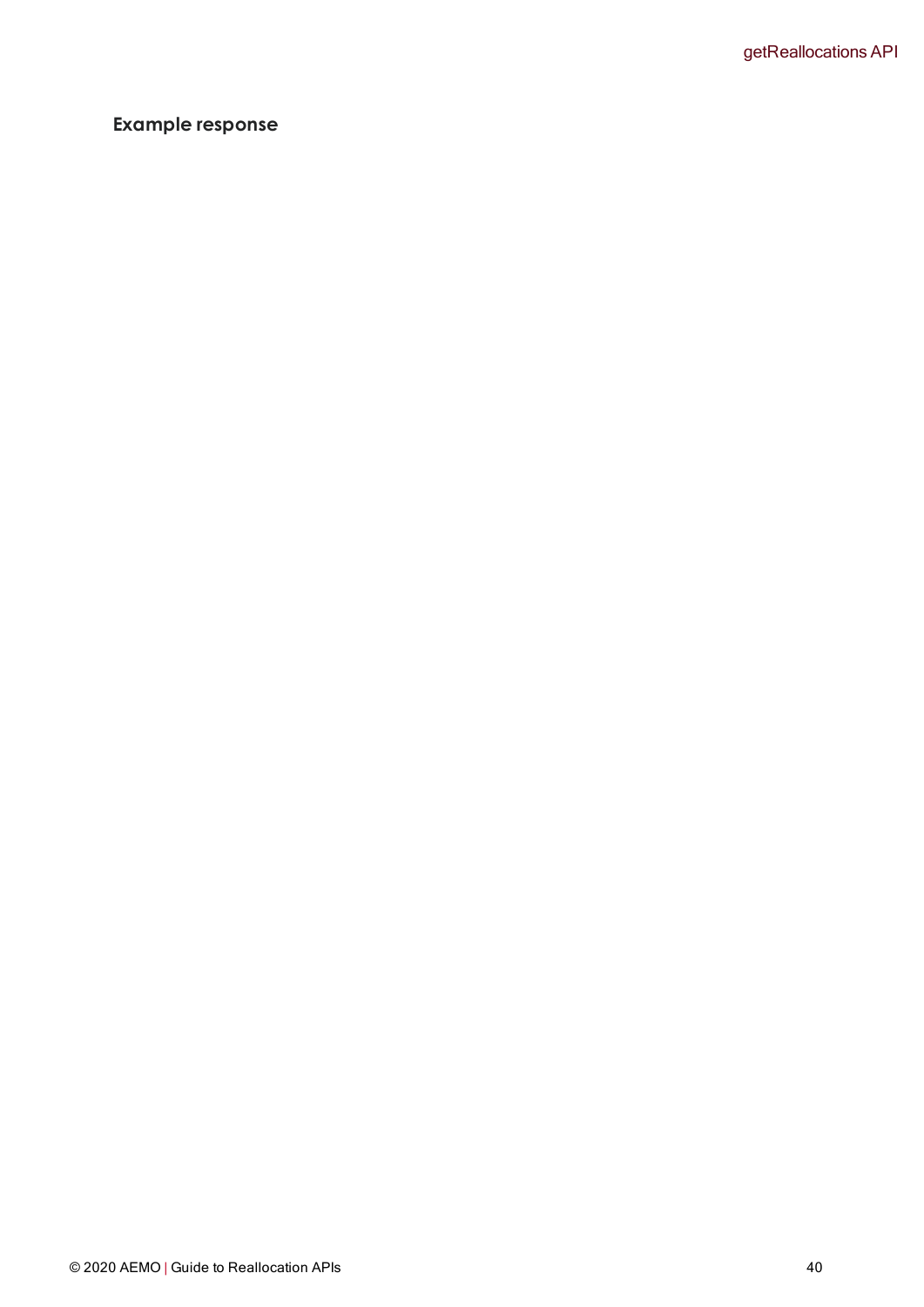### Example response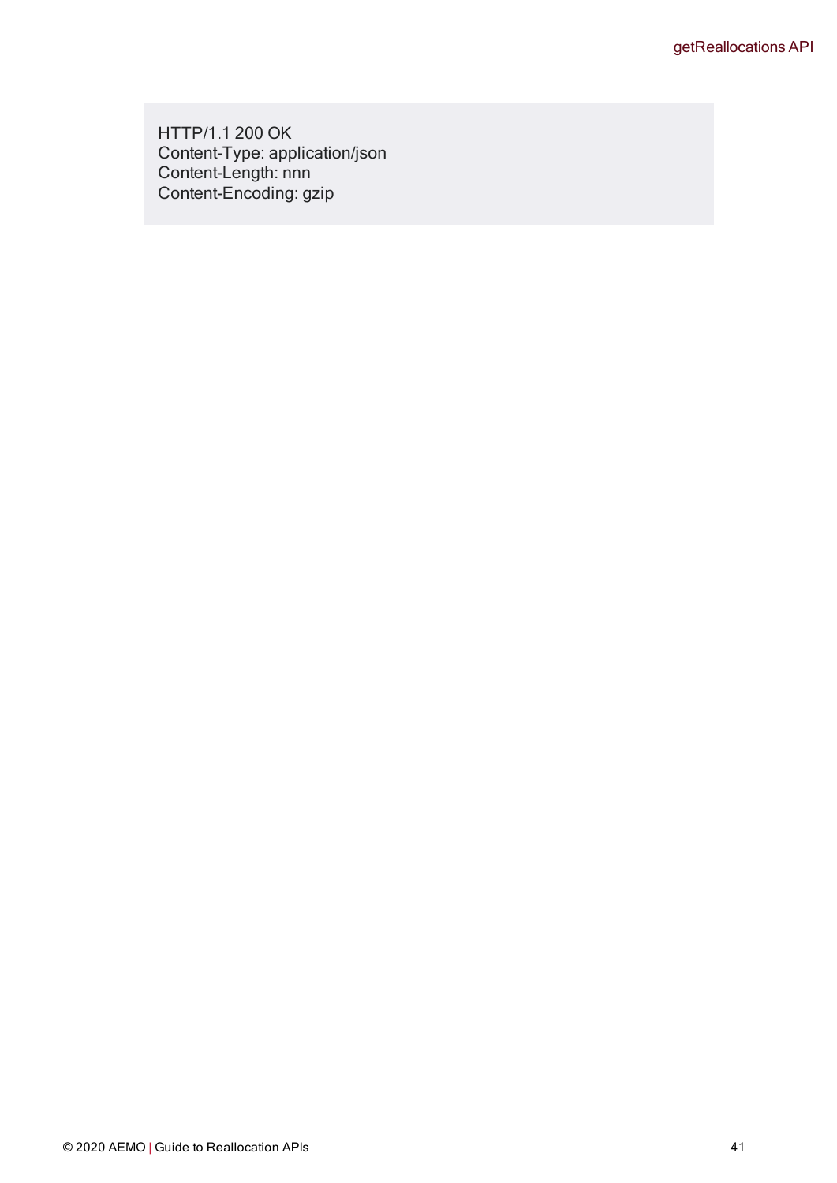```
HTTP/1.1 200 OK
Content-Type: application/json
Content-Length: nnn
Content-Encoding: gzip
```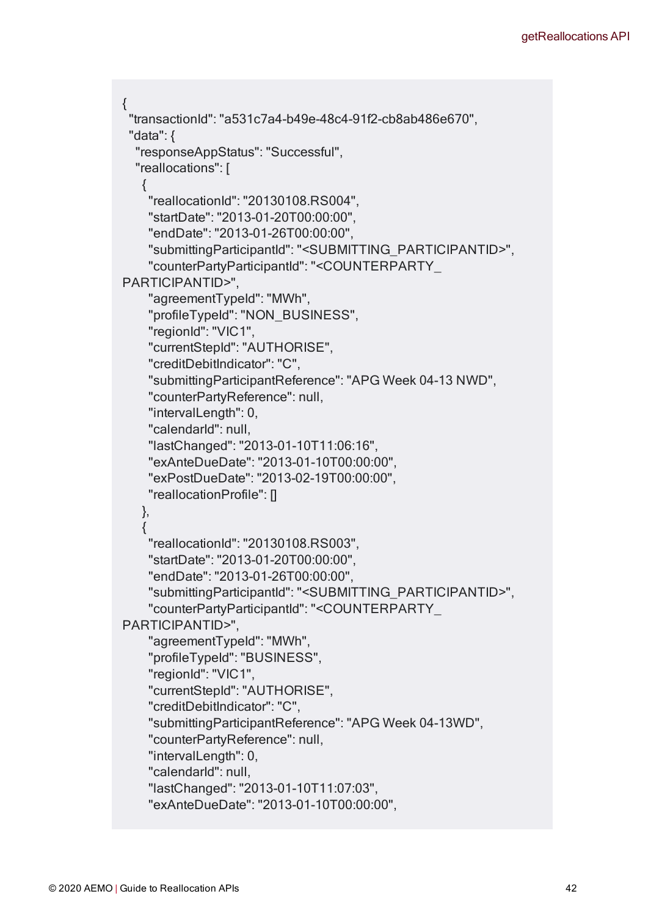```
{
  "transactionId": "a531c7a4-b49e-48c4-91f2-cb8ab486e670",
  "data": {
   "responseAppStatus": "Successful",
   "reallocations": [
    {
     "reallocationId": "20130108.RS004",
     "startDate": "2013-01-20T00:00:00",
     "endDate": "2013-01-26T00:00:00",
     "submittingParticipantId": "<SUBMITTING_PARTICIPANTID>",
     "counterPartyParticipantId": "<COUNTERPARTY_
PARTICIPANTID>",
     "agreementTypeId": "MWh",
     "profileTypeId": "NON_BUSINESS",
     "regionId": "VIC1",
     "currentStepId": "AUTHORISE",
     "creditDebitIndicator": "C",
     "submittingParticipantReference": "APG Week 04-13 NWD",
     "counterPartyReference": null,
     "intervalLength": 0,
     "calendarId": null,
     "lastChanged": "2013-01-10T11:06:16",
     "exAnteDueDate": "2013-01-10T00:00:00",
     "exPostDueDate": "2013-02-19T00:00:00",
     "reallocationProfile": []
    },
    {
     "reallocationId": "20130108.RS003",
     "startDate": "2013-01-20T00:00:00",
     "endDate": "2013-01-26T00:00:00",
     "submittingParticipantId": "<SUBMITTING_PARTICIPANTID>",
     "counterPartyParticipantId": "<COUNTERPARTY_
PARTICIPANTID>",
     "agreementTypeId": "MWh",
     "profileTypeId": "BUSINESS",
     "regionId": "VIC1",
     "currentStepId": "AUTHORISE",
     "creditDebitIndicator": "C",
     "submittingParticipantReference": "APG Week 04-13WD",
     "counterPartyReference": null,
     "intervalLength": 0,
     "calendarId": null,
     "lastChanged": "2013-01-10T11:07:03",
     "exAnteDueDate": "2013-01-10T00:00:00",
```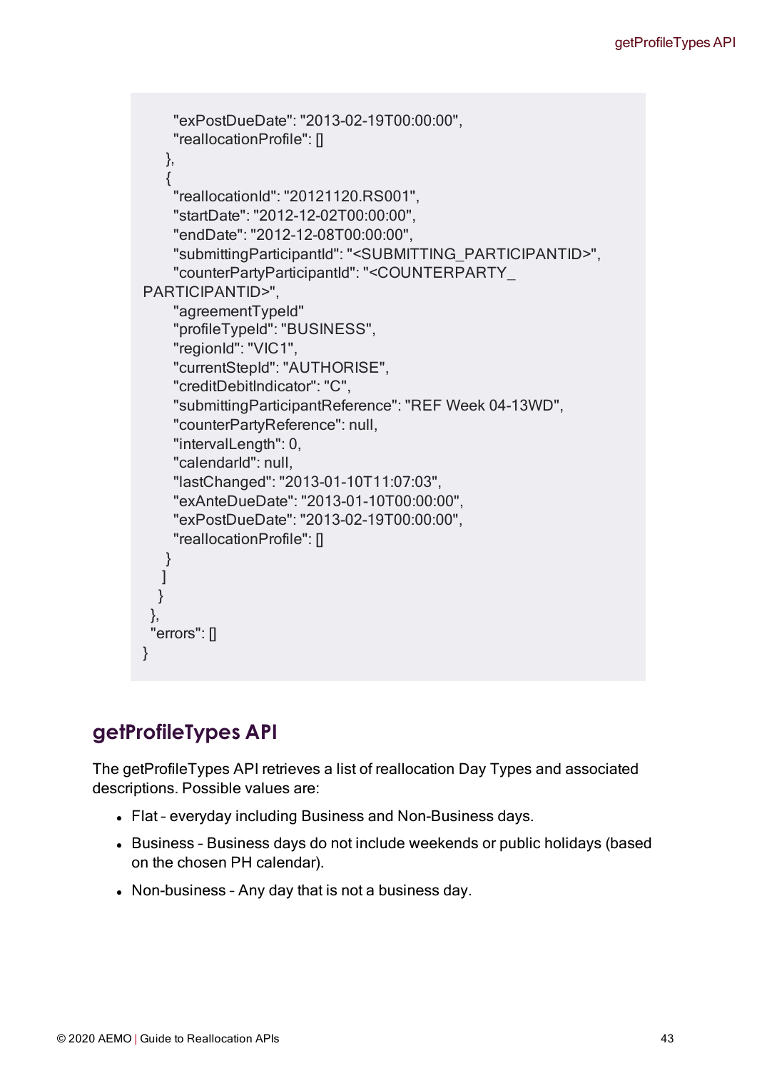```
      "exPostDueDate": "2013-02-19T00:00:00",
      "reallocationProfile": []
    },
    {
      "reallocationId": "20121120.RS001",
      "startDate": "2012-12-02T00:00:00",
      "endDate": "2012-12-08T00:00:00",
      "submittingParticipantId": "<SUBMITTING_PARTICIPANTID>",
      "counterPartyParticipantId": "<COUNTERPARTY_
PARTICIPANTID>",
      "agreementTypeId"
      "profileTypeId": "BUSINESS",
      "regionId": "VIC1",
      "currentStepId": "AUTHORISE",
      "creditDebitIndicator": "C",
      "submittingParticipantReference": "REF Week 04-13WD",
      "counterPartyReference": null,
      "intervalLength": 0,
      "calendarId": null,
      "lastChanged": "2013-01-10T11:07:03",
      "exAnteDueDate": "2013-01-10T00:00:00",
      "exPostDueDate": "2013-02-19T00:00:00",
      "reallocationProfile": []
    }
   ]
  }
 },
 "errors": []
}
```

## getProfileTypes API

The getProfileTypes API retrieves a list of reallocation Day Types and associated descriptions. Possible values are:

- Flat – everyday including Business and Non-Business days.
- Business – Business days do not include weekends or public holidays (based on the chosen PH calendar).
- Non-business – Any day that is not a business day.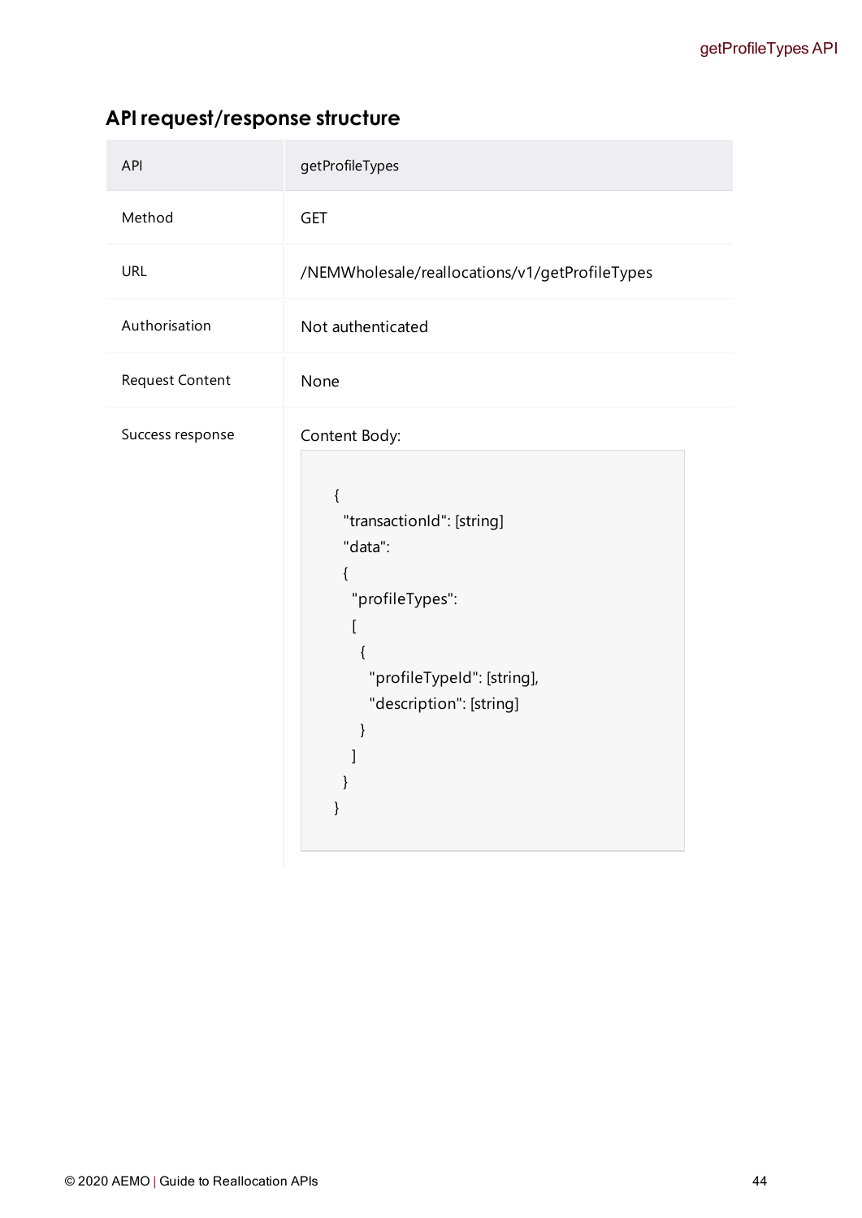## API request/response structure

| API | getProfileTypes |
| --- | --- |
| Method | GET |
| URL | /NEMWholesale/reallocations/v1/getProfileTypes |
| Authorisation | Not authenticated |
| Request Content | None |
| Success response | Content Body: (see below) |

```
{
  "transactionId": [string]
  "data":
  {
    "profileTypes":
    [
      {
        "profileTypeId": [string],
        "description": [string]
      }
    ]
  }
}
```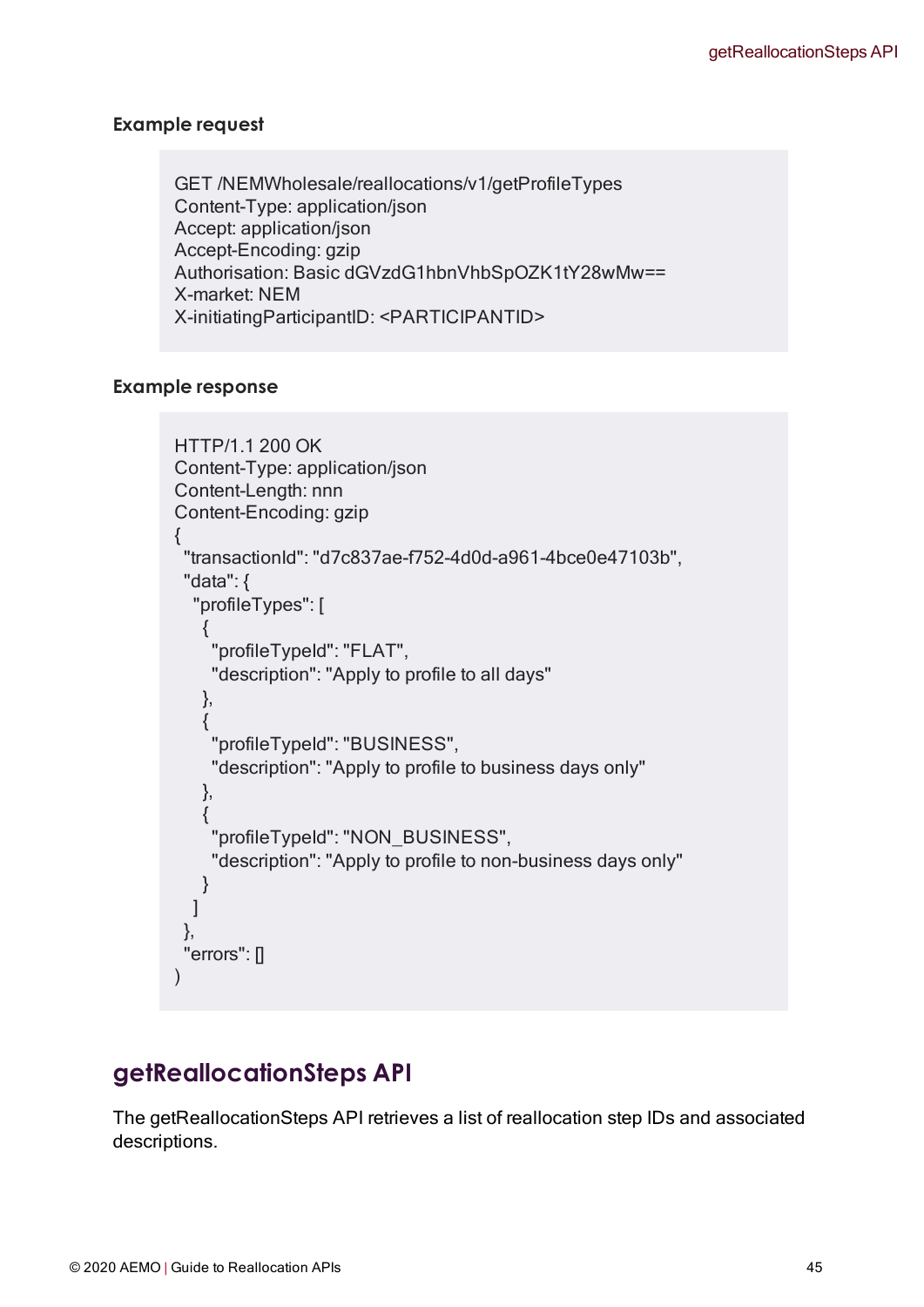### Example request

```
GET /NEMWholesale/reallocations/v1/getProfileTypes
Content-Type: application/json
Accept: application/json
Accept-Encoding: gzip
Authorisation: Basic dGVzdG1hbnVhbSpOZK1tY28wMw==
X-market: NEM
X-initiatingParticipantID: <PARTICIPANTID>
```

### Example response

```
HTTP/1.1 200 OK
Content-Type: application/json
Content-Length: nnn
Content-Encoding: gzip
{
 "transactionId": "d7c837ae-f752-4d0d-a961-4bce0e47103b",
 "data": {
  "profileTypes": [
   {
    "profileTypeId": "FLAT",
    "description": "Apply to profile to all days"
   },
   {
    "profileTypeId": "BUSINESS",
    "description": "Apply to profile to business days only"
   },
   {
    "profileTypeId": "NON_BUSINESS",
    "description": "Apply to profile to non-business days only"
   }
  ]
 },
 "errors": []
)
```

## getReallocationSteps API

The getReallocationSteps API retrieves a list of reallocation step IDs and associated descriptions.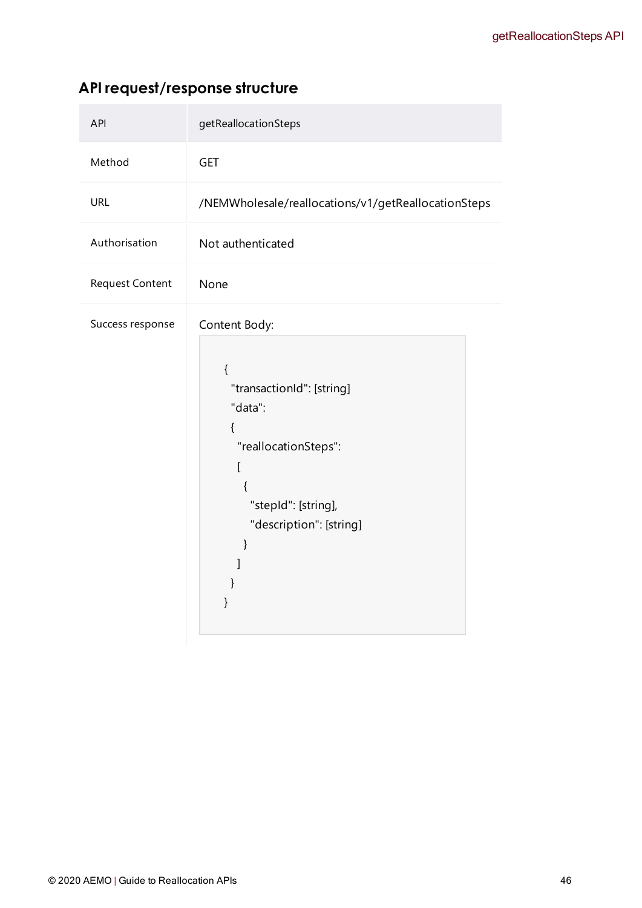## API request/response structure

| API | getReallocationSteps |
| --- | --- |
| Method | GET |
| URL | /NEMWholesale/reallocations/v1/getReallocationSteps |
| Authorisation | Not authenticated |
| Request Content | None |
| Success response | Content Body: |

```
{
  "transactionId": [string]
  "data":
  {
    "reallocationSteps":
    [
      {
        "stepId": [string],
        "description": [string]
      }
    ]
  }
}
```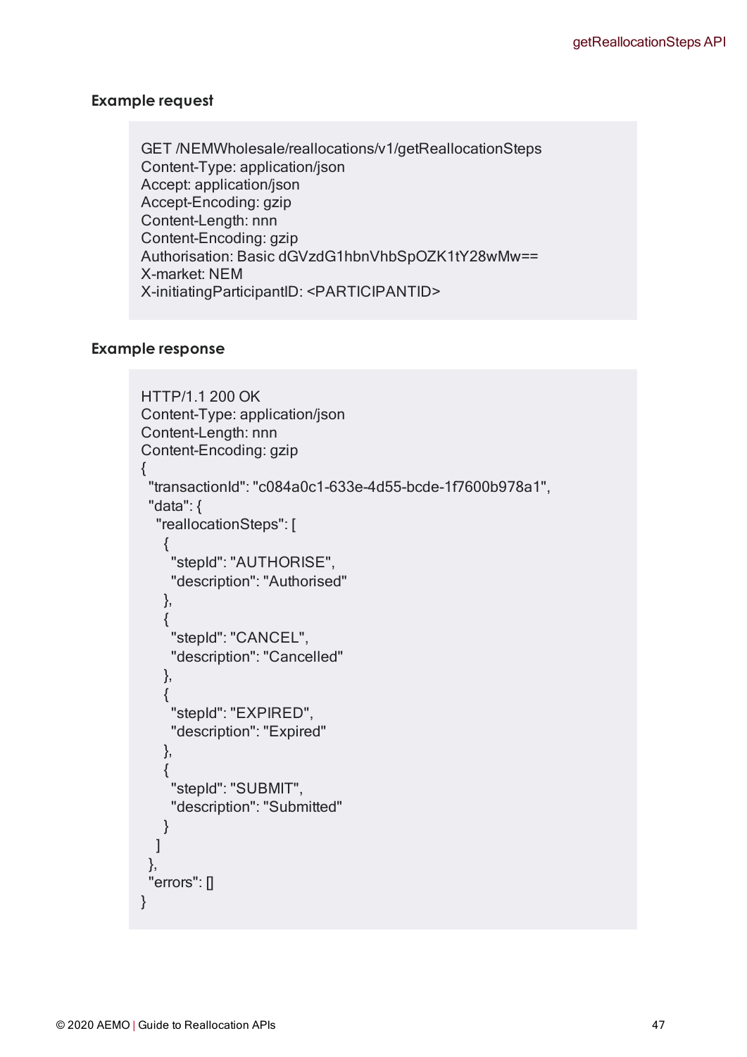### Example request

```
GET /NEMWholesale/reallocations/v1/getReallocationSteps
Content-Type: application/json
Accept: application/json
Accept-Encoding: gzip
Content-Length: nnn
Content-Encoding: gzip
Authorisation: Basic dGVzdG1hbnVhbSpOZK1tY28wMw==
X-market: NEM
X-initiatingParticipantID: <PARTICIPANTID>
```

### Example response

```
HTTP/1.1 200 OK
Content-Type: application/json
Content-Length: nnn
Content-Encoding: gzip
{
  "transactionId": "c084a0c1-633e-4d55-bcde-1f7600b978a1",
  "data": {
    "reallocationSteps": [
      {
        "stepId": "AUTHORISE",
        "description": "Authorised"
      },
      {
        "stepId": "CANCEL",
        "description": "Cancelled"
      },
      {
        "stepId": "EXPIRED",
        "description": "Expired"
      },
      {
        "stepId": "SUBMIT",
        "description": "Submitted"
      }
    ]
  },
  "errors": []
}
```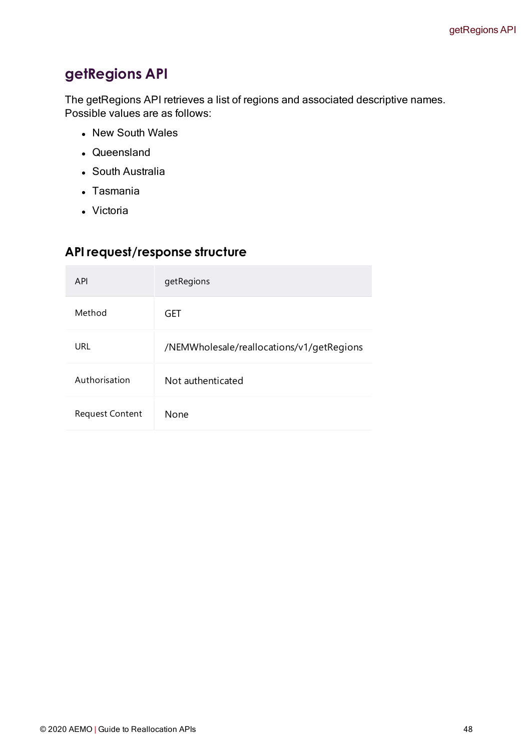## getRegions API

The getRegions API retrieves a list of regions and associated descriptive names. Possible values are as follows:

- New South Wales
- Queensland
- South Australia
- Tasmania
- Victoria

### API request/response structure

| API | getRegions |
|---|---|
| Method | GET |
| URL | /NEMWholesale/reallocations/v1/getRegions |
| Authorisation | Not authenticated |
| Request Content | None |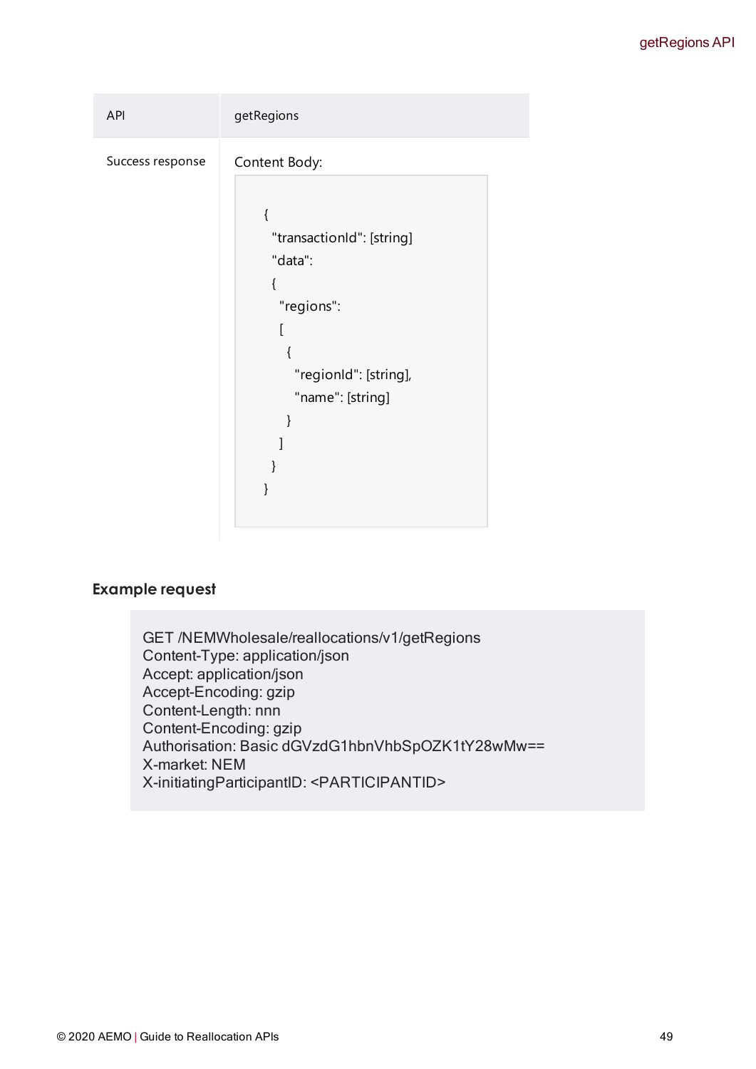| API | getRegions |
| --- | --- |
| Success response | Content Body:<br>```<br>{<br>  "transactionId": [string]<br>  "data":<br>  {<br>    "regions":<br>    [<br>      {<br>        "regionId": [string],<br>        "name": [string]<br>      }<br>    ]<br>  }<br>}<br>``` |

### Example request

```
GET /NEMWholesale/reallocations/v1/getRegions
Content-Type: application/json
Accept: application/json
Accept-Encoding: gzip
Content-Length: nnn
Content-Encoding: gzip
Authorisation: Basic dGVzdG1hbnVhbSpOZK1tY28wMw==
X-market: NEM
X-initiatingParticipantID: <PARTICIPANTID>
```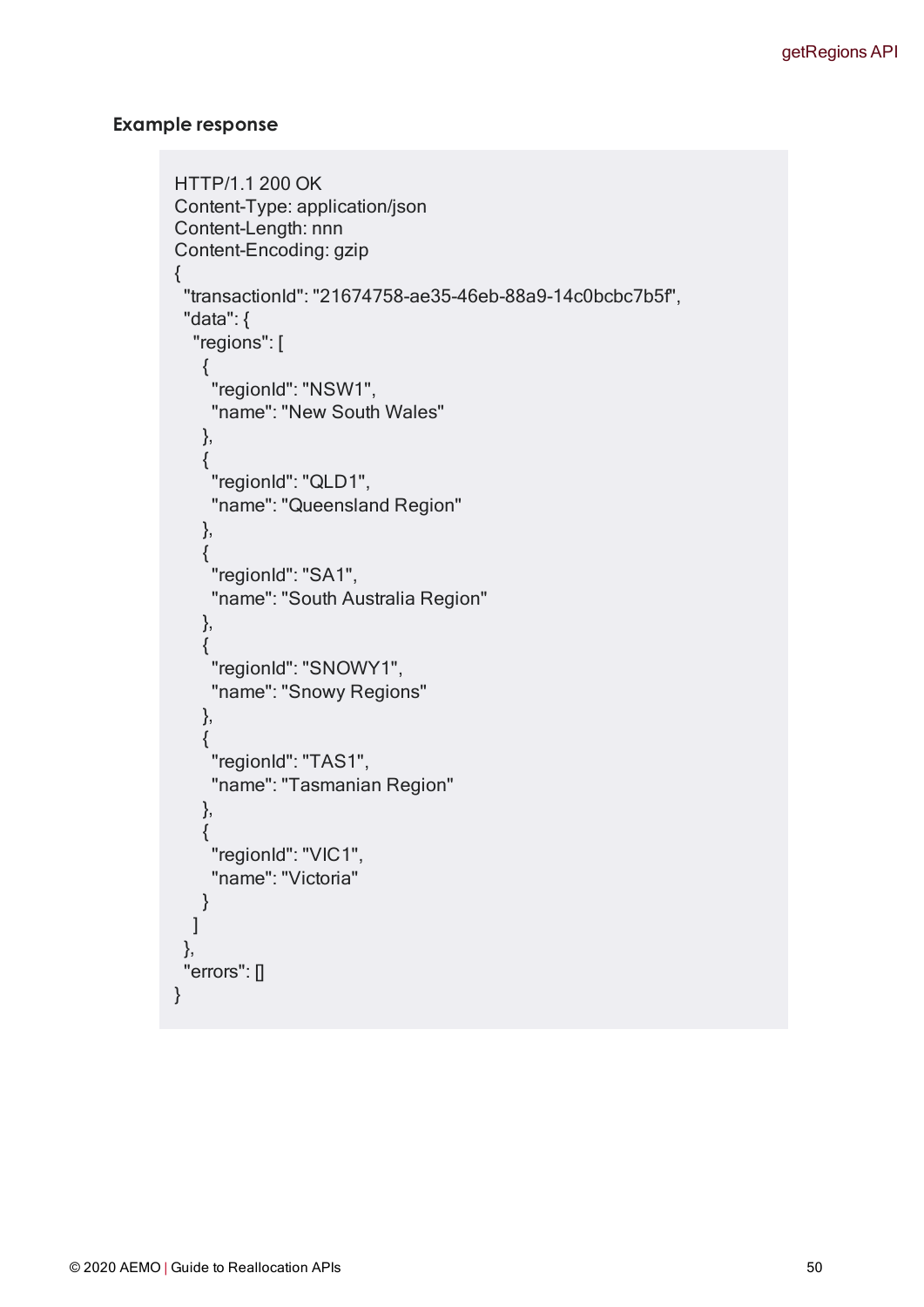### Example response

```
HTTP/1.1 200 OK
Content-Type: application/json
Content-Length: nnn
Content-Encoding: gzip
{
  "transactionId": "21674758-ae35-46eb-88a9-14c0bcbc7b5f",
  "data": {
    "regions": [
      {
        "regionId": "NSW1",
        "name": "New South Wales"
      },
      {
        "regionId": "QLD1",
        "name": "Queensland Region"
      },
      {
        "regionId": "SA1",
        "name": "South Australia Region"
      },
      {
        "regionId": "SNOWY1",
        "name": "Snowy Regions"
      },
      {
        "regionId": "TAS1",
        "name": "Tasmanian Region"
      },
      {
        "regionId": "VIC1",
        "name": "Victoria"
      }
    ]
  },
  "errors": []
}
```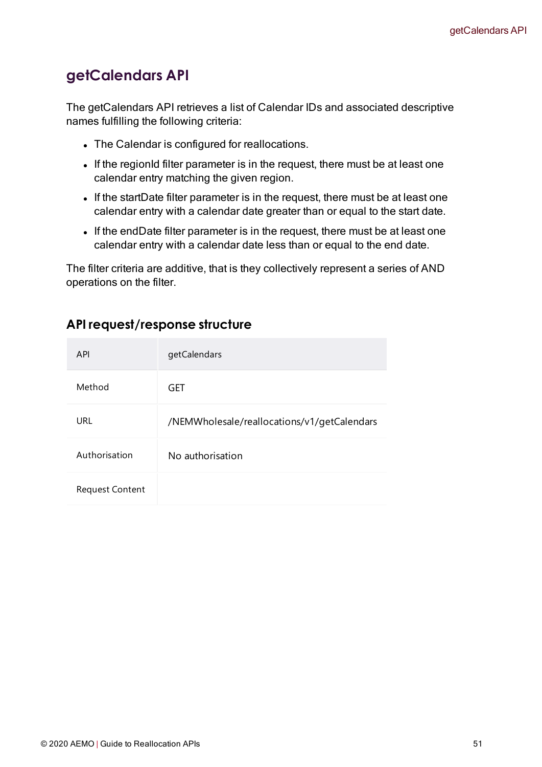# getCalendars API

The getCalendars API retrieves a list of Calendar IDs and associated descriptive names fulfilling the following criteria:

- The Calendar is configured for reallocations.
- If the regionId filter parameter is in the request, there must be at least one calendar entry matching the given region.
- If the startDate filter parameter is in the request, there must be at least one calendar entry with a calendar date greater than or equal to the start date.
- If the endDate filter parameter is in the request, there must be at least one calendar entry with a calendar date less than or equal to the end date.

The filter criteria are additive, that is they collectively represent a series of AND operations on the filter.

## API request/response structure

| API | getCalendars |
|---|---|
| Method | GET |
| URL | /NEMWholesale/reallocations/v1/getCalendars |
| Authorisation | No authorisation |
| Request Content | |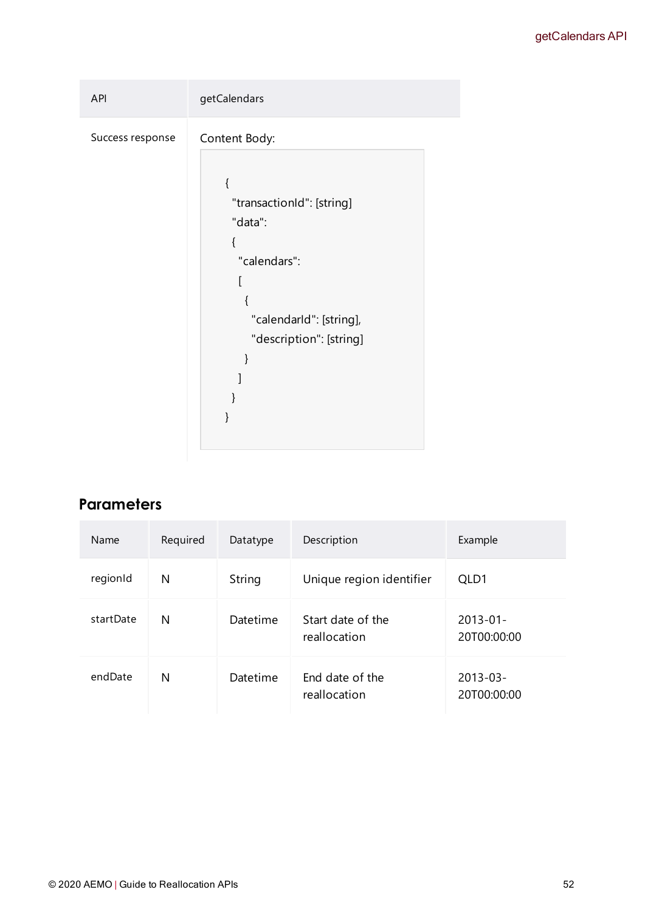| API | getCalendars |
| --- | --- |
| Success response | Content Body: |

```
{
  "transactionId": [string]
  "data":
  {
    "calendars":
    [
      {
        "calendarId": [string],
        "description": [string]
      }
    ]
  }
}
```

## Parameters

| Name | Required | Datatype | Description | Example |
| --- | --- | --- | --- | --- |
| regionId | N | String | Unique region identifier | QLD1 |
| startDate | N | Datetime | Start date of the reallocation | 2013-01-20T00:00:00 |
| endDate | N | Datetime | End date of the reallocation | 2013-03-20T00:00:00 |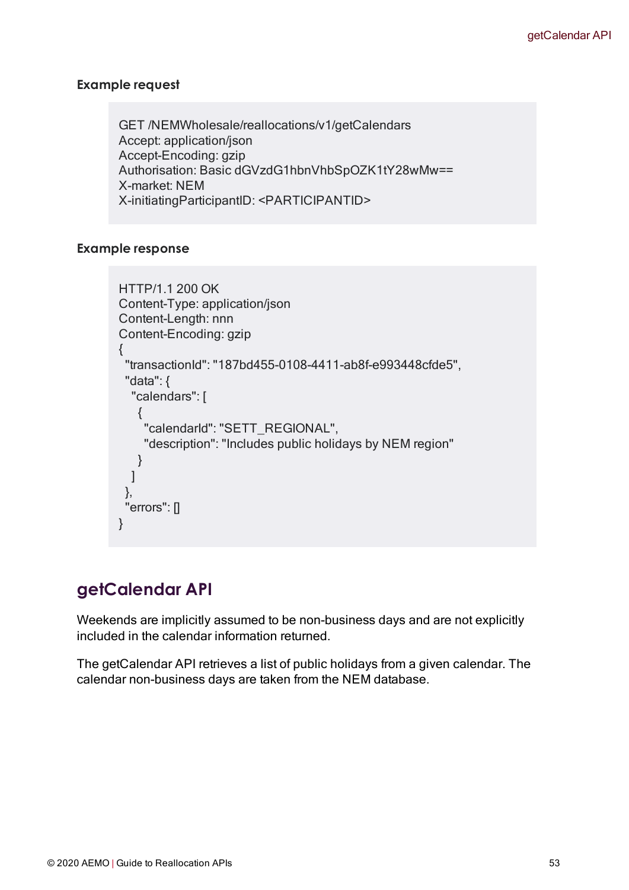#### Example request

```
GET /NEMWholesale/reallocations/v1/getCalendars
Accept: application/json
Accept-Encoding: gzip
Authorisation: Basic dGVzdG1hbnVhbSpOZK1tY28wMw==
X-market: NEM
X-initiatingParticipantID: <PARTICIPANTID>
```

#### Example response

```
HTTP/1.1 200 OK
Content-Type: application/json
Content-Length: nnn
Content-Encoding: gzip
{
  "transactionId": "187bd455-0108-4411-ab8f-e993448cfde5",
  "data": {
    "calendars": [
      {
        "calendarId": "SETT_REGIONAL",
        "description": "Includes public holidays by NEM region"
      }
    ]
  },
  "errors": []
}
```

## getCalendar API

Weekends are implicitly assumed to be non-business days and are not explicitly included in the calendar information returned.

The getCalendar API retrieves a list of public holidays from a given calendar. The calendar non-business days are taken from the NEM database.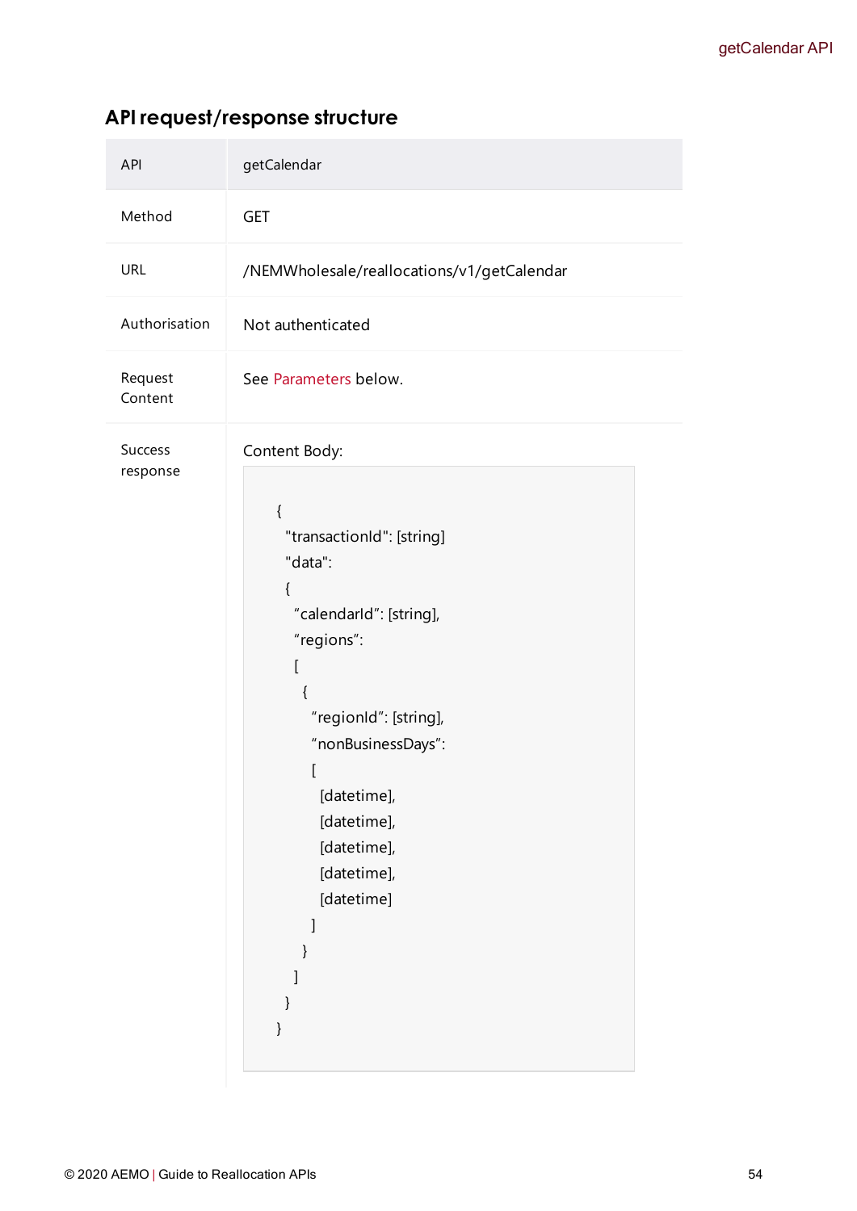## API request/response structure

| API | getCalendar |
| --- | --- |
| Method | GET |
| URL | /NEMWholesale/reallocations/v1/getCalendar |
| Authorisation | Not authenticated |
| Request Content | See Parameters below. |
| Success response | Content Body: <br> ```{ "transactionId": [string] "data": { “calendarId”: [string], “regions”: [ { “regionId”: [string], “nonBusinessDays”: [ [datetime], [datetime], [datetime], [datetime], [datetime] ] } ] } }``` |

```
{
  "transactionId": [string]
  "data":
  {
    “calendarId”: [string],
    “regions”:
    [
      {
        “regionId”: [string],
        “nonBusinessDays”:
        [
          [datetime],
          [datetime],
          [datetime],
          [datetime],
          [datetime]
        ]
      }
    ]
  }
}
```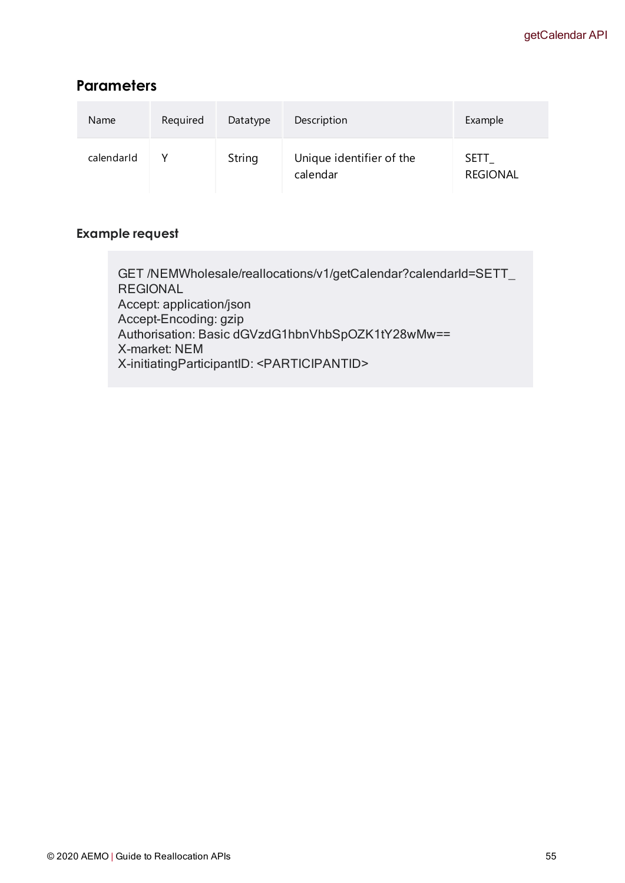## Parameters

| Name | Required | Datatype | Description | Example |
|---|---|---|---|---|
| calendarId | Y | String | Unique identifier of the calendar | SETT_ REGIONAL |

### Example request

```
GET /NEMWholesale/reallocations/v1/getCalendar?calendarId=SETT_
REGIONAL
Accept: application/json
Accept-Encoding: gzip
Authorisation: Basic dGVzdG1hbnVhbSpOZK1tY28wMw==
X-market: NEM
X-initiatingParticipantID: <PARTICIPANTID>
```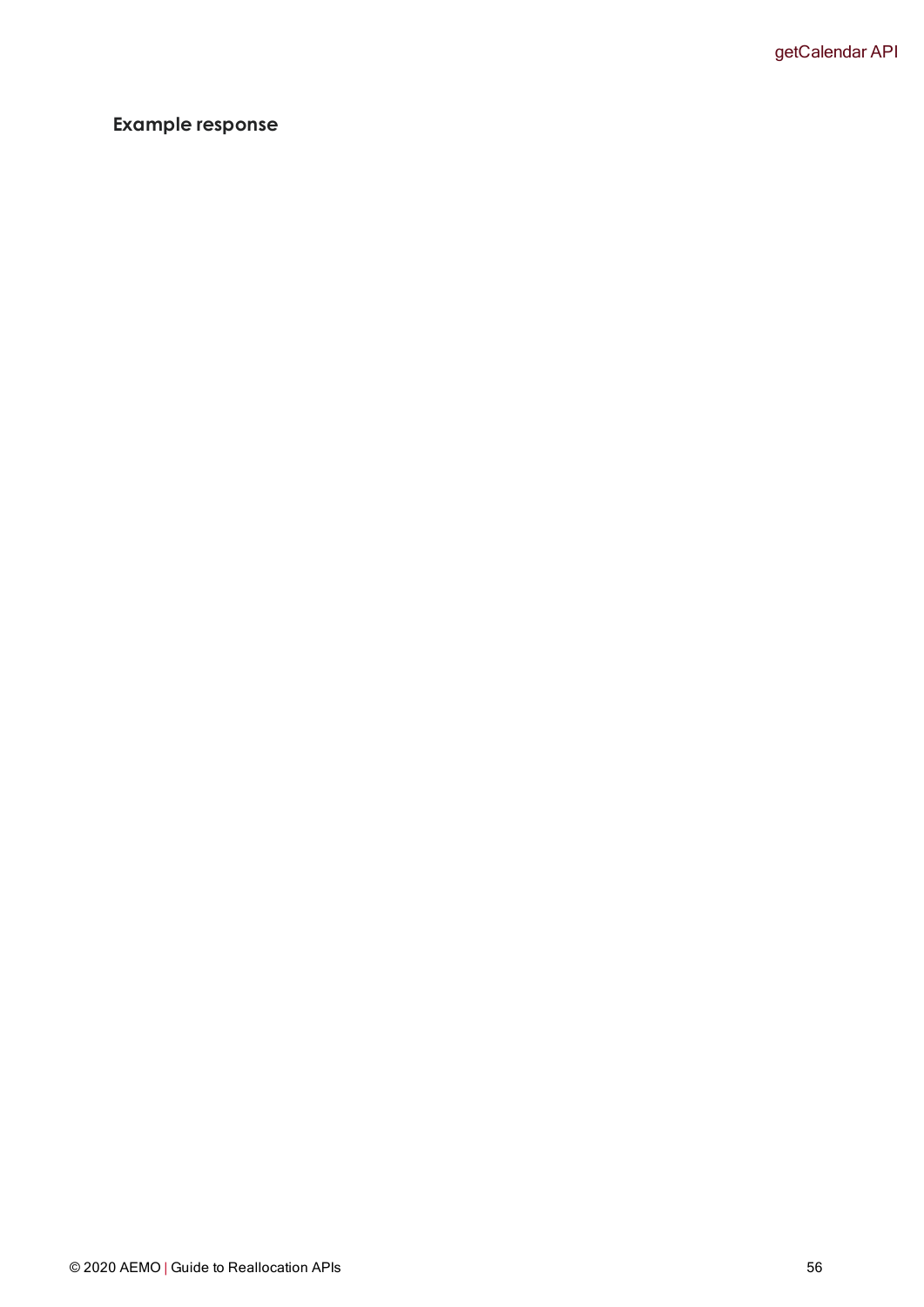### Example response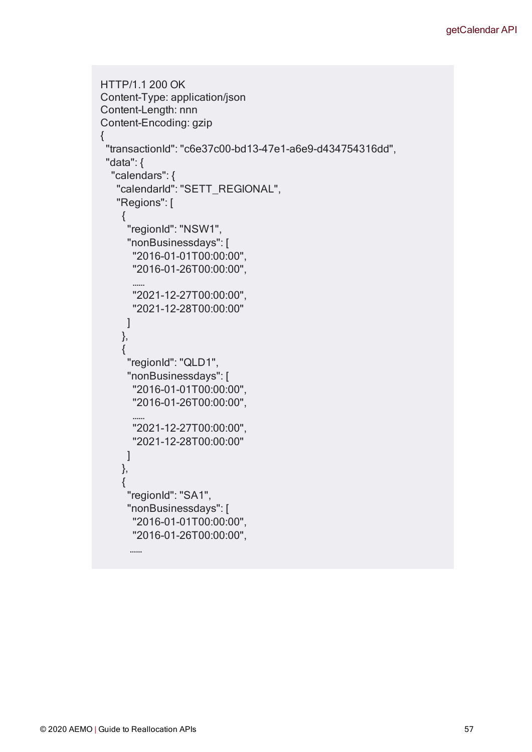```
HTTP/1.1 200 OK
Content-Type: application/json
Content-Length: nnn
Content-Encoding: gzip
{
  "transactionId": "c6e37c00-bd13-47e1-a6e9-d434754316dd",
  "data": {
    "calendars": {
      "calendarId": "SETT_REGIONAL",
      "Regions": [
        {
          "regionId": "NSW1",
          "nonBusinessdays": [
            "2016-01-01T00:00:00",
            "2016-01-26T00:00:00",
            ......
            "2021-12-27T00:00:00",
            "2021-12-28T00:00:00"
          ]
        },
        {
          "regionId": "QLD1",
          "nonBusinessdays": [
            "2016-01-01T00:00:00",
            "2016-01-26T00:00:00",
            ......
            "2021-12-27T00:00:00",
            "2021-12-28T00:00:00"
          ]
        },
        {
          "regionId": "SA1",
          "nonBusinessdays": [
            "2016-01-01T00:00:00",
            "2016-01-26T00:00:00",
           ......
```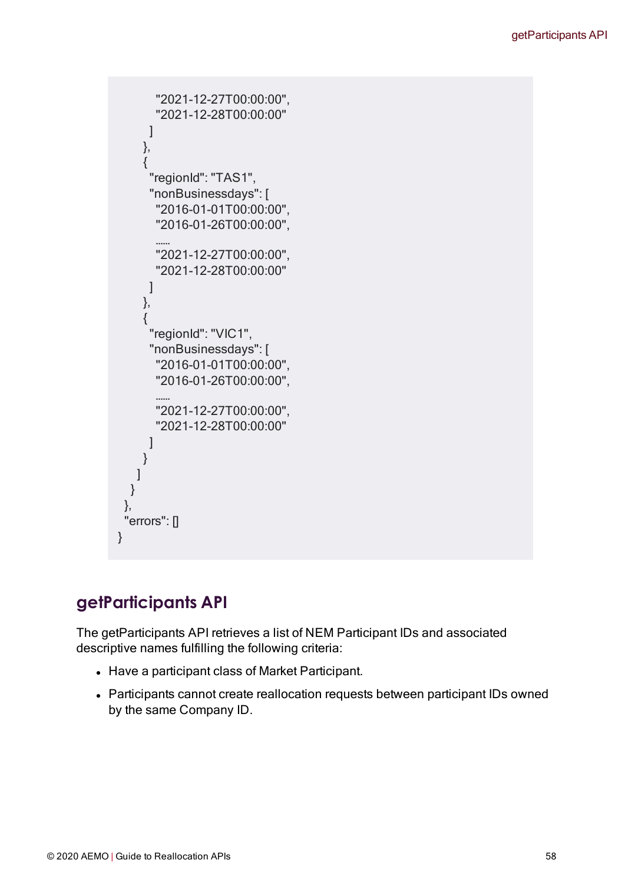```
        "2021-12-27T00:00:00",
        "2021-12-28T00:00:00"
      ]
    },
    {
      "regionId": "TAS1",
      "nonBusinessdays": [
        "2016-01-01T00:00:00",
        "2016-01-26T00:00:00",
        ......
        "2021-12-27T00:00:00",
        "2021-12-28T00:00:00"
      ]
    },
    {
      "regionId": "VIC1",
      "nonBusinessdays": [
        "2016-01-01T00:00:00",
        "2016-01-26T00:00:00",
        ......
        "2021-12-27T00:00:00",
        "2021-12-28T00:00:00"
      ]
    }
   ]
  }
 },
 "errors": []
}
```

## getParticipants API

The getParticipants API retrieves a list of NEM Participant IDs and associated descriptive names fulfilling the following criteria:

- Have a participant class of Market Participant.
- Participants cannot create reallocation requests between participant IDs owned by the same Company ID.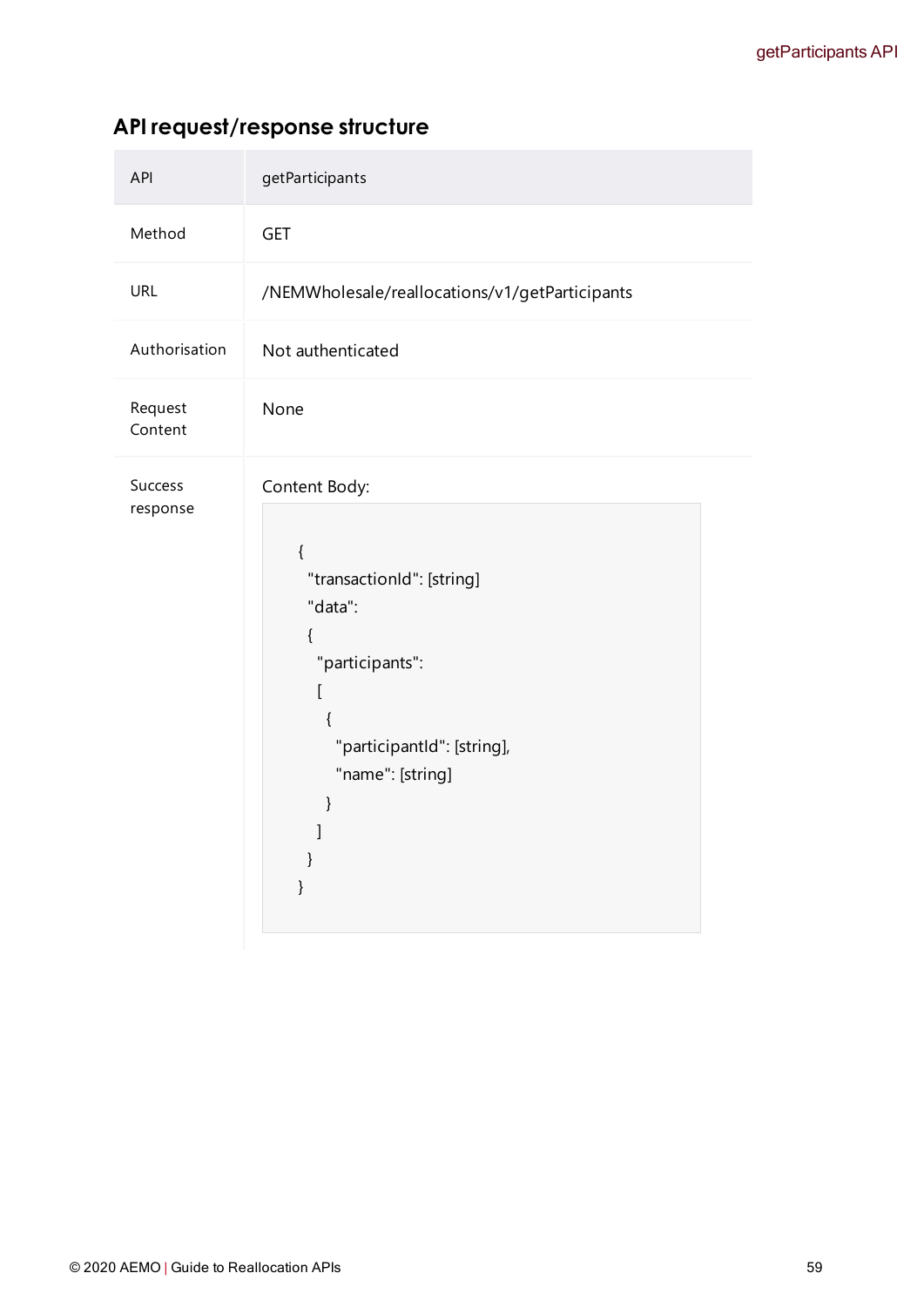## API request/response structure

| API | getParticipants |
| --- | --- |
| Method | GET |
| URL | /NEMWholesale/reallocations/v1/getParticipants |
| Authorisation | Not authenticated |
| Request Content | None |
| Success response | Content Body: <br> ``` { "transactionId": [string] "data": { "participants": [ { "participantId": [string], "name": [string] } ] } } ``` |

Success response content body:

```
{
  "transactionId": [string]
  "data":
  {
    "participants":
    [
      {
        "participantId": [string],
        "name": [string]
      }
    ]
  }
}
```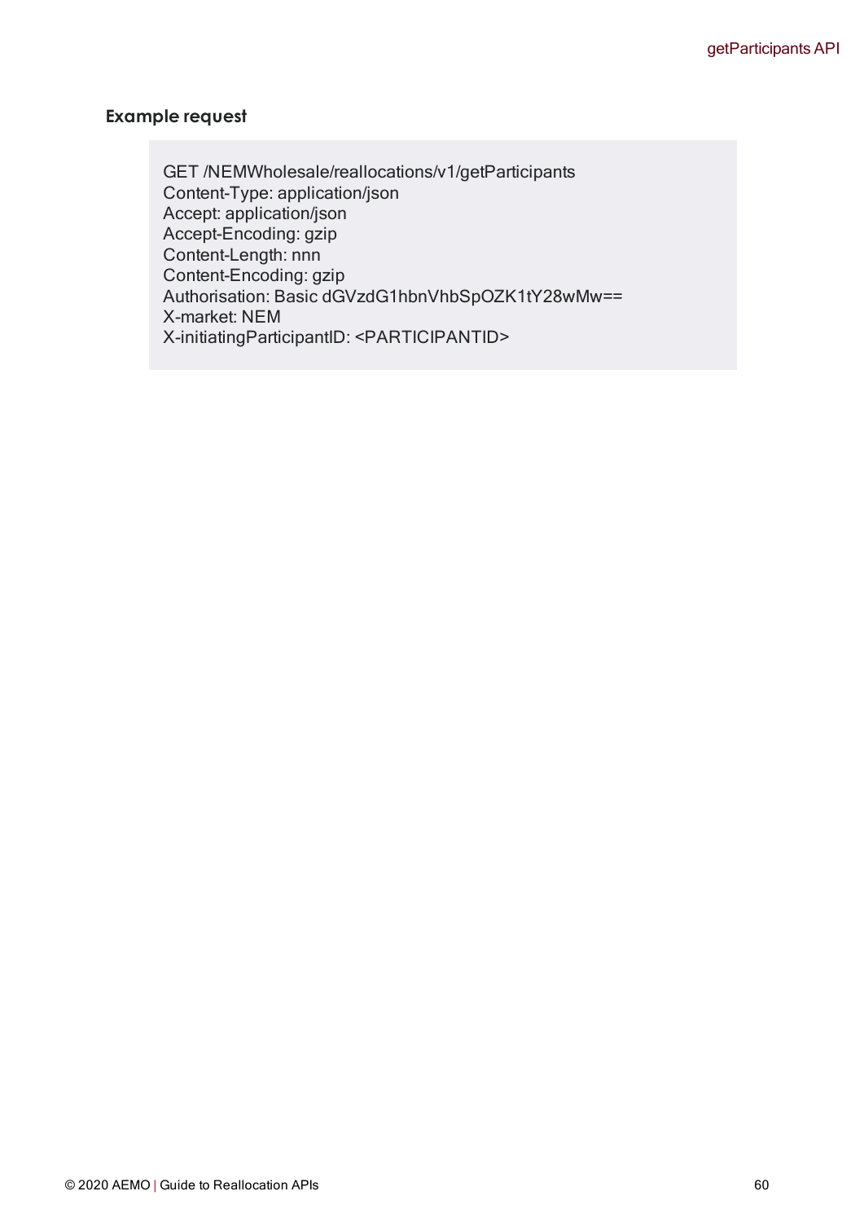### Example request

```
GET /NEMWholesale/reallocations/v1/getParticipants
Content-Type: application/json
Accept: application/json
Accept-Encoding: gzip
Content-Length: nnn
Content-Encoding: gzip
Authorisation: Basic dGVzdG1hbnVhbSpOZK1tY28wMw==
X-market: NEM
X-initiatingParticipantID: <PARTICIPANTID>
```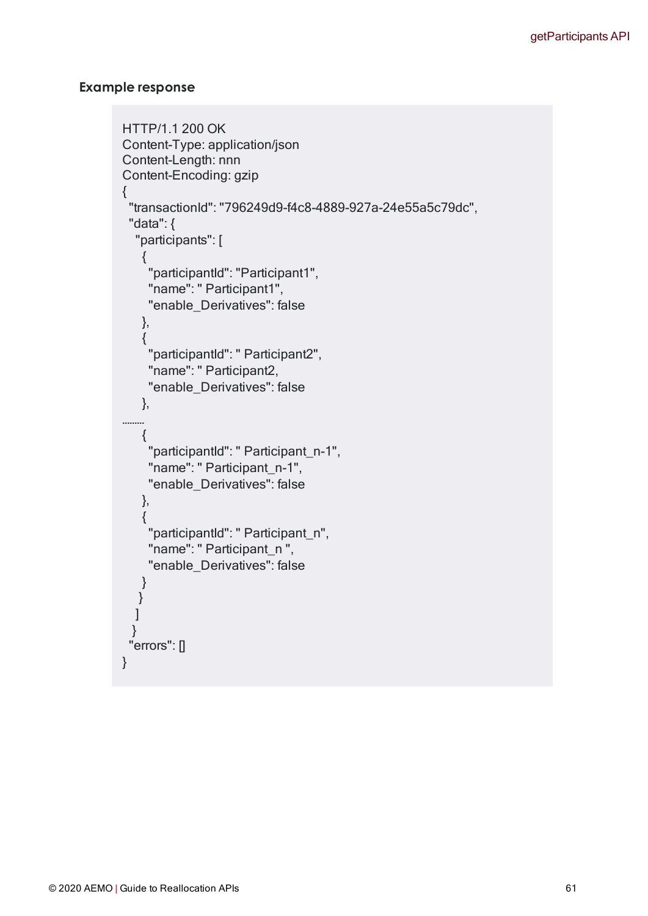### Example response

```
HTTP/1.1 200 OK
Content-Type: application/json
Content-Length: nnn
Content-Encoding: gzip
{
  "transactionId": "796249d9-f4c8-4889-927a-24e55a5c79dc",
  "data": {
    "participants": [
      {
        "participantId": "Participant1",
        "name": " Participant1",
        "enable_Derivatives": false
      },
      {
        "participantId": " Participant2",
        "name": " Participant2,
        "enable_Derivatives": false
      },
.........
      {
        "participantId": " Participant_n-1",
        "name": " Participant_n-1",
        "enable_Derivatives": false
      },
      {
        "participantId": " Participant_n",
        "name": " Participant_n ",
        "enable_Derivatives": false
      }
     }
    ]
   }
  "errors": []
}
```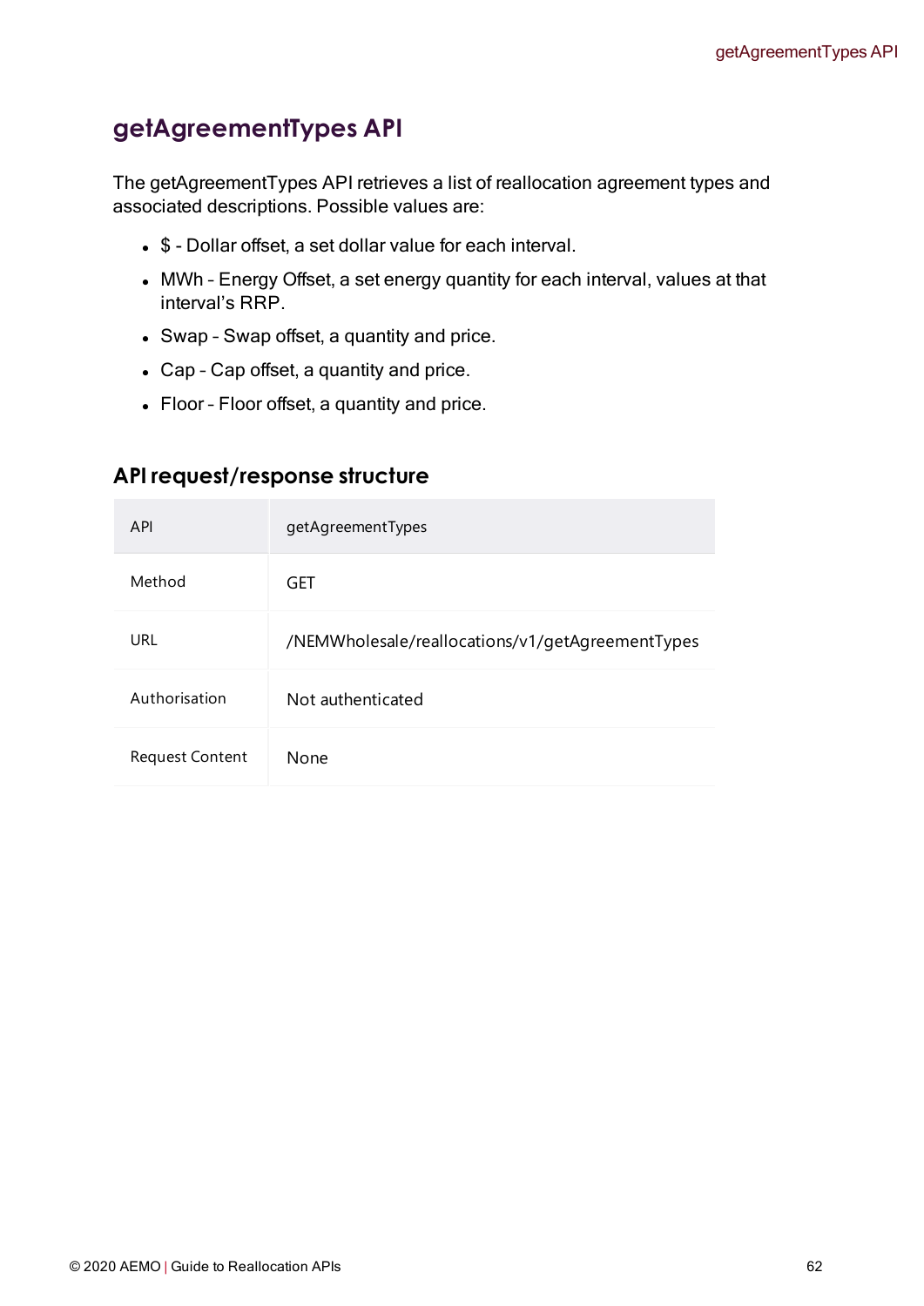# getAgreementTypes API

The getAgreementTypes API retrieves a list of reallocation agreement types and associated descriptions. Possible values are:

- $ - Dollar offset, a set dollar value for each interval.
- MWh - Energy Offset, a set energy quantity for each interval, values at that interval's RRP.
- Swap - Swap offset, a quantity and price.
- Cap - Cap offset, a quantity and price.
- Floor - Floor offset, a quantity and price.

## API request/response structure

| API | getAgreementTypes |
|---|---|
| Method | GET |
| URL | /NEMWholesale/reallocations/v1/getAgreementTypes |
| Authorisation | Not authenticated |
| Request Content | None |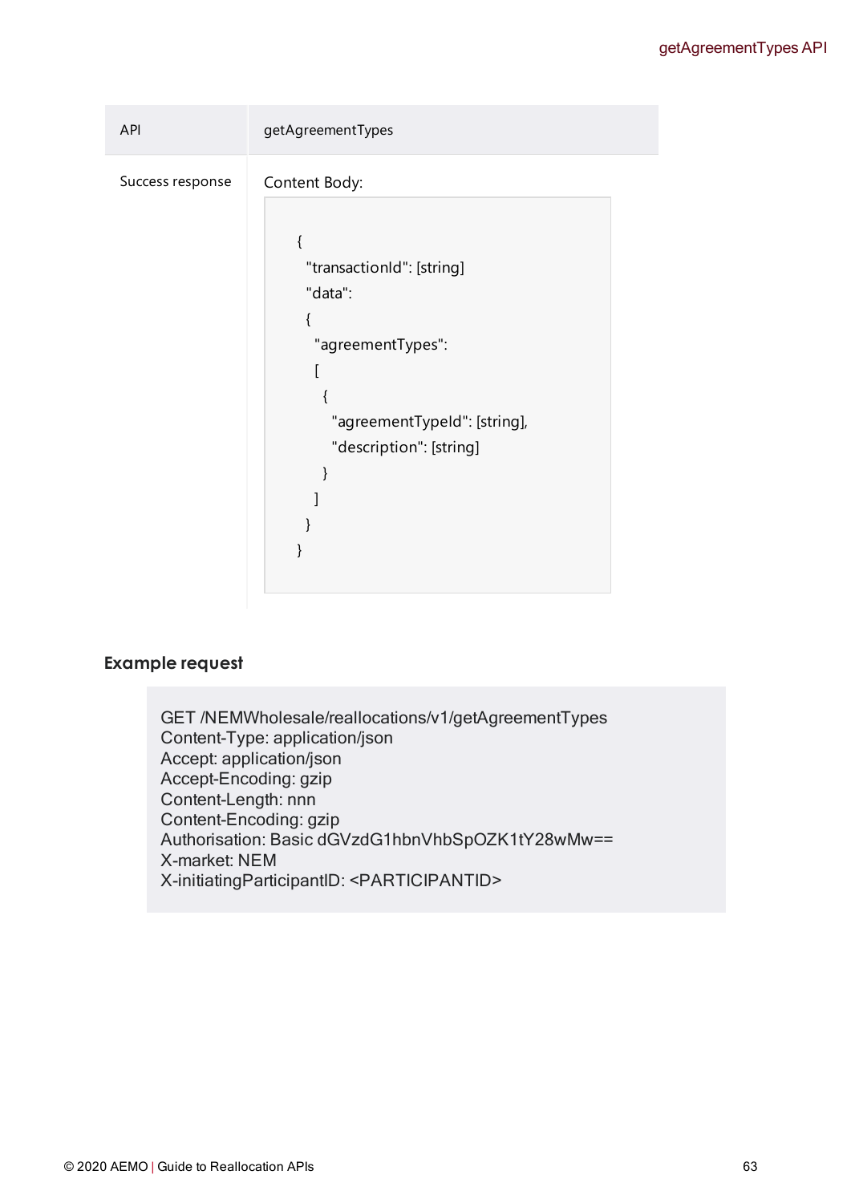| API | getAgreementTypes |
| --- | --- |
| Success response | Content Body:<br>```<br>{<br>  "transactionId": [string]<br>  "data":<br>  {<br>    "agreementTypes":<br>    [<br>      {<br>        "agreementTypeId": [string],<br>        "description": [string]<br>      }<br>    ]<br>  }<br>}<br>``` |

### Example request

```
GET /NEMWholesale/reallocations/v1/getAgreementTypes
Content-Type: application/json
Accept: application/json
Accept-Encoding: gzip
Content-Length: nnn
Content-Encoding: gzip
Authorisation: Basic dGVzdG1hbnVhbSpOZK1tY28wMw==
X-market: NEM
X-initiatingParticipantID: <PARTICIPANTID>
```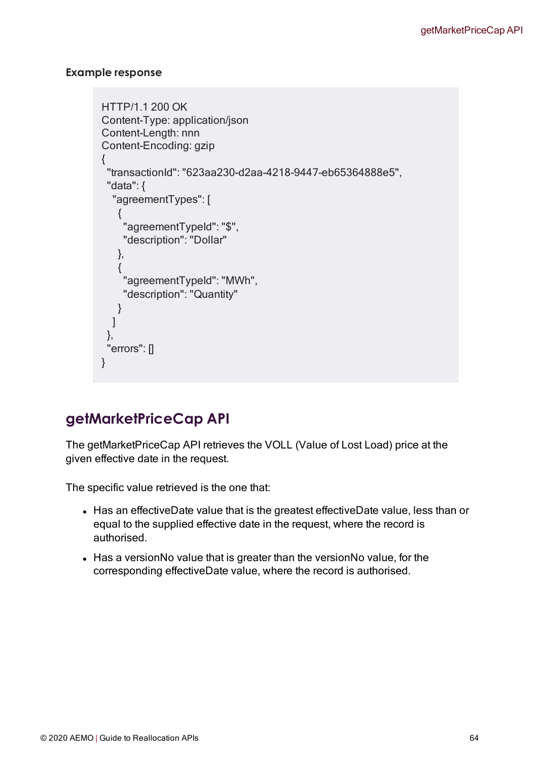#### Example response

```
HTTP/1.1 200 OK
Content-Type: application/json
Content-Length: nnn
Content-Encoding: gzip
{
  "transactionId": "623aa230-d2aa-4218-9447-eb65364888e5",
  "data": {
    "agreementTypes": [
      {
        "agreementTypeId": "$",
        "description": "Dollar"
      },
      {
        "agreementTypeId": "MWh",
        "description": "Quantity"
      }
    ]
  },
  "errors": []
}
```

## getMarketPriceCap API

The getMarketPriceCap API retrieves the VOLL (Value of Lost Load) price at the given effective date in the request.

The specific value retrieved is the one that:

- Has an effectiveDate value that is the greatest effectiveDate value, less than or equal to the supplied effective date in the request, where the record is authorised.
- Has a versionNo value that is greater than the versionNo value, for the corresponding effectiveDate value, where the record is authorised.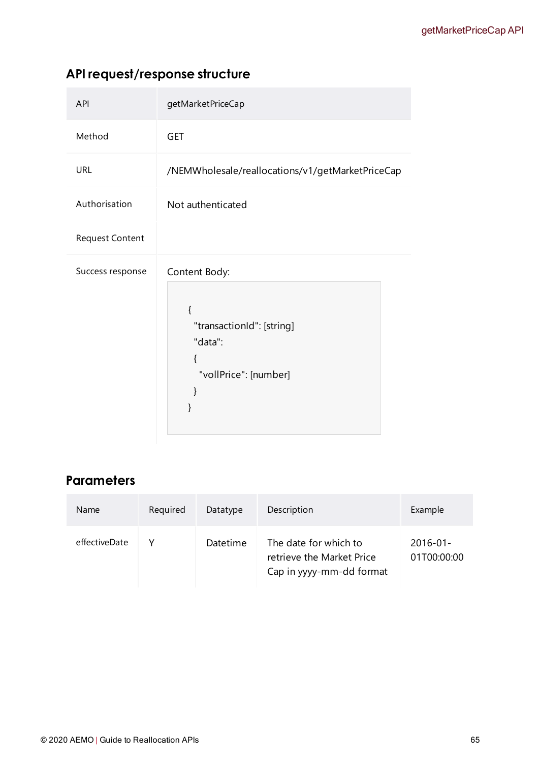## API request/response structure

| API | getMarketPriceCap |
| --- | --- |
| Method | GET |
| URL | /NEMWholesale/reallocations/v1/getMarketPriceCap |
| Authorisation | Not authenticated |
| Request Content | |
| Success response | Content Body: `{ "transactionId": [string] "data": { "vollPrice": [number] } }` |

Content Body:

```
{
  "transactionId": [string]
  "data":
  {
    "vollPrice": [number]
  }
}
```

## Parameters

| Name | Required | Datatype | Description | Example |
| --- | --- | --- | --- | --- |
| effectiveDate | Y | Datetime | The date for which to retrieve the Market Price Cap in yyyy-mm-dd format | 2016-01-01T00:00:00 |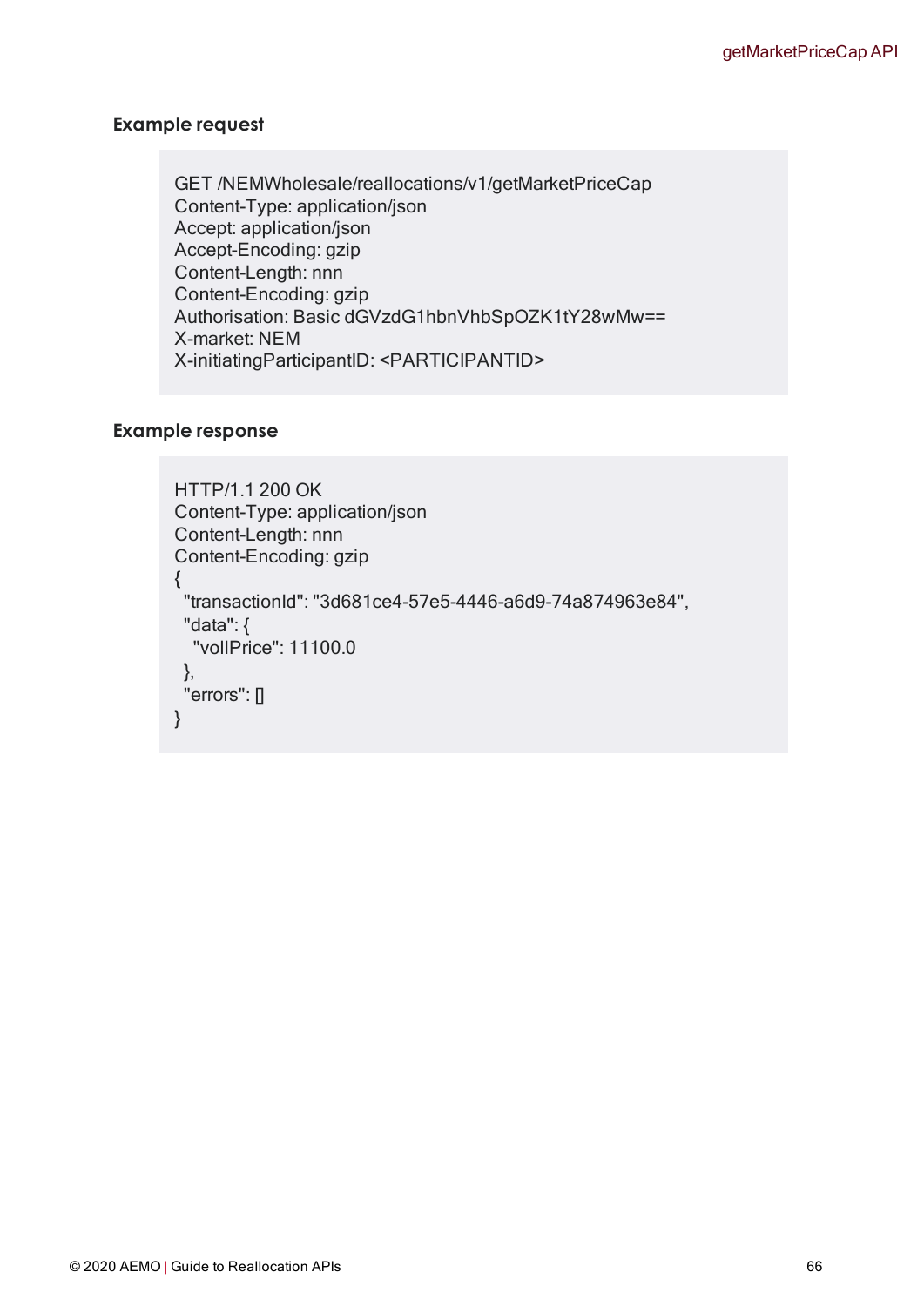### Example request

```
GET /NEMWholesale/reallocations/v1/getMarketPriceCap
Content-Type: application/json
Accept: application/json
Accept-Encoding: gzip
Content-Length: nnn
Content-Encoding: gzip
Authorisation: Basic dGVzdG1hbnVhbSpOZK1tY28wMw==
X-market: NEM
X-initiatingParticipantID: <PARTICIPANTID>
```

### Example response

```
HTTP/1.1 200 OK
Content-Type: application/json
Content-Length: nnn
Content-Encoding: gzip
{
 "transactionId": "3d681ce4-57e5-4446-a6d9-74a874963e84",
 "data": {
  "vollPrice": 11100.0
 },
 "errors": []
}
```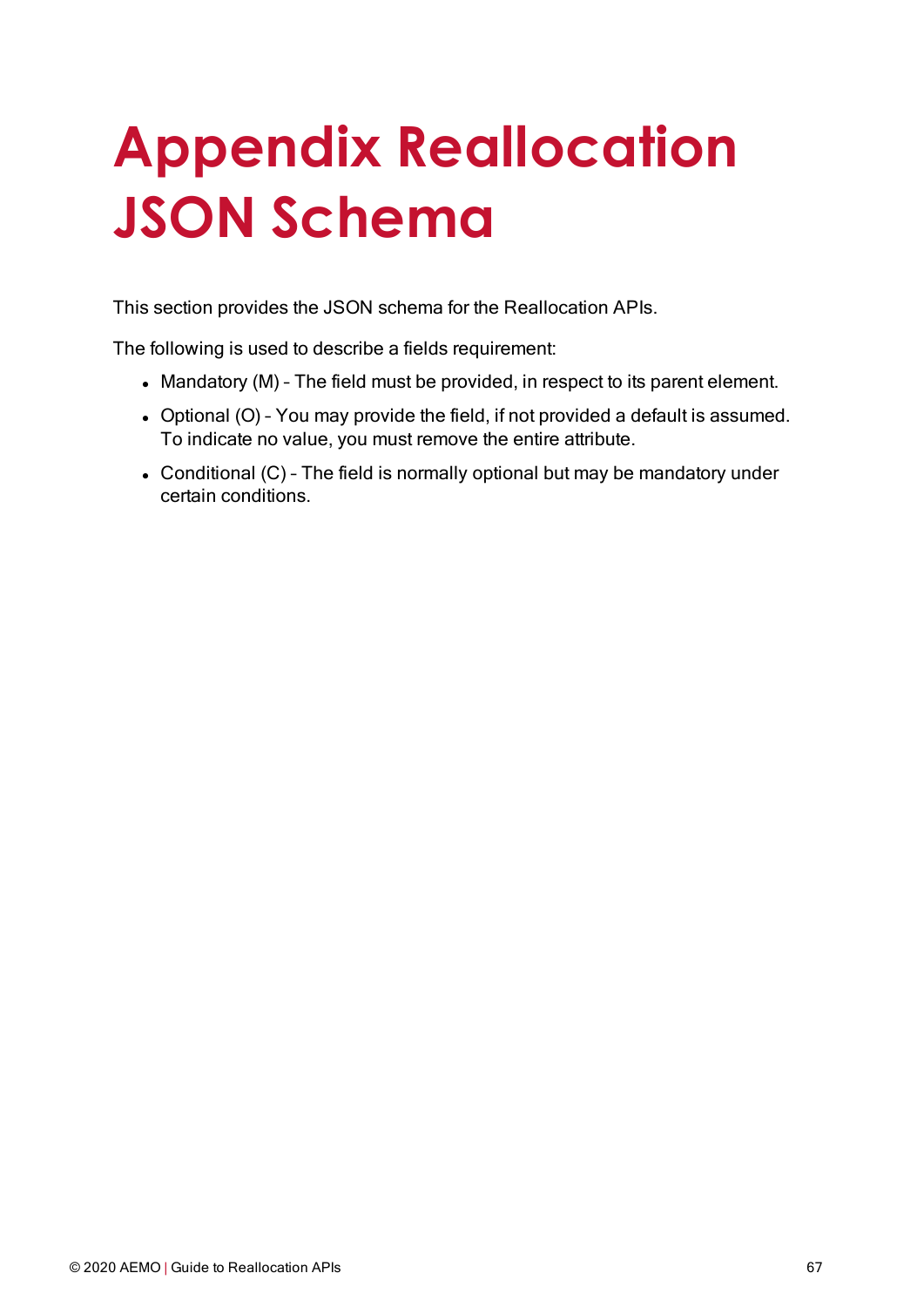# Appendix Reallocation JSON Schema

This section provides the JSON schema for the Reallocation APIs.

The following is used to describe a fields requirement:

- Mandatory (M) – The field must be provided, in respect to its parent element.
- Optional (O) – You may provide the field, if not provided a default is assumed. To indicate no value, you must remove the entire attribute.
- Conditional (C) – The field is normally optional but may be mandatory under certain conditions.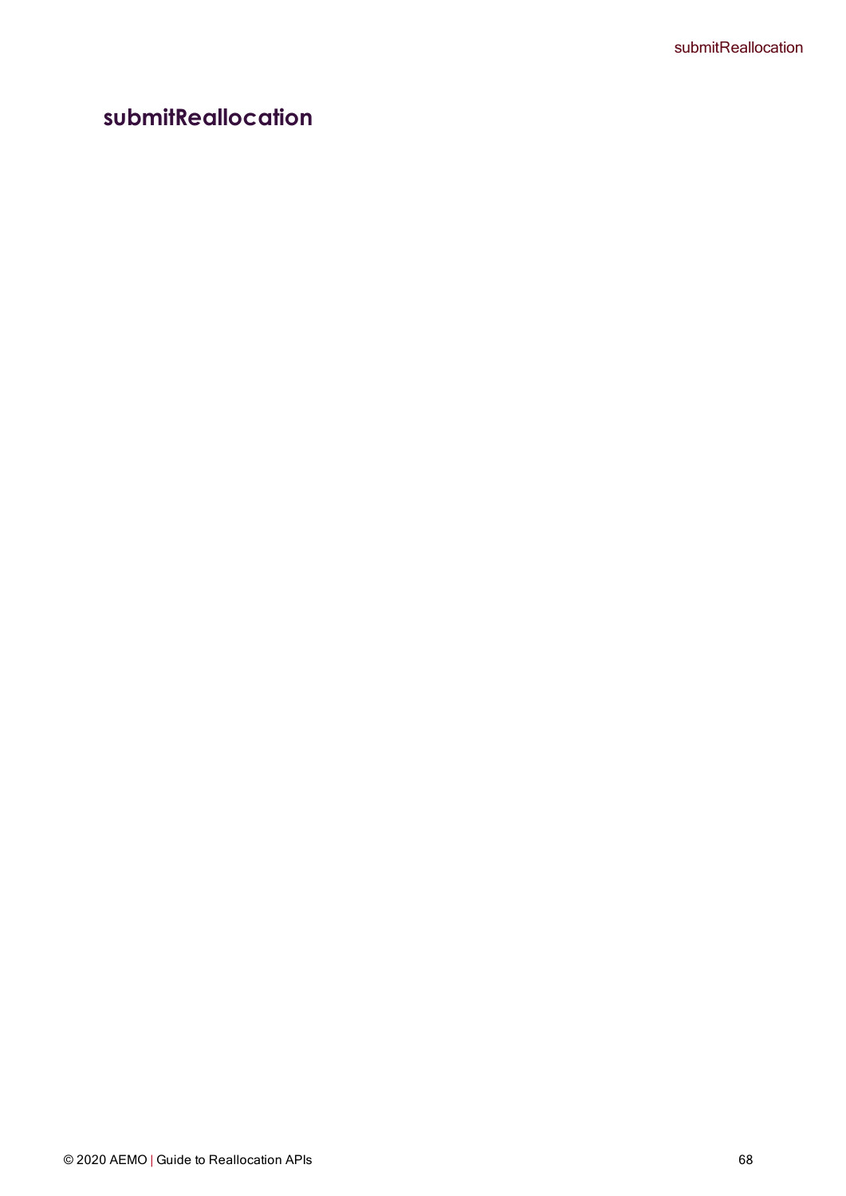## submitReallocation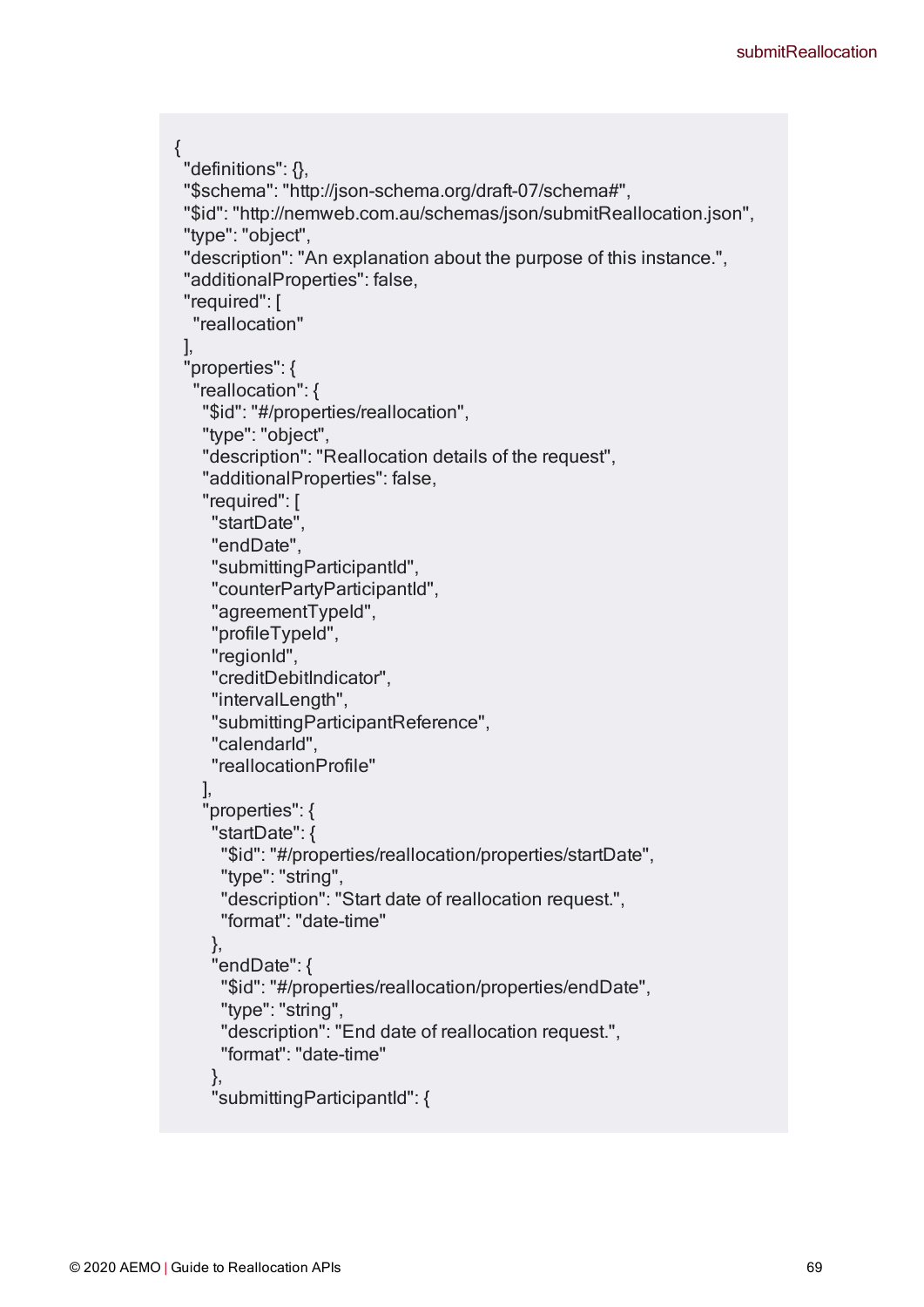```
{
  "definitions": {},
  "$schema": "http://json-schema.org/draft-07/schema#",
  "$id": "http://nemweb.com.au/schemas/json/submitReallocation.json",
  "type": "object",
  "description": "An explanation about the purpose of this instance.",
  "additionalProperties": false,
  "required": [
    "reallocation"
  ],
  "properties": {
    "reallocation": {
      "$id": "#/properties/reallocation",
      "type": "object",
      "description": "Reallocation details of the request",
      "additionalProperties": false,
      "required": [
        "startDate",
        "endDate",
        "submittingParticipantId",
        "counterPartyParticipantId",
        "agreementTypeId",
        "profileTypeId",
        "regionId",
        "creditDebitIndicator",
        "intervalLength",
        "submittingParticipantReference",
        "calendarId",
        "reallocationProfile"
      ],
      "properties": {
        "startDate": {
          "$id": "#/properties/reallocation/properties/startDate",
          "type": "string",
          "description": "Start date of reallocation request.",
          "format": "date-time"
        },
        "endDate": {
          "$id": "#/properties/reallocation/properties/endDate",
          "type": "string",
          "description": "End date of reallocation request.",
          "format": "date-time"
        },
        "submittingParticipantId": {
```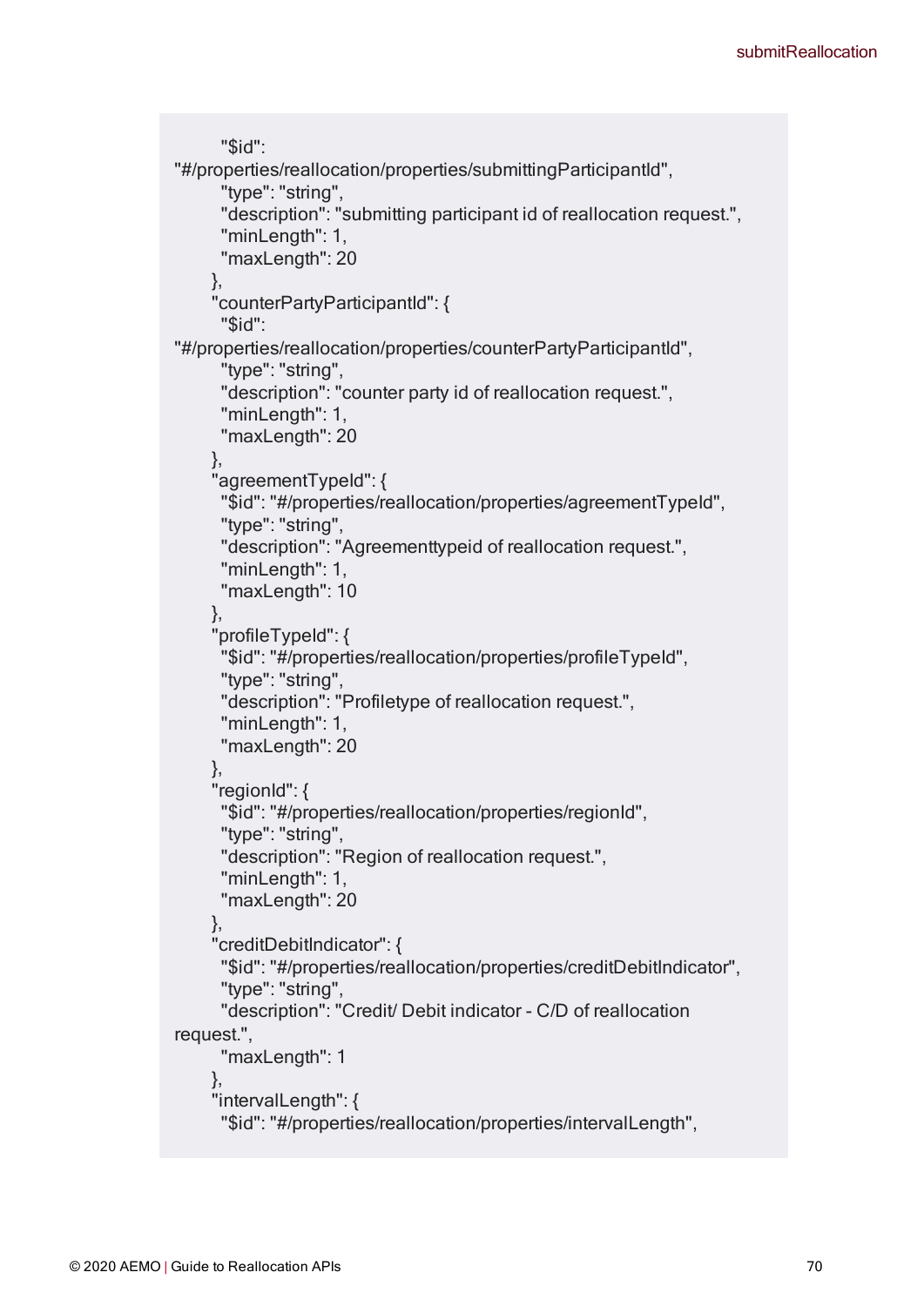```
        "$id":
"#/properties/reallocation/properties/submittingParticipantId",
        "type": "string",
        "description": "submitting participant id of reallocation request.",
        "minLength": 1,
        "maxLength": 20
      },
      "counterPartyParticipantId": {
        "$id":
"#/properties/reallocation/properties/counterPartyParticipantId",
        "type": "string",
        "description": "counter party id of reallocation request.",
        "minLength": 1,
        "maxLength": 20
      },
      "agreementTypeId": {
        "$id": "#/properties/reallocation/properties/agreementTypeId",
        "type": "string",
        "description": "Agreementtypeid of reallocation request.",
        "minLength": 1,
        "maxLength": 10
      },
      "profileTypeId": {
        "$id": "#/properties/reallocation/properties/profileTypeId",
        "type": "string",
        "description": "Profiletype of reallocation request.",
        "minLength": 1,
        "maxLength": 20
      },
      "regionId": {
        "$id": "#/properties/reallocation/properties/regionId",
        "type": "string",
        "description": "Region of reallocation request.",
        "minLength": 1,
        "maxLength": 20
      },
      "creditDebitIndicator": {
        "$id": "#/properties/reallocation/properties/creditDebitIndicator",
        "type": "string",
        "description": "Credit/ Debit indicator - C/D of reallocation
request.",
        "maxLength": 1
      },
      "intervalLength": {
        "$id": "#/properties/reallocation/properties/intervalLength",
```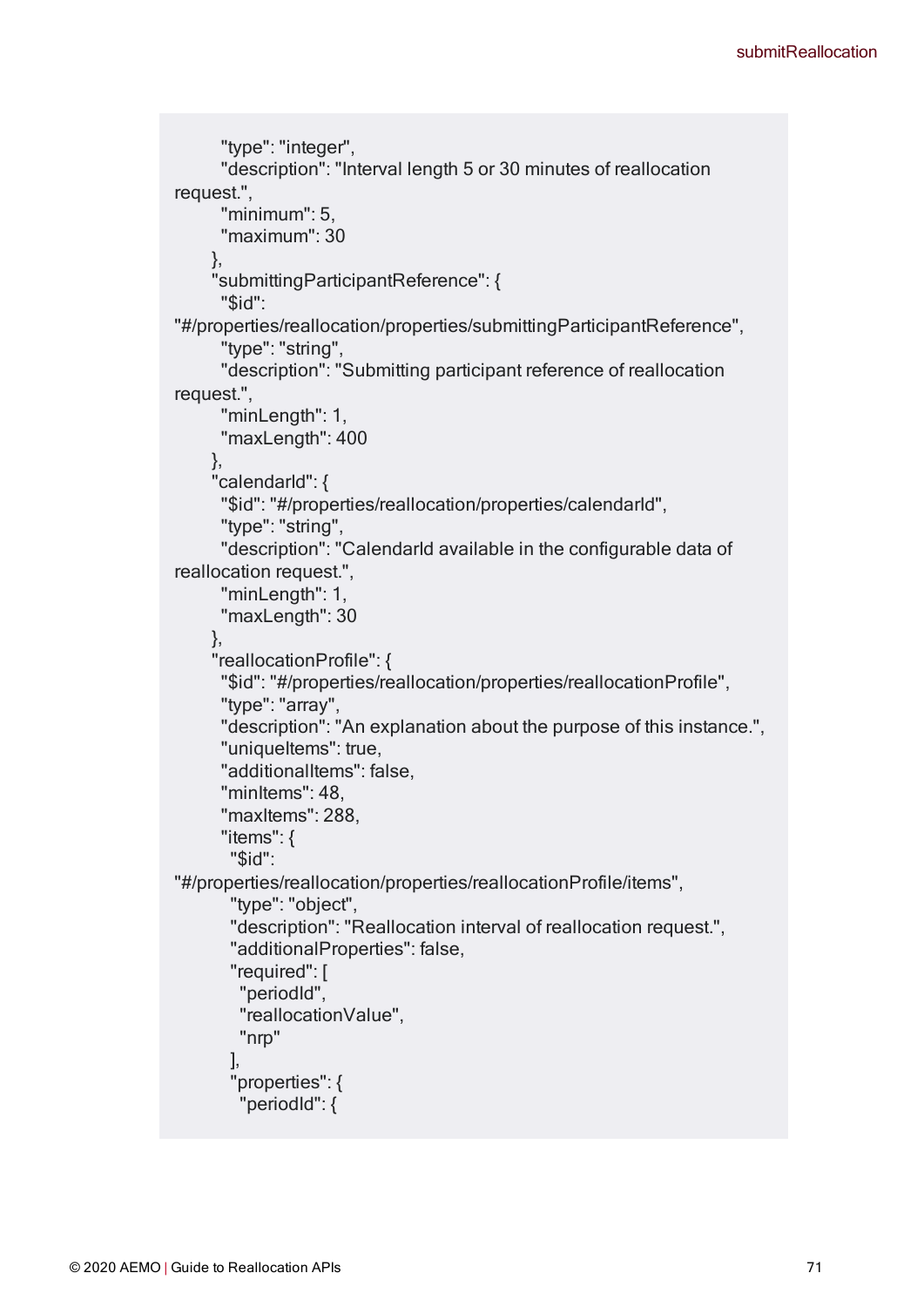```
        "type": "integer",
        "description": "Interval length 5 or 30 minutes of reallocation
request.",
        "minimum": 5,
        "maximum": 30
      },
      "submittingParticipantReference": {
        "$id":
"#/properties/reallocation/properties/submittingParticipantReference",
        "type": "string",
        "description": "Submitting participant reference of reallocation
request.",
        "minLength": 1,
        "maxLength": 400
      },
      "calendarId": {
        "$id": "#/properties/reallocation/properties/calendarId",
        "type": "string",
        "description": "CalendarId available in the configurable data of
reallocation request.",
        "minLength": 1,
        "maxLength": 30
      },
      "reallocationProfile": {
        "$id": "#/properties/reallocation/properties/reallocationProfile",
        "type": "array",
        "description": "An explanation about the purpose of this instance.",
        "uniqueItems": true,
        "additionalItems": false,
        "minItems": 48,
        "maxItems": 288,
        "items": {
          "$id":
"#/properties/reallocation/properties/reallocationProfile/items",
          "type": "object",
          "description": "Reallocation interval of reallocation request.",
          "additionalProperties": false,
          "required": [
            "periodId",
            "reallocationValue",
            "nrp"
          ],
          "properties": {
            "periodId": {
```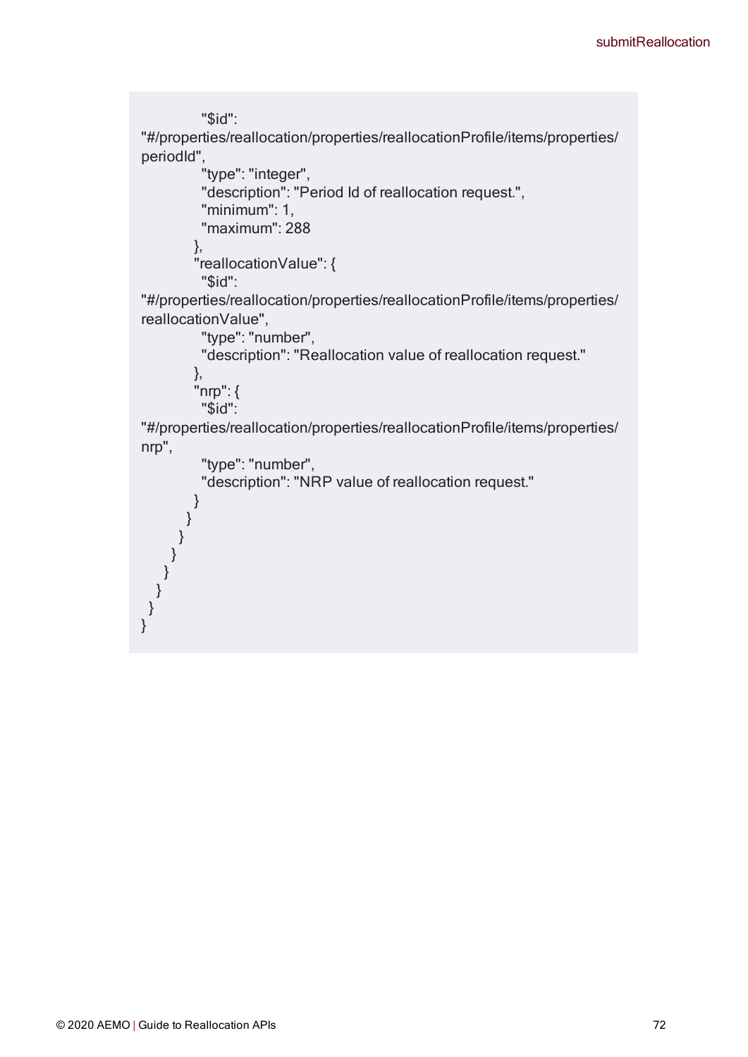```
            "$id":
"#/properties/reallocation/properties/reallocationProfile/items/properties/periodId",
            "type": "integer",
            "description": "Period Id of reallocation request.",
            "minimum": 1,
            "maximum": 288
          },
          "reallocationValue": {
            "$id":
"#/properties/reallocation/properties/reallocationProfile/items/properties/reallocationValue",
            "type": "number",
            "description": "Reallocation value of reallocation request."
          },
          "nrp": {
            "$id":
"#/properties/reallocation/properties/reallocationProfile/items/properties/nrp",
            "type": "number",
            "description": "NRP value of reallocation request."
          }
        }
      }
    }
   }
  }
 }
}
```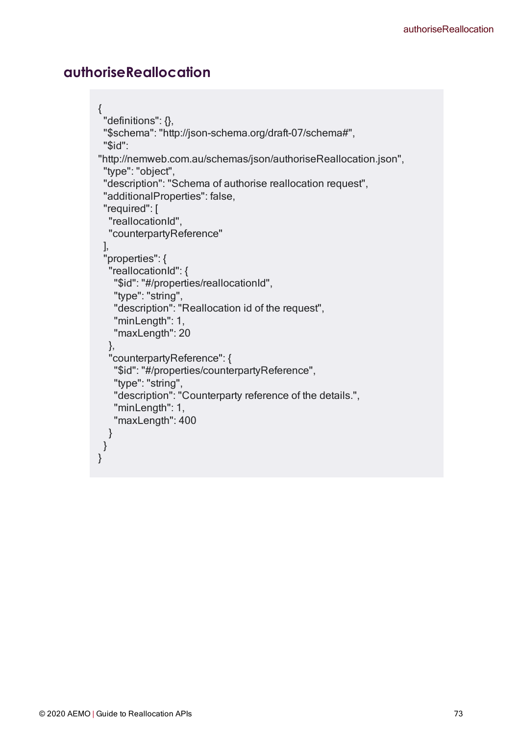## authoriseReallocation

```
{
  "definitions": {},
  "$schema": "http://json-schema.org/draft-07/schema#",
  "$id":
"http://nemweb.com.au/schemas/json/authoriseReallocation.json",
  "type": "object",
  "description": "Schema of authorise reallocation request",
  "additionalProperties": false,
  "required": [
    "reallocationId",
    "counterpartyReference"
  ],
  "properties": {
    "reallocationId": {
      "$id": "#/properties/reallocationId",
      "type": "string",
      "description": "Reallocation id of the request",
      "minLength": 1,
      "maxLength": 20
    },
    "counterpartyReference": {
      "$id": "#/properties/counterpartyReference",
      "type": "string",
      "description": "Counterparty reference of the details.",
      "minLength": 1,
      "maxLength": 400
    }
  }
}
```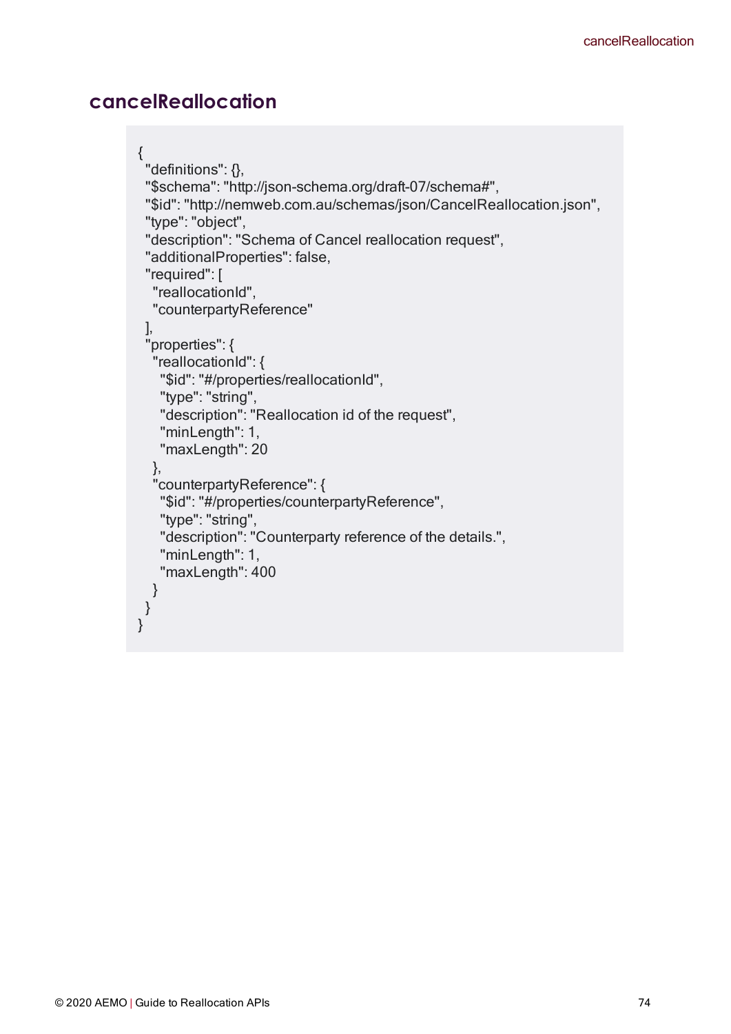## cancelReallocation

```
{
  "definitions": {},
  "$schema": "http://json-schema.org/draft-07/schema#",
  "$id": "http://nemweb.com.au/schemas/json/CancelReallocation.json",
  "type": "object",
  "description": "Schema of Cancel reallocation request",
  "additionalProperties": false,
  "required": [
    "reallocationId",
    "counterpartyReference"
  ],
  "properties": {
    "reallocationId": {
      "$id": "#/properties/reallocationId",
      "type": "string",
      "description": "Reallocation id of the request",
      "minLength": 1,
      "maxLength": 20
    },
    "counterpartyReference": {
      "$id": "#/properties/counterpartyReference",
      "type": "string",
      "description": "Counterparty reference of the details.",
      "minLength": 1,
      "maxLength": 400
    }
  }
}
```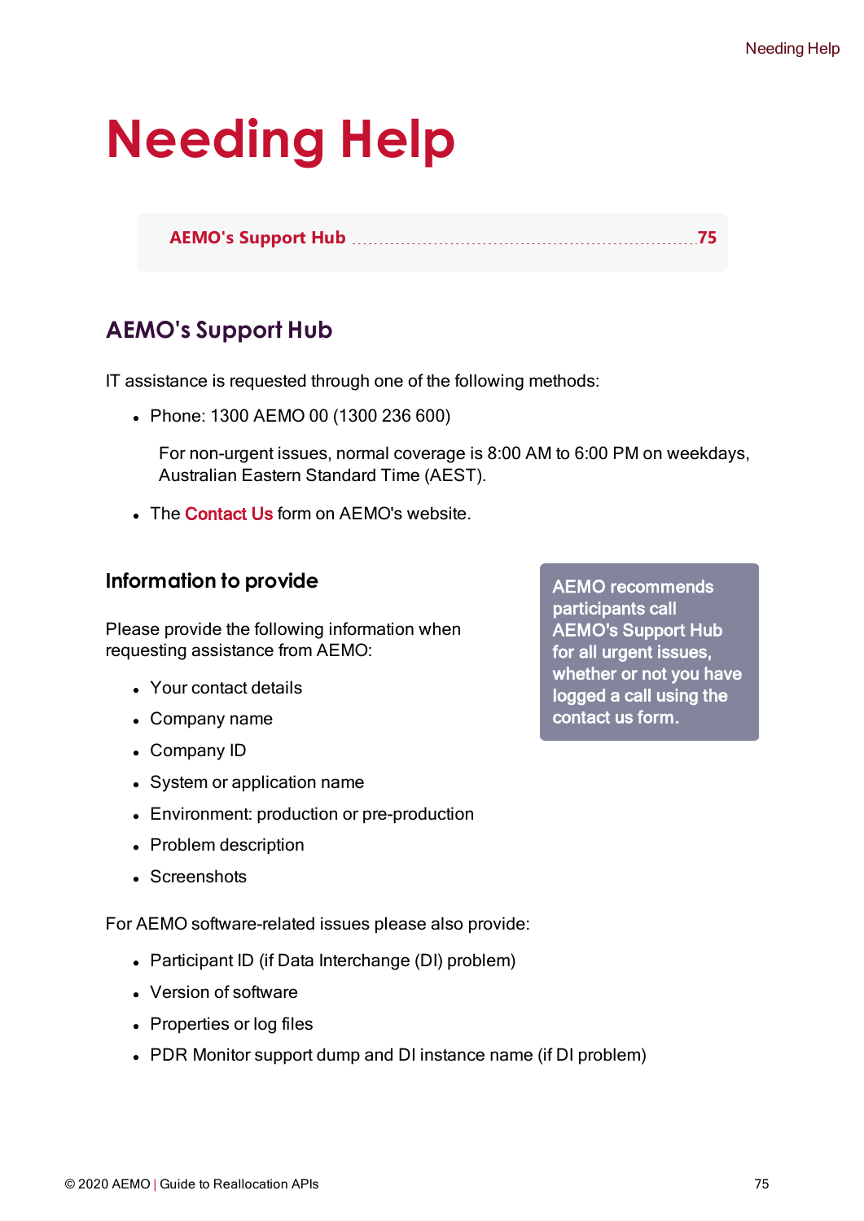# Needing Help

| AEMO's Support Hub | 75 |
|---|---|

## AEMO's Support Hub

IT assistance is requested through one of the following methods:

- Phone: 1300 AEMO 00 (1300 236 600)

  For non-urgent issues, normal coverage is 8:00 AM to 6:00 PM on weekdays, Australian Eastern Standard Time (AEST).

- The Contact Us form on AEMO's website.

### Information to provide

> AEMO recommends participants call AEMO's Support Hub for all urgent issues, whether or not you have logged a call using the contact us form.

Please provide the following information when requesting assistance from AEMO:

- Your contact details
- Company name
- Company ID
- System or application name
- Environment: production or pre-production
- Problem description
- Screenshots

For AEMO software-related issues please also provide:

- Participant ID (if Data Interchange (DI) problem)
- Version of software
- Properties or log files
- PDR Monitor support dump and DI instance name (if DI problem)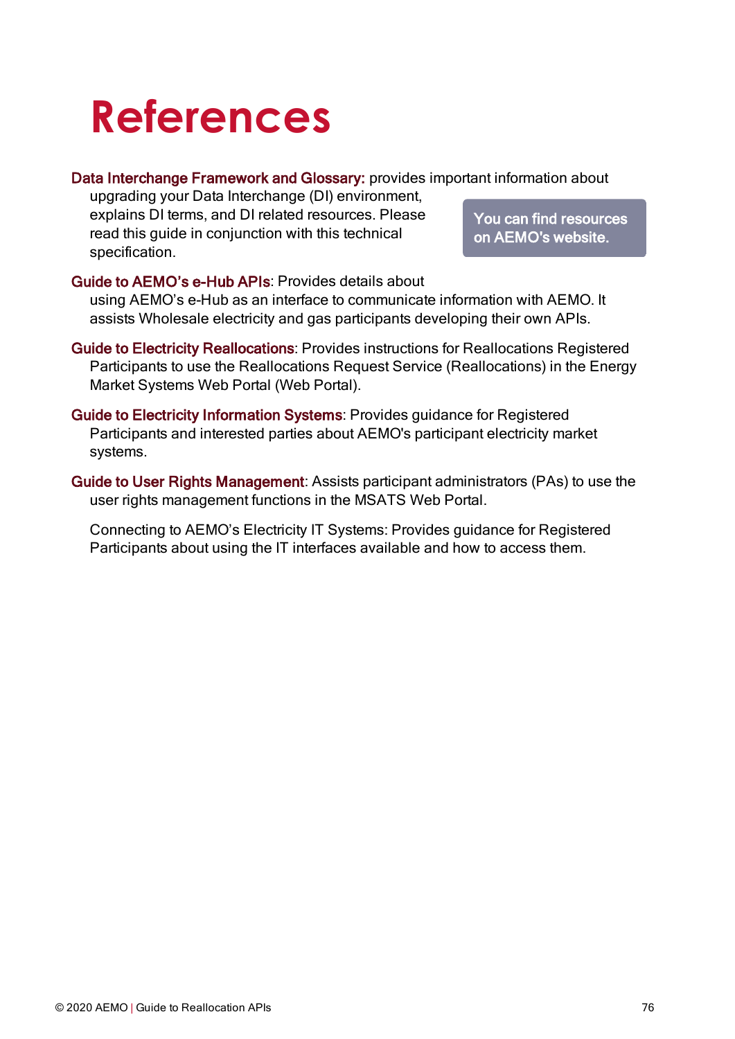# References

**Data Interchange Framework and Glossary:** provides important information about upgrading your Data Interchange (DI) environment, explains DI terms, and DI related resources. Please read this guide in conjunction with this technical specification.

> You can find resources on AEMO's website.

**Guide to AEMO's e-Hub APIs**: Provides details about using AEMO's e-Hub as an interface to communicate information with AEMO. It assists Wholesale electricity and gas participants developing their own APIs.

**Guide to Electricity Reallocations**: Provides instructions for Reallocations Registered Participants to use the Reallocations Request Service (Reallocations) in the Energy Market Systems Web Portal (Web Portal).

**Guide to Electricity Information Systems**: Provides guidance for Registered Participants and interested parties about AEMO's participant electricity market systems.

**Guide to User Rights Management**: Assists participant administrators (PAs) to use the user rights management functions in the MSATS Web Portal.

Connecting to AEMO's Electricity IT Systems: Provides guidance for Registered Participants about using the IT interfaces available and how to access them.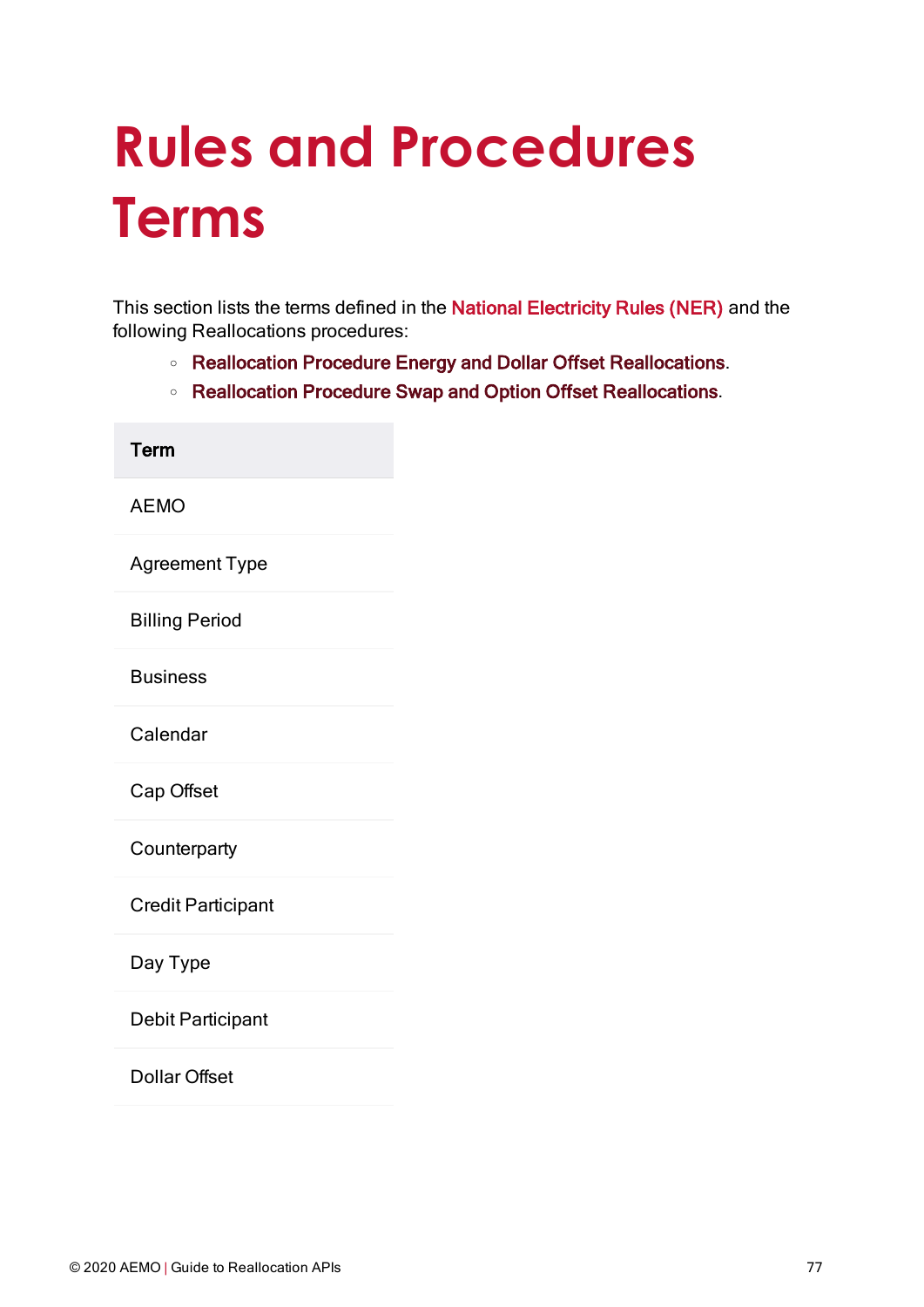# Rules and Procedures Terms

This section lists the terms defined in the National Electricity Rules (NER) and the following Reallocations procedures:

- Reallocation Procedure Energy and Dollar Offset Reallocations.
- Reallocation Procedure Swap and Option Offset Reallocations.

| Term |
| --- |
| AEMO |
| Agreement Type |
| Billing Period |
| Business |
| Calendar |
| Cap Offset |
| Counterparty |
| Credit Participant |
| Day Type |
| Debit Participant |
| Dollar Offset |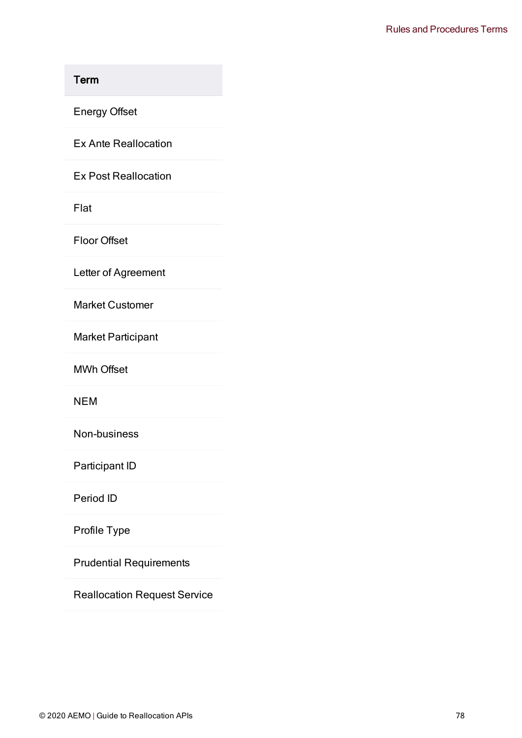| Term |
| --- |
| Energy Offset |
| Ex Ante Reallocation |
| Ex Post Reallocation |
| Flat |
| Floor Offset |
| Letter of Agreement |
| Market Customer |
| Market Participant |
| MWh Offset |
| NEM |
| Non-business |
| Participant ID |
| Period ID |
| Profile Type |
| Prudential Requirements |
| Reallocation Request Service |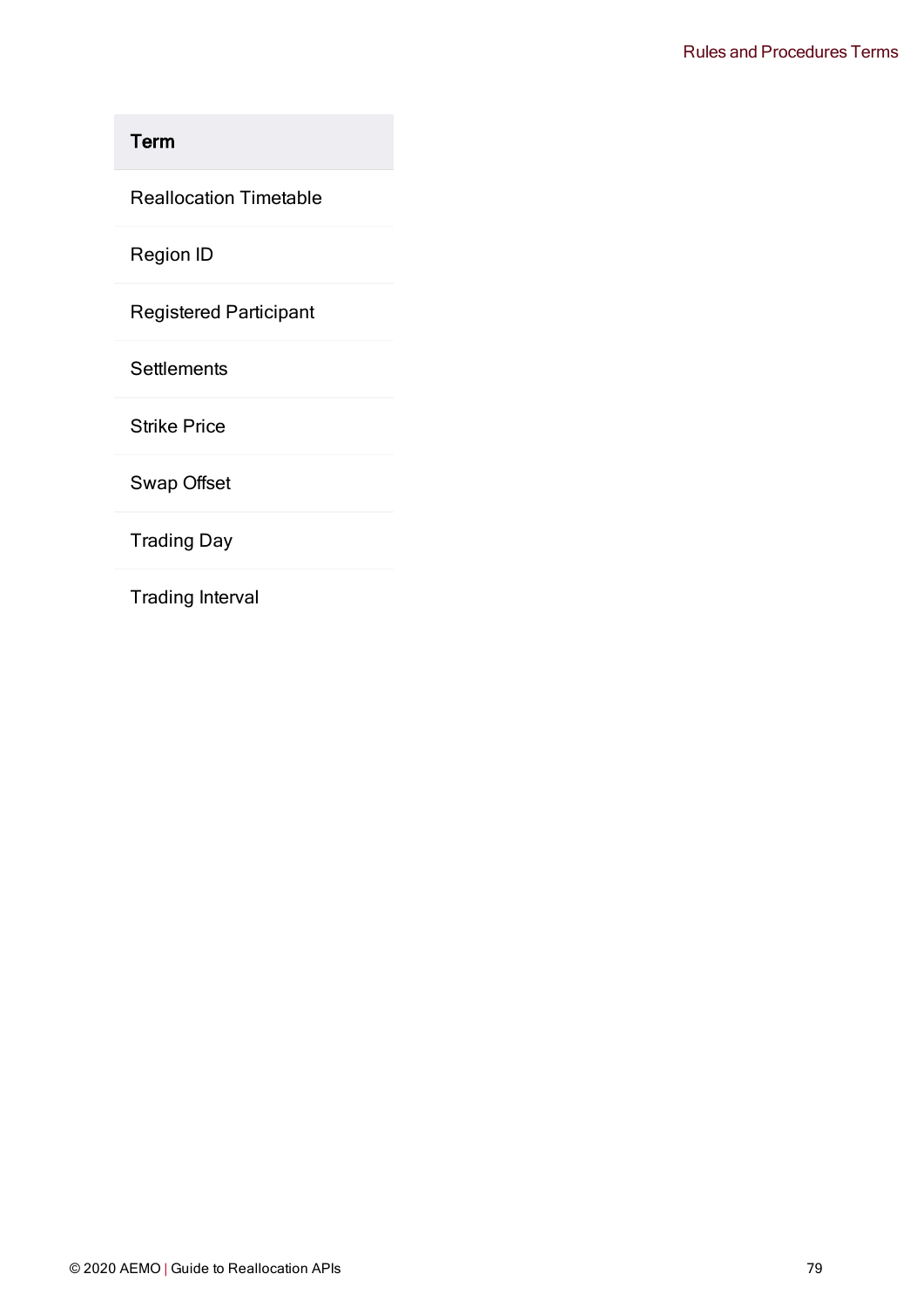| Term |
|---|
| Reallocation Timetable |
| Region ID |
| Registered Participant |
| Settlements |
| Strike Price |
| Swap Offset |
| Trading Day |
| Trading Interval |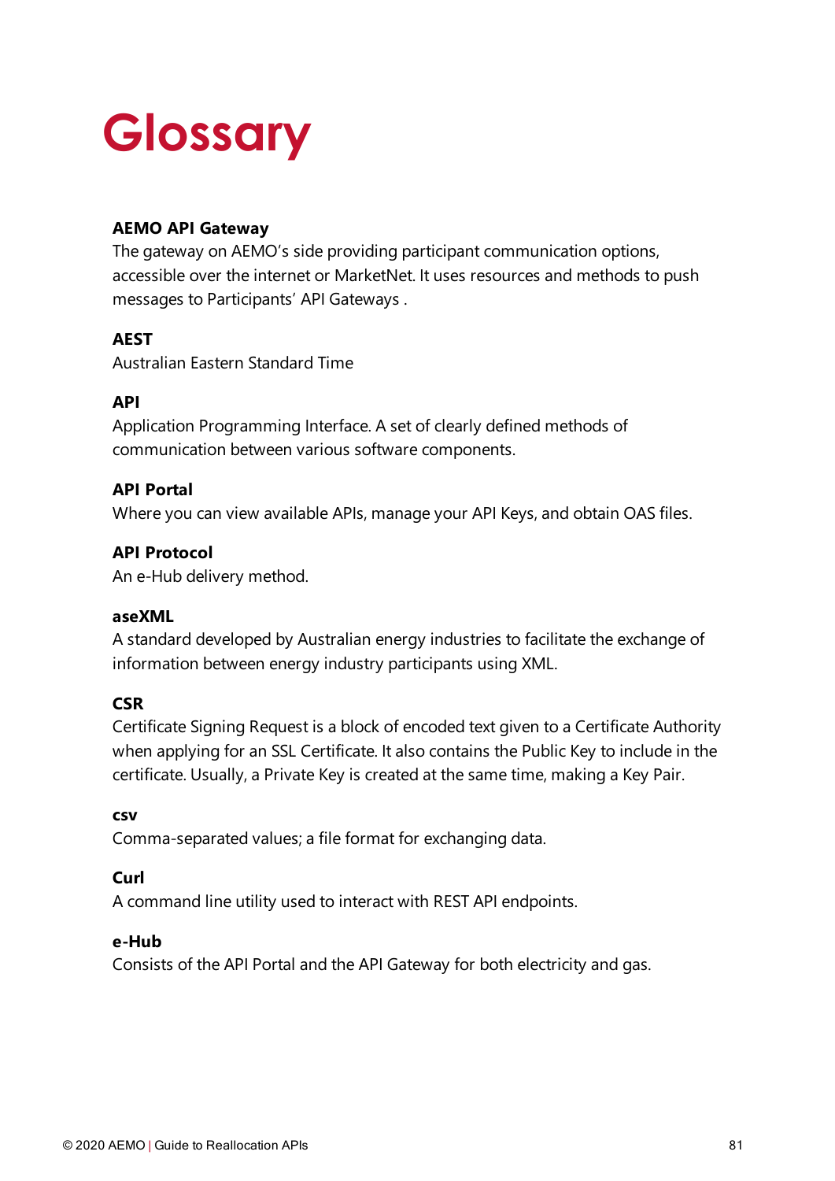# Glossary

**AEMO API Gateway**

The gateway on AEMO's side providing participant communication options, accessible over the internet or MarketNet. It uses resources and methods to push messages to Participants' API Gateways .

**AEST**

Australian Eastern Standard Time

**API**

Application Programming Interface. A set of clearly defined methods of communication between various software components.

**API Portal**

Where you can view available APIs, manage your API Keys, and obtain OAS files.

**API Protocol**

An e-Hub delivery method.

**aseXML**

A standard developed by Australian energy industries to facilitate the exchange of information between energy industry participants using XML.

**CSR**

Certificate Signing Request is a block of encoded text given to a Certificate Authority when applying for an SSL Certificate. It also contains the Public Key to include in the certificate. Usually, a Private Key is created at the same time, making a Key Pair.

**csv**

Comma-separated values; a file format for exchanging data.

**Curl**

A command line utility used to interact with REST API endpoints.

**e-Hub**

Consists of the API Portal and the API Gateway for both electricity and gas.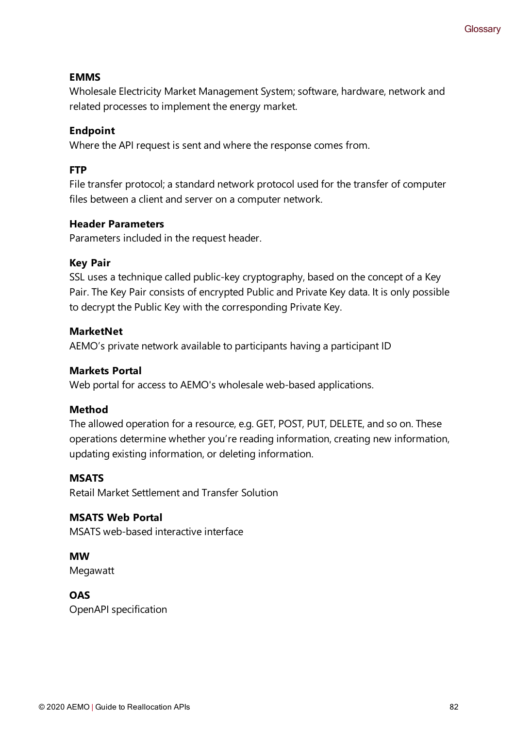**EMMS**
Wholesale Electricity Market Management System; software, hardware, network and related processes to implement the energy market.

**Endpoint**
Where the API request is sent and where the response comes from.

**FTP**
File transfer protocol; a standard network protocol used for the transfer of computer files between a client and server on a computer network.

**Header Parameters**
Parameters included in the request header.

**Key Pair**
SSL uses a technique called public-key cryptography, based on the concept of a Key Pair. The Key Pair consists of encrypted Public and Private Key data. It is only possible to decrypt the Public Key with the corresponding Private Key.

**MarketNet**
AEMO's private network available to participants having a participant ID

**Markets Portal**
Web portal for access to AEMO's wholesale web-based applications.

**Method**
The allowed operation for a resource, e.g. GET, POST, PUT, DELETE, and so on. These operations determine whether you're reading information, creating new information, updating existing information, or deleting information.

**MSATS**
Retail Market Settlement and Transfer Solution

**MSATS Web Portal**
MSATS web-based interactive interface

**MW**
Megawatt

**OAS**
OpenAPI specification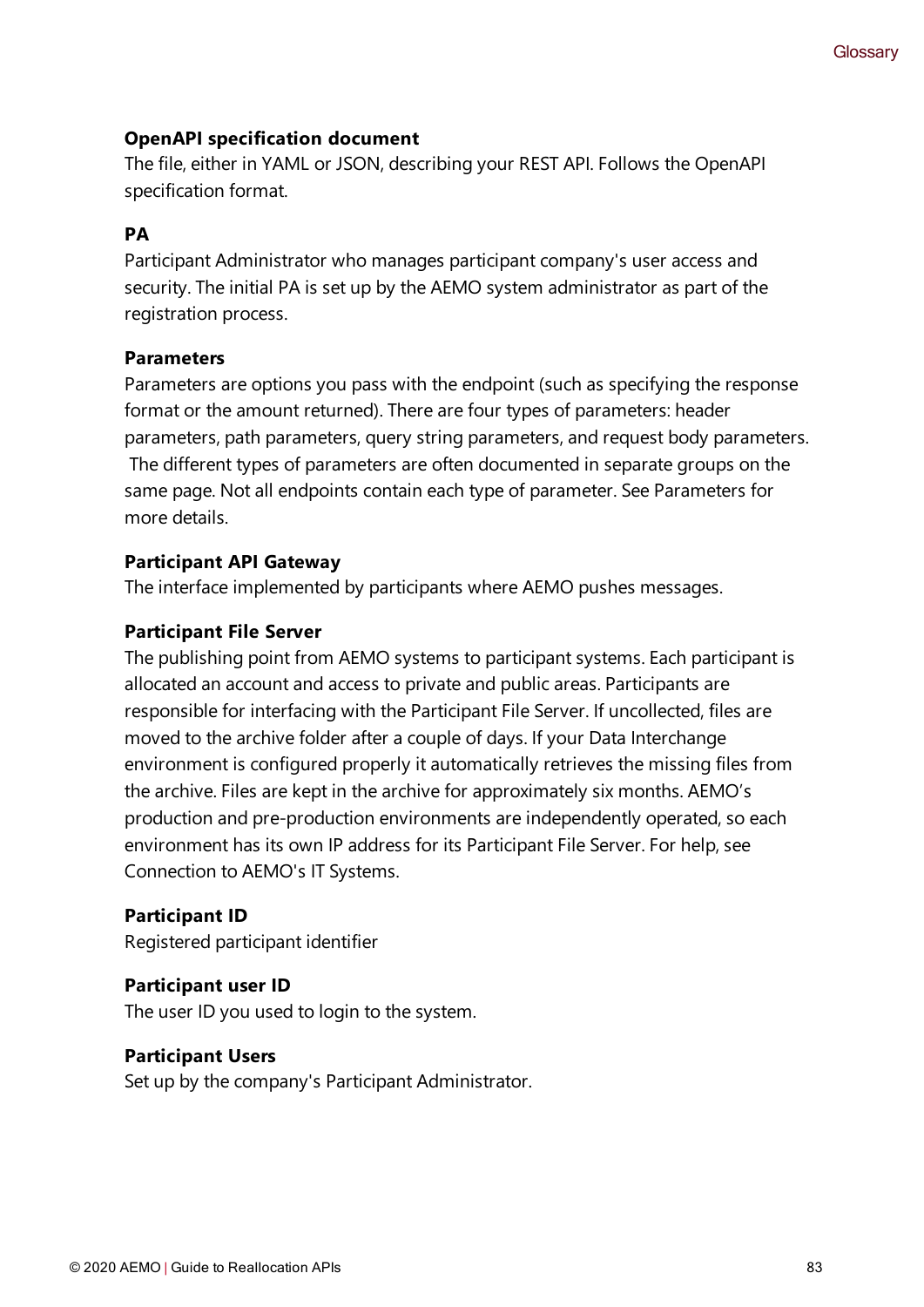**OpenAPI specification document**

The file, either in YAML or JSON, describing your REST API. Follows the OpenAPI specification format.

**PA**

Participant Administrator who manages participant company's user access and security. The initial PA is set up by the AEMO system administrator as part of the registration process.

**Parameters**

Parameters are options you pass with the endpoint (such as specifying the response format or the amount returned). There are four types of parameters: header parameters, path parameters, query string parameters, and request body parameters. The different types of parameters are often documented in separate groups on the same page. Not all endpoints contain each type of parameter. See Parameters for more details.

**Participant API Gateway**

The interface implemented by participants where AEMO pushes messages.

**Participant File Server**

The publishing point from AEMO systems to participant systems. Each participant is allocated an account and access to private and public areas. Participants are responsible for interfacing with the Participant File Server. If uncollected, files are moved to the archive folder after a couple of days. If your Data Interchange environment is configured properly it automatically retrieves the missing files from the archive. Files are kept in the archive for approximately six months. AEMO's production and pre-production environments are independently operated, so each environment has its own IP address for its Participant File Server. For help, see Connection to AEMO's IT Systems.

**Participant ID**

Registered participant identifier

**Participant user ID**

The user ID you used to login to the system.

**Participant Users**

Set up by the company's Participant Administrator.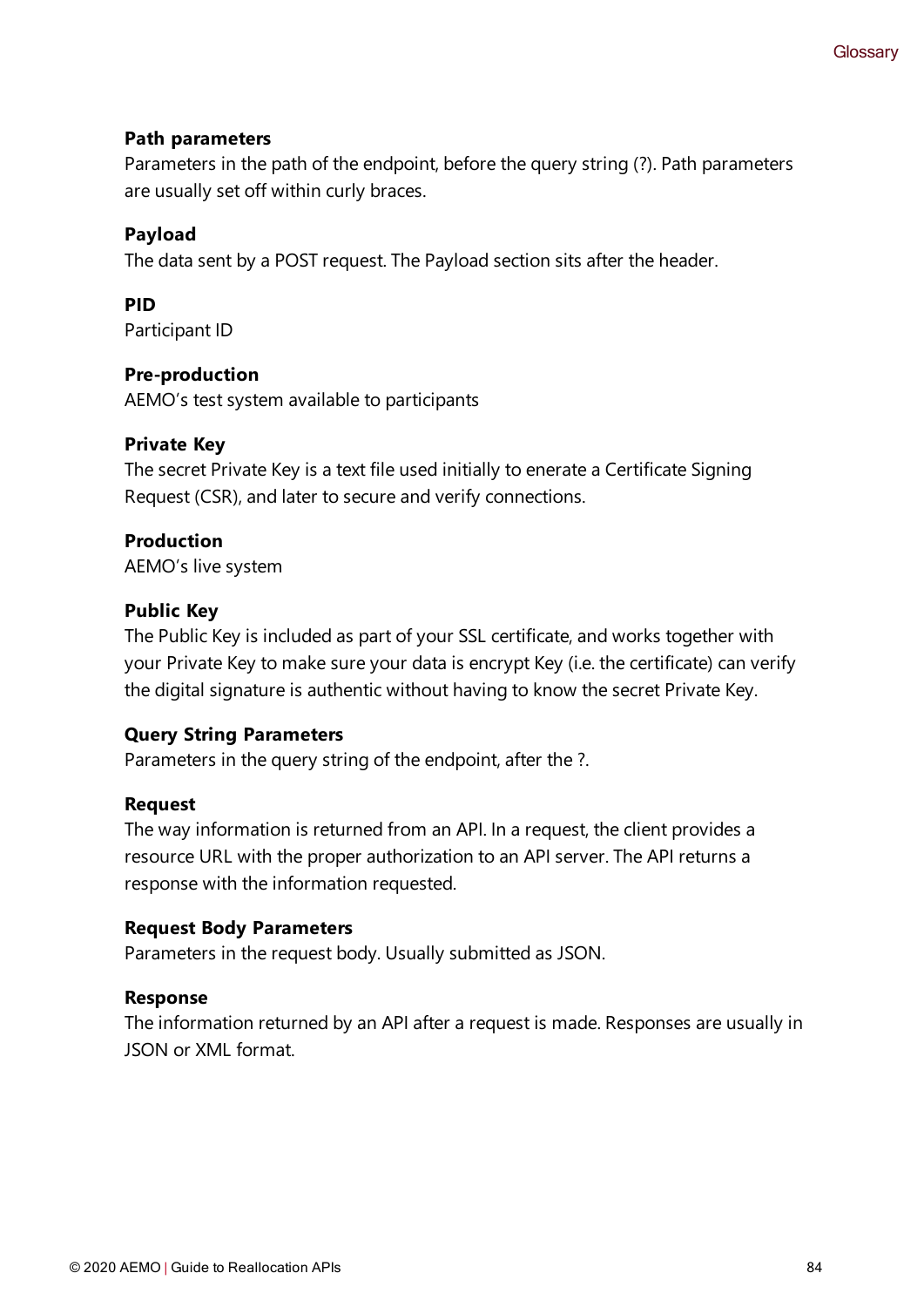**Path parameters**
Parameters in the path of the endpoint, before the query string (?). Path parameters are usually set off within curly braces.

**Payload**
The data sent by a POST request. The Payload section sits after the header.

**PID**
Participant ID

**Pre-production**
AEMO's test system available to participants

**Private Key**
The secret Private Key is a text file used initially to enerate a Certificate Signing Request (CSR), and later to secure and verify connections.

**Production**
AEMO's live system

**Public Key**
The Public Key is included as part of your SSL certificate, and works together with your Private Key to make sure your data is encrypt Key (i.e. the certificate) can verify the digital signature is authentic without having to know the secret Private Key.

**Query String Parameters**
Parameters in the query string of the endpoint, after the ?.

**Request**
The way information is returned from an API. In a request, the client provides a resource URL with the proper authorization to an API server. The API returns a response with the information requested.

**Request Body Parameters**
Parameters in the request body. Usually submitted as JSON.

**Response**
The information returned by an API after a request is made. Responses are usually in JSON or XML format.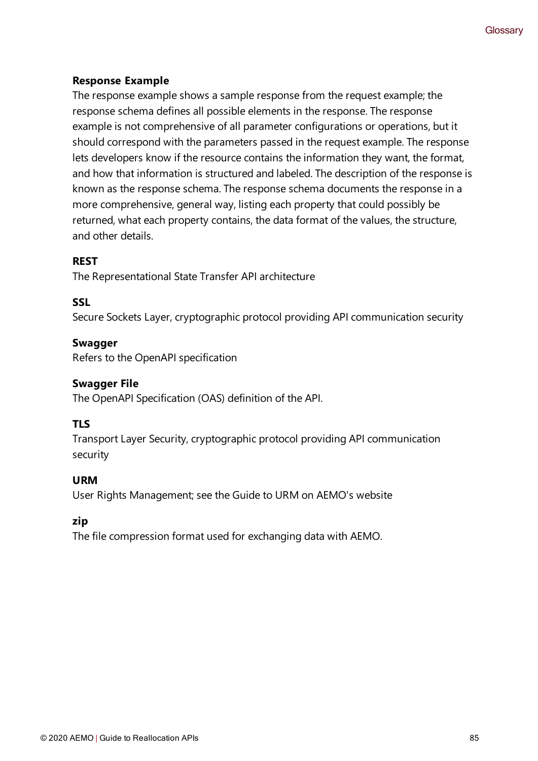**Response Example**

The response example shows a sample response from the request example; the response schema defines all possible elements in the response. The response example is not comprehensive of all parameter configurations or operations, but it should correspond with the parameters passed in the request example. The response lets developers know if the resource contains the information they want, the format, and how that information is structured and labeled. The description of the response is known as the response schema. The response schema documents the response in a more comprehensive, general way, listing each property that could possibly be returned, what each property contains, the data format of the values, the structure, and other details.

**REST**

The Representational State Transfer API architecture

**SSL**

Secure Sockets Layer, cryptographic protocol providing API communication security

**Swagger**

Refers to the OpenAPI specification

**Swagger File**

The OpenAPI Specification (OAS) definition of the API.

**TLS**

Transport Layer Security, cryptographic protocol providing API communication security

**URM**

User Rights Management; see the Guide to URM on AEMO's website

**zip**

The file compression format used for exchanging data with AEMO.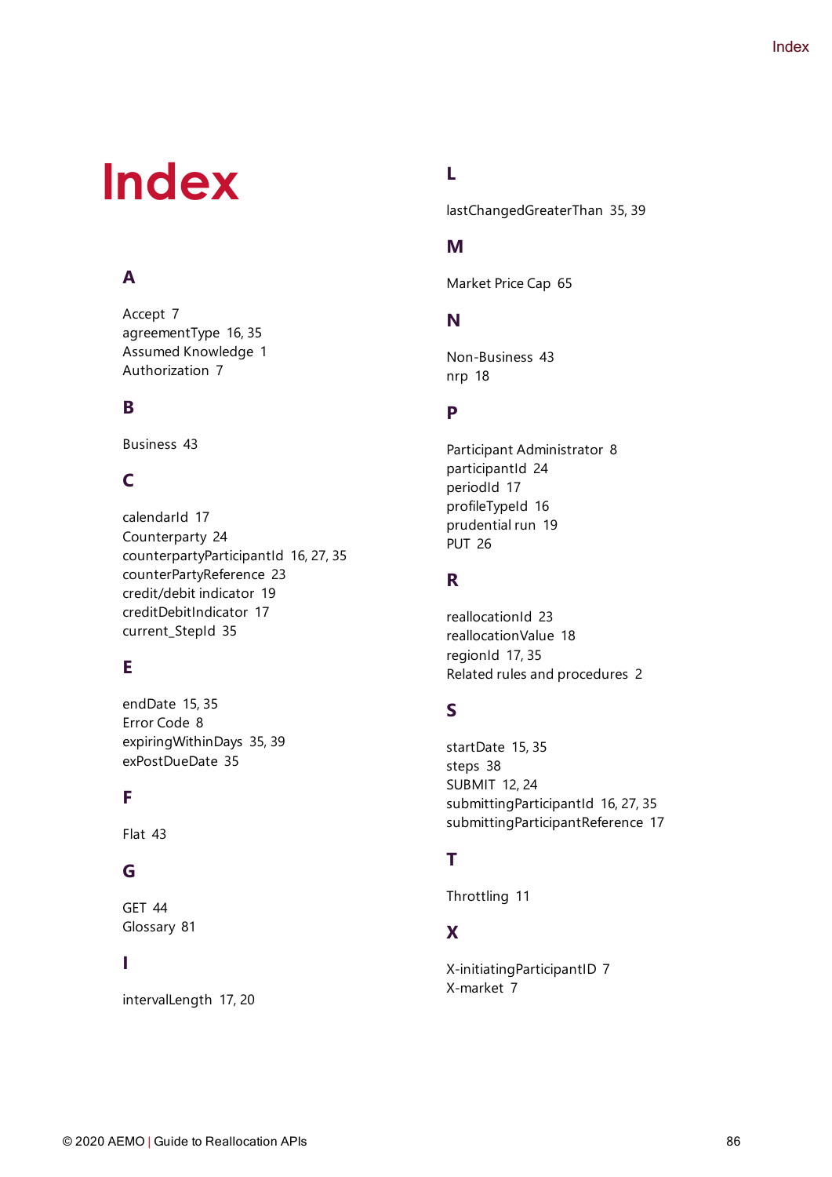# Index

## A

Accept 7
agreementType 16, 35
Assumed Knowledge 1
Authorization 7

## B

Business 43

## C

calendarId 17
Counterparty 24
counterpartyParticipantId 16, 27, 35
counterPartyReference 23
credit/debit indicator 19
creditDebitIndicator 17
current_StepId 35

## E

endDate 15, 35
Error Code 8
expiringWithinDays 35, 39
exPostDueDate 35

## F

Flat 43

## G

GET 44
Glossary 81

## I

intervalLength 17, 20

## L

lastChangedGreaterThan 35, 39

## M

Market Price Cap 65

## N

Non-Business 43
nrp 18

## P

Participant Administrator 8
participantId 24
periodId 17
profileTypeId 16
prudential run 19
PUT 26

## R

reallocationId 23
reallocationValue 18
regionId 17, 35
Related rules and procedures 2

## S

startDate 15, 35
steps 38
SUBMIT 12, 24
submittingParticipantId 16, 27, 35
submittingParticipantReference 17

## T

Throttling 11

## X

X-initiatingParticipantID 7
X-market 7